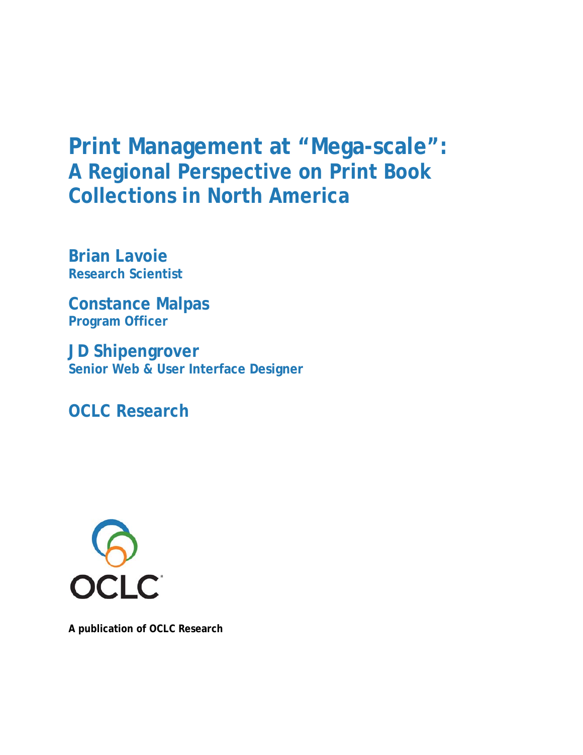# Print Management at "Mega-scale": A Regional Perspective on Print Book Collections in North America

**Brian Lavoie**
**Research Scientist**

**Constance Malpas**
**Program Officer**

**JD Shipengrover**
**Senior Web & User Interface Designer**

**OCLC Research**

OCLC

**A publication of OCLC Research**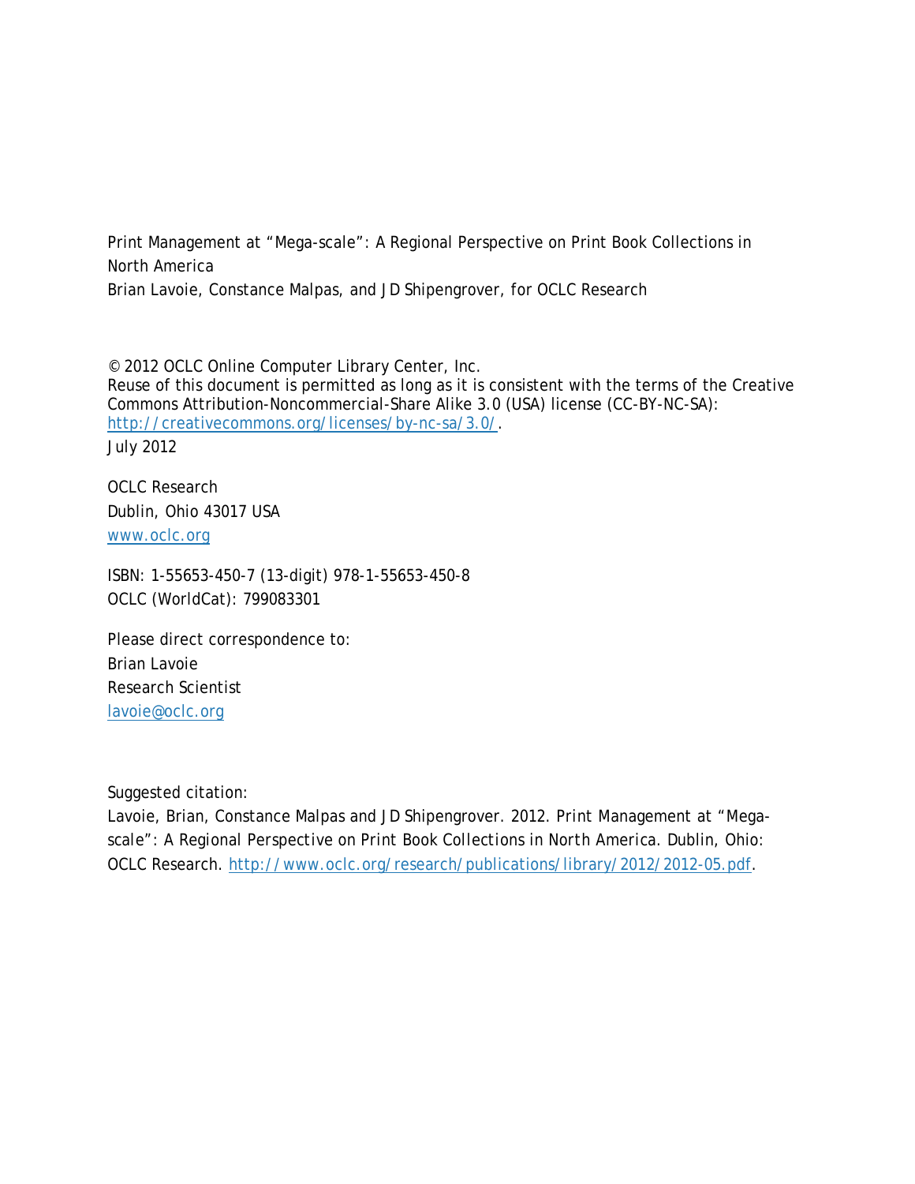Print Management at "Mega-scale": A Regional Perspective on Print Book Collections in North America

Brian Lavoie, Constance Malpas, and JD Shipengrover, for OCLC Research

© 2012 OCLC Online Computer Library Center, Inc.

Reuse of this document is permitted as long as it is consistent with the terms of the Creative Commons Attribution-Noncommercial-Share Alike 3.0 (USA) license (CC-BY-NC-SA): http://creativecommons.org/licenses/by-nc-sa/3.0/.

July 2012

OCLC Research

Dublin, Ohio 43017 USA

www.oclc.org

ISBN: 1-55653-450-7 (13-digit) 978-1-55653-450-8

OCLC (WorldCat): 799083301

Please direct correspondence to:

Brian Lavoie

Research Scientist

lavoie@oclc.org

Suggested citation:

Lavoie, Brian, Constance Malpas and JD Shipengrover. 2012. *Print Management at "Mega-scale": A Regional Perspective on Print Book Collections in North America*. Dublin, Ohio: OCLC Research. http://www.oclc.org/research/publications/library/2012/2012-05.pdf.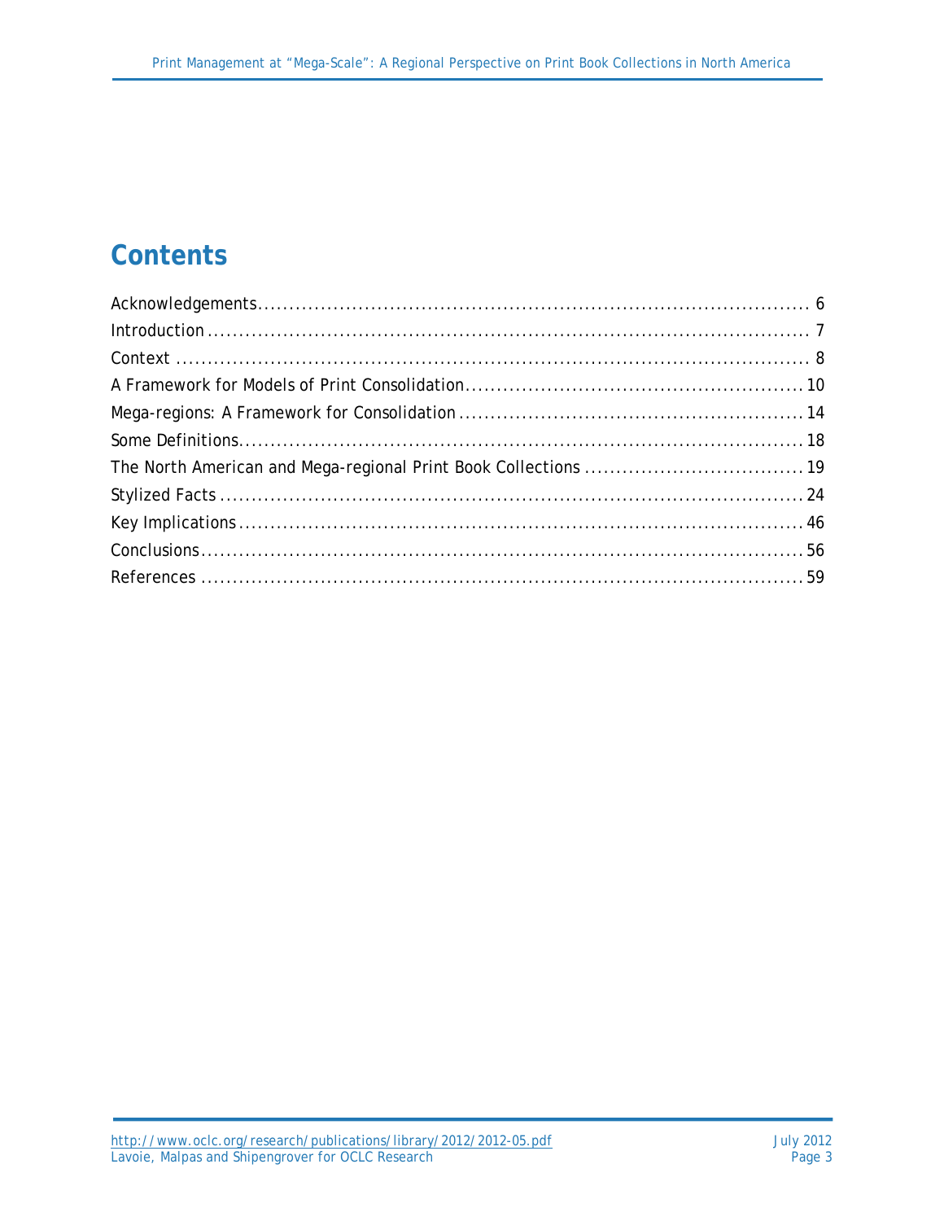# Contents

Acknowledgements ........................................................................................ 6
Introduction ........................................................................................... 7
Context ................................................................................................ 8
A Framework for Models of Print Consolidation ..................................................... 10
Mega-regions: A Framework for Consolidation ....................................................... 14
Some Definitions ....................................................................................... 18
The North American and Mega-regional Print Book Collections .................................. 19
Stylized Facts ......................................................................................... 24
Key Implications ...................................................................................... 46
Conclusions ............................................................................................ 56
References ............................................................................................. 59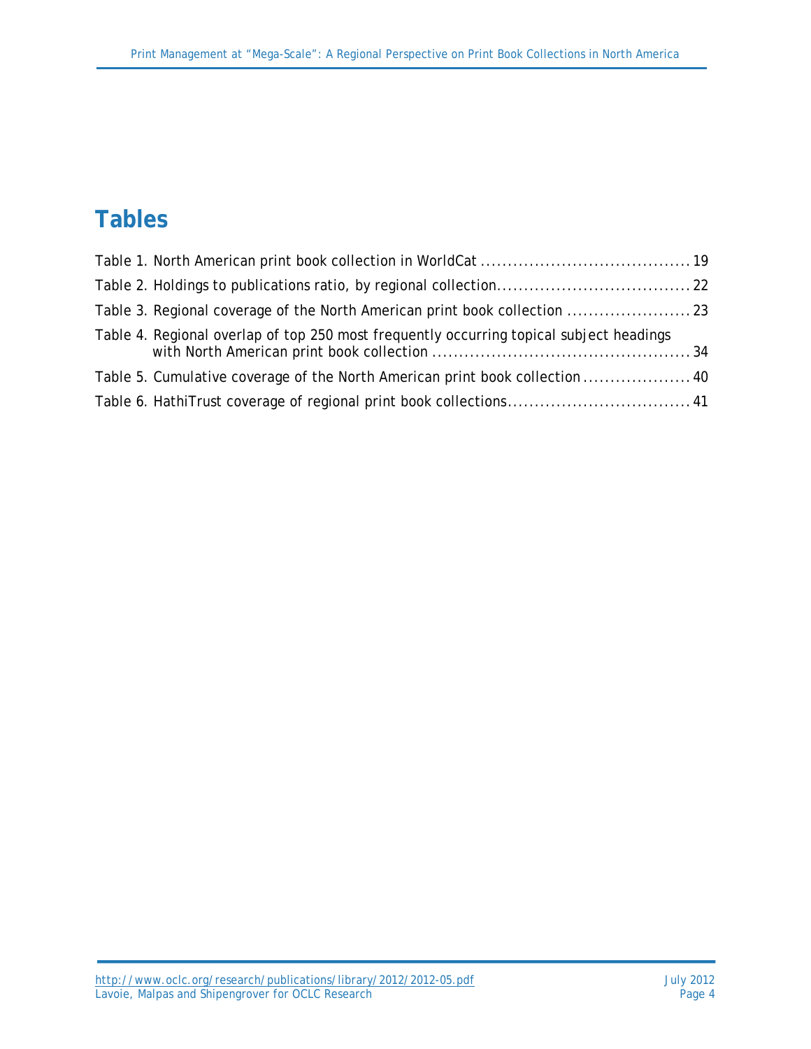# Tables

Table 1. North American print book collection in WorldCat ....................................... 19

Table 2. Holdings to publications ratio, by regional collection.................................... 22

Table 3. Regional coverage of the North American print book collection ....................... 23

Table 4. Regional overlap of top 250 most frequently occurring topical subject headings with North American print book collection ................................................ 34

Table 5. Cumulative coverage of the North American print book collection .................... 40

Table 6. HathiTrust coverage of regional print book collections.................................. 41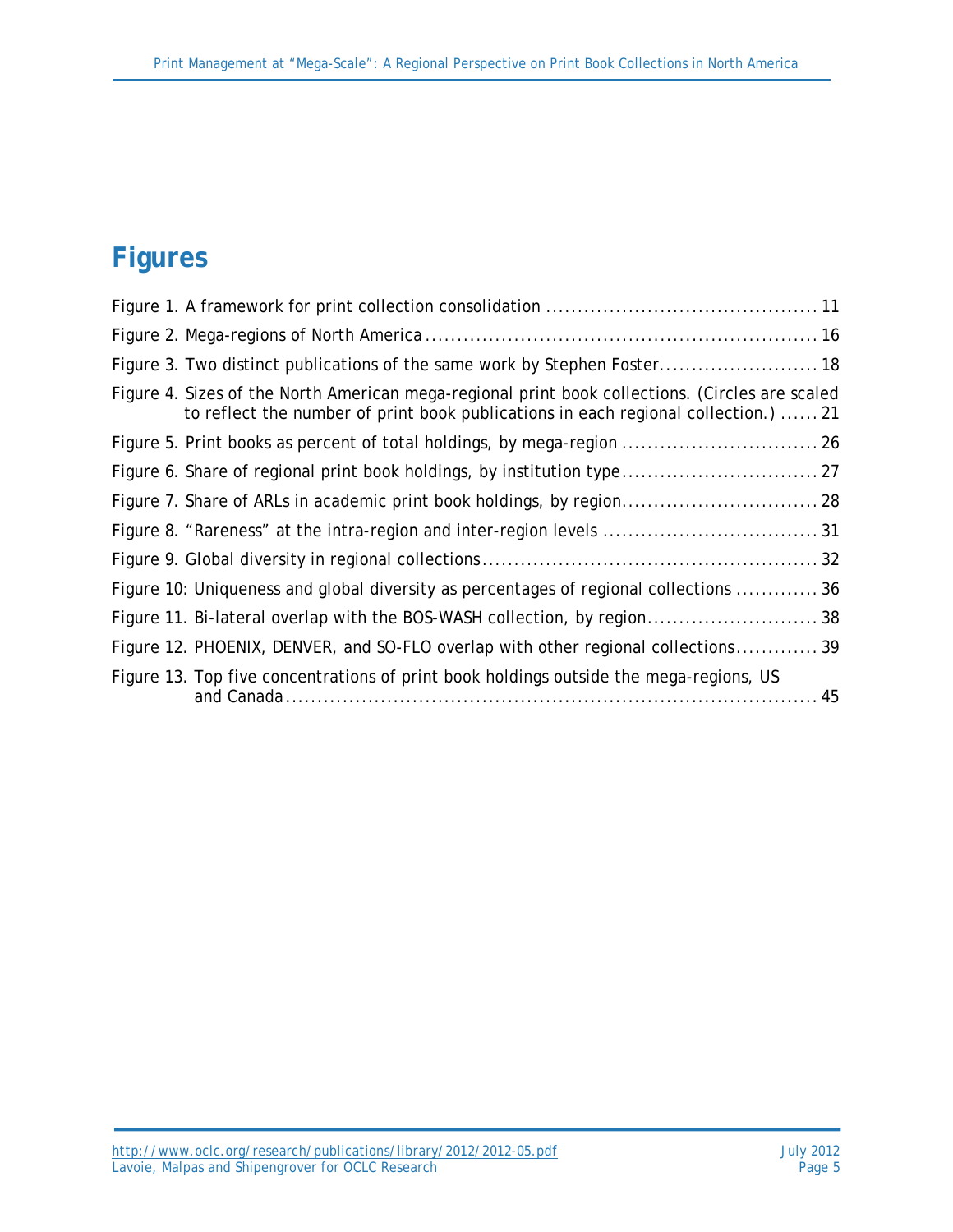# Figures

Figure 1. A framework for print collection consolidation .......................................... 11

Figure 2. Mega-regions of North America ............................................................ 16

Figure 3. Two distinct publications of the same work by Stephen Foster......................... 18

Figure 4. Sizes of the North American mega-regional print book collections. (Circles are scaled to reflect the number of print book publications in each regional collection.) ...... 21

Figure 5. Print books as percent of total holdings, by mega-region .............................. 26

Figure 6. Share of regional print book holdings, by institution type.............................. 27

Figure 7. Share of ARLs in academic print book holdings, by region.............................. 28

Figure 8. "Rareness" at the intra-region and inter-region levels ................................. 31

Figure 9. Global diversity in regional collections.................................................... 32

Figure 10: Uniqueness and global diversity as percentages of regional collections ............ 36

Figure 11. Bi-lateral overlap with the BOS-WASH collection, by region........................... 38

Figure 12. PHOENIX, DENVER, and SO-FLO overlap with other regional collections............ 39

Figure 13. Top five concentrations of print book holdings outside the mega-regions, US and Canada ........................................................................................ 45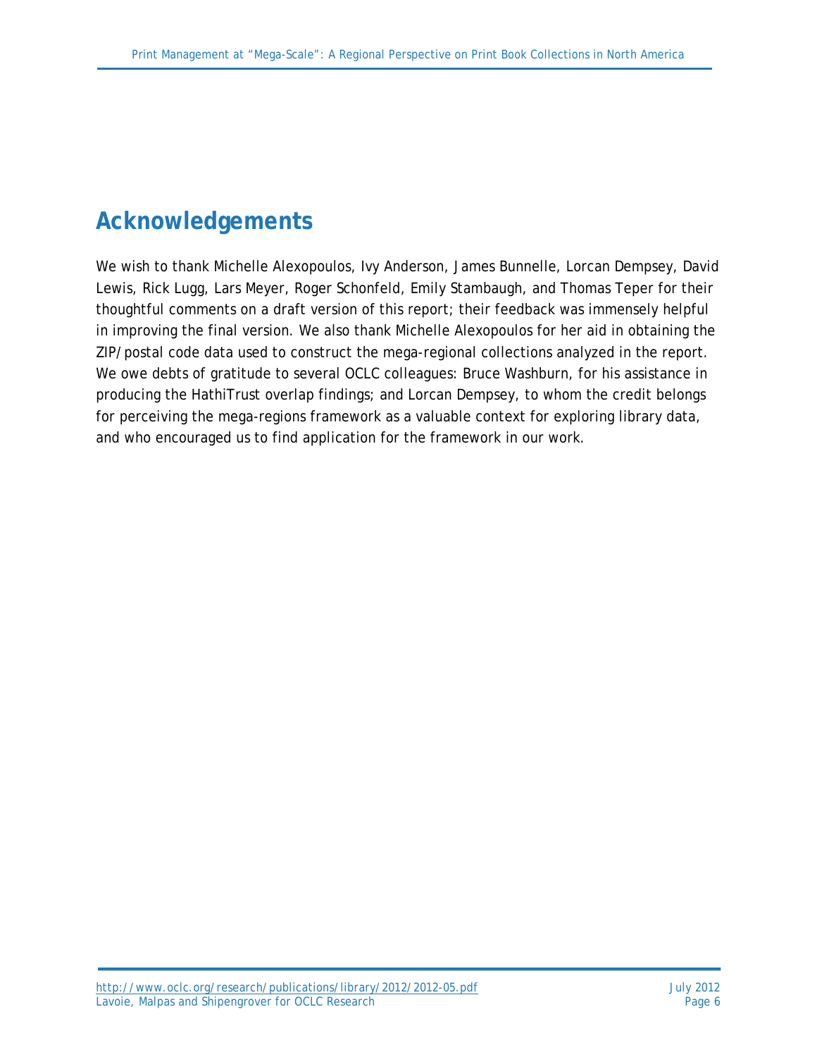# Acknowledgements

We wish to thank Michelle Alexopoulos, Ivy Anderson, James Bunnelle, Lorcan Dempsey, David Lewis, Rick Lugg, Lars Meyer, Roger Schonfeld, Emily Stambaugh, and Thomas Teper for their thoughtful comments on a draft version of this report; their feedback was immensely helpful in improving the final version. We also thank Michelle Alexopoulos for her aid in obtaining the ZIP/postal code data used to construct the mega-regional collections analyzed in the report. We owe debts of gratitude to several OCLC colleagues: Bruce Washburn, for his assistance in producing the HathiTrust overlap findings; and Lorcan Dempsey, to whom the credit belongs for perceiving the mega-regions framework as a valuable context for exploring library data, and who encouraged us to find application for the framework in our work.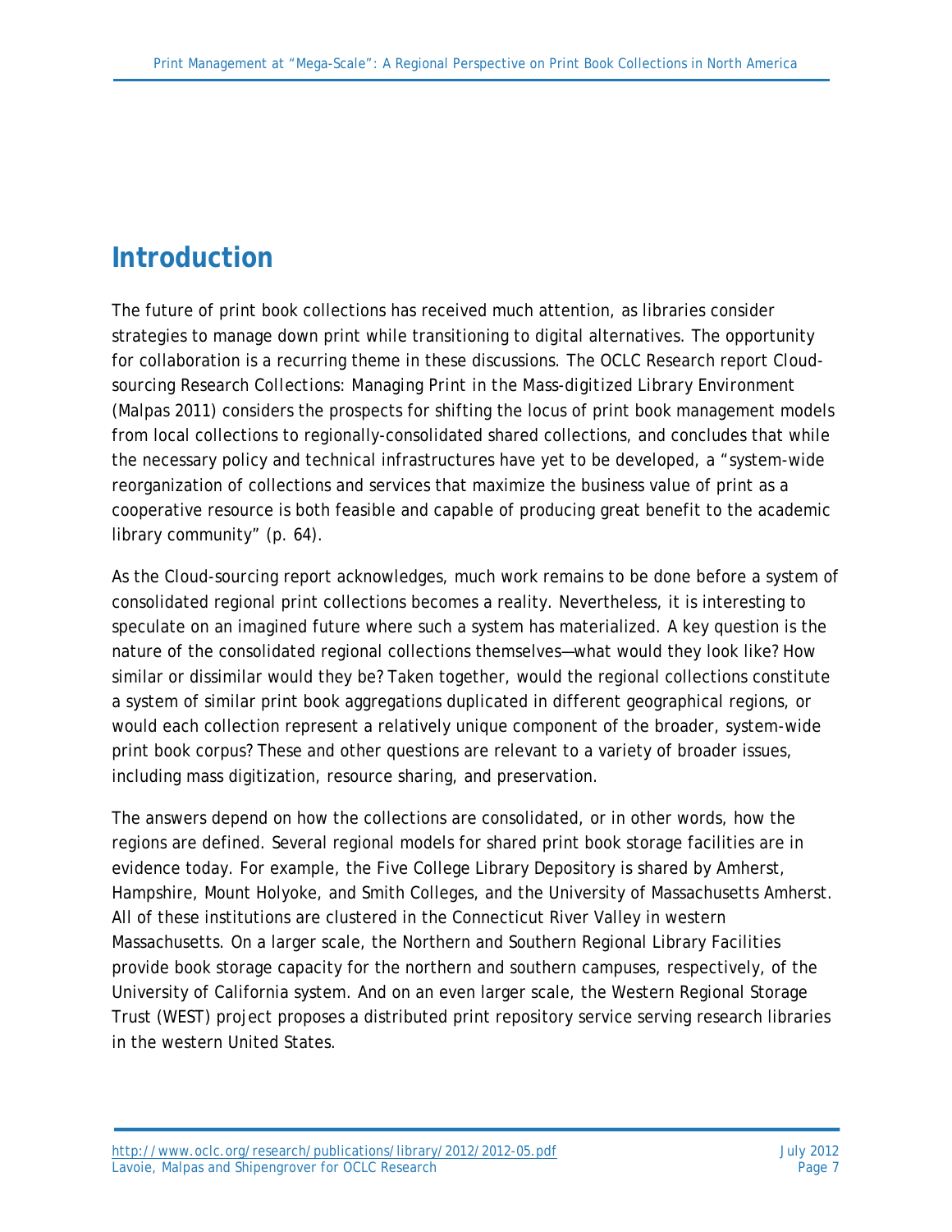# Introduction

The future of print book collections has received much attention, as libraries consider strategies to manage down print while transitioning to digital alternatives. The opportunity for collaboration is a recurring theme in these discussions. The OCLC Research report *Cloud-sourcing Research Collections: Managing Print in the Mass-digitized Library Environment* (Malpas 2011) considers the prospects for shifting the locus of print book management models from local collections to regionally-consolidated shared collections, and concludes that while the necessary policy and technical infrastructures have yet to be developed, a "system-wide reorganization of collections and services that maximize the business value of print as a cooperative resource is both feasible and capable of producing great benefit to the academic library community" (p. 64).

As the *Cloud-sourcing* report acknowledges, much work remains to be done before a system of consolidated regional print collections becomes a reality. Nevertheless, it is interesting to speculate on an imagined future where such a system has materialized. A key question is the nature of the consolidated regional collections themselves—what would they look like? How similar or dissimilar would they be? Taken together, would the regional collections constitute a system of similar print book aggregations duplicated in different geographical regions, or would each collection represent a relatively unique component of the broader, system-wide print book corpus? These and other questions are relevant to a variety of broader issues, including mass digitization, resource sharing, and preservation.

The answers depend on how the collections are consolidated, or in other words, how the regions are defined. Several regional models for shared print book storage facilities are in evidence today. For example, the Five College Library Depository is shared by Amherst, Hampshire, Mount Holyoke, and Smith Colleges, and the University of Massachusetts Amherst. All of these institutions are clustered in the Connecticut River Valley in western Massachusetts. On a larger scale, the Northern and Southern Regional Library Facilities provide book storage capacity for the northern and southern campuses, respectively, of the University of California system. And on an even larger scale, the Western Regional Storage Trust (WEST) project proposes a distributed print repository service serving research libraries in the western United States.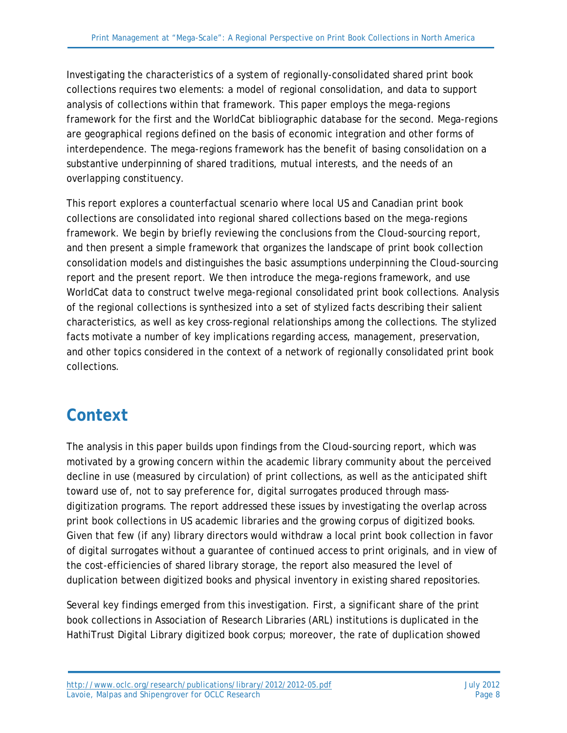Investigating the characteristics of a system of regionally-consolidated shared print book collections requires two elements: a model of regional consolidation, and data to support analysis of collections within that framework. This paper employs the mega-regions framework for the first and the WorldCat bibliographic database for the second. Mega-regions are geographical regions defined on the basis of economic integration and other forms of interdependence. The mega-regions framework has the benefit of basing consolidation on a substantive underpinning of shared traditions, mutual interests, and the needs of an overlapping constituency.

This report explores a counterfactual scenario where local US and Canadian print book collections are consolidated into regional shared collections based on the mega-regions framework. We begin by briefly reviewing the conclusions from the Cloud-sourcing report, and then present a simple framework that organizes the landscape of print book collection consolidation models and distinguishes the basic assumptions underpinning the Cloud-sourcing report and the present report. We then introduce the mega-regions framework, and use WorldCat data to construct twelve mega-regional consolidated print book collections. Analysis of the regional collections is synthesized into a set of stylized facts describing their salient characteristics, as well as key cross-regional relationships among the collections. The stylized facts motivate a number of key implications regarding access, management, preservation, and other topics considered in the context of a network of regionally consolidated print book collections.

# Context

The analysis in this paper builds upon findings from the Cloud-sourcing report, which was motivated by a growing concern within the academic library community about the perceived decline in use (measured by circulation) of print collections, as well as the anticipated shift toward use of, not to say preference for, digital surrogates produced through mass-digitization programs. The report addressed these issues by investigating the overlap across print book collections in US academic libraries and the growing corpus of digitized books. Given that few (if any) library directors would withdraw a local print book collection in favor of digital surrogates without a guarantee of continued access to print originals, and in view of the cost-efficiencies of shared library storage, the report also measured the level of duplication between digitized books and physical inventory in existing shared repositories.

Several key findings emerged from this investigation. First, a significant share of the print book collections in Association of Research Libraries (ARL) institutions is duplicated in the HathiTrust Digital Library digitized book corpus; moreover, the rate of duplication showed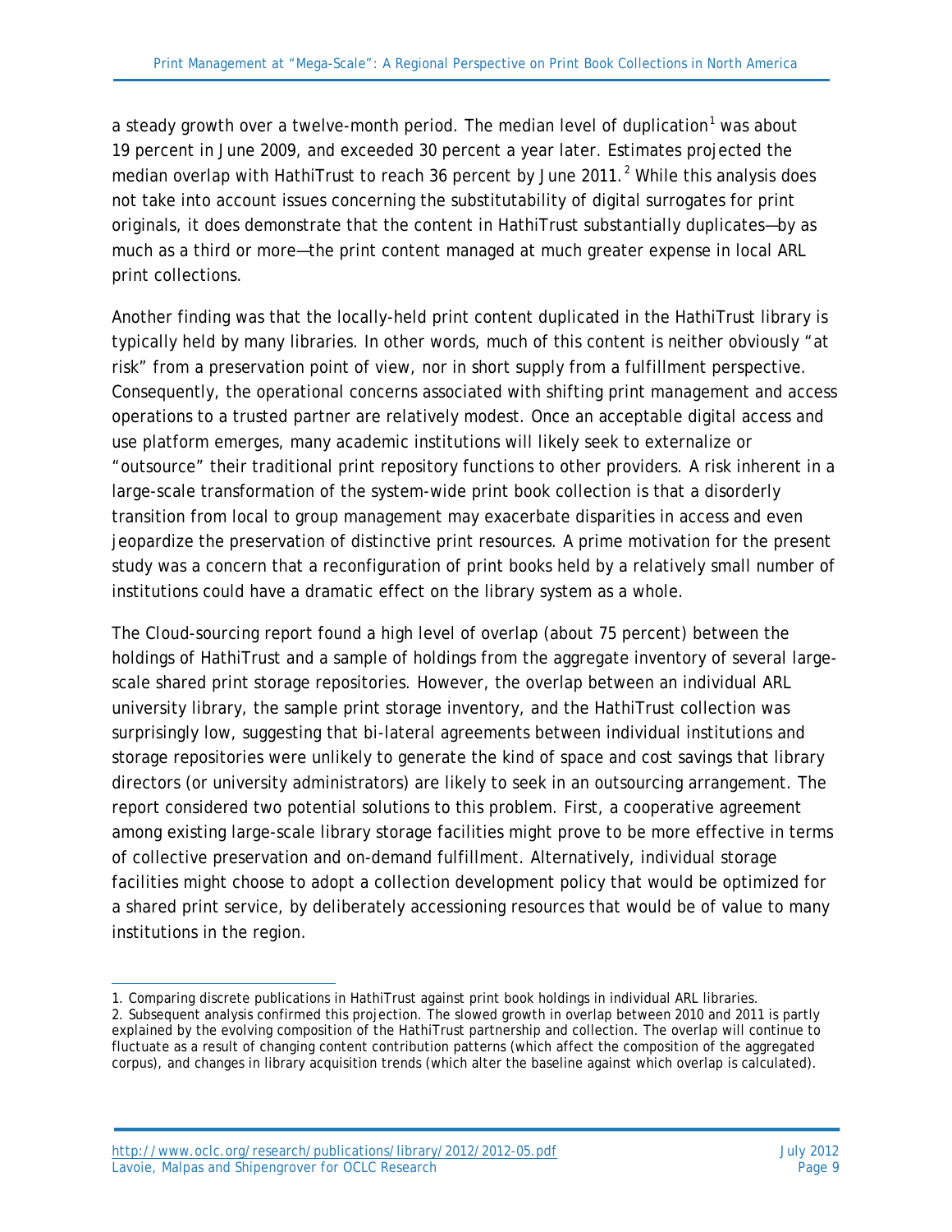a steady growth over a twelve-month period. The median level of duplication[1] was about 19 percent in June 2009, and exceeded 30 percent a year later. Estimates projected the median overlap with HathiTrust to reach 36 percent by June 2011.[2] While this analysis does not take into account issues concerning the substitutability of digital surrogates for print originals, it does demonstrate that the content in HathiTrust substantially duplicates—by as much as a third or more—the print content managed at much greater expense in local ARL print collections.

Another finding was that the locally-held print content duplicated in the HathiTrust library is typically held by many libraries. In other words, much of this content is neither obviously "at risk" from a preservation point of view, nor in short supply from a fulfillment perspective. Consequently, the operational concerns associated with shifting print management and access operations to a trusted partner are relatively modest. Once an acceptable digital access and use platform emerges, many academic institutions will likely seek to externalize or "outsource" their traditional print repository functions to other providers. A risk inherent in a large-scale transformation of the system-wide print book collection is that a disorderly transition from local to group management may exacerbate disparities in access and even jeopardize the preservation of distinctive print resources. A prime motivation for the present study was a concern that a reconfiguration of print books held by a relatively small number of institutions could have a dramatic effect on the library system as a whole.

The Cloud-sourcing report found a high level of overlap (about 75 percent) between the holdings of HathiTrust and a sample of holdings from the aggregate inventory of several large-scale shared print storage repositories. However, the overlap between an individual ARL university library, the sample print storage inventory, and the HathiTrust collection was surprisingly low, suggesting that bi-lateral agreements between individual institutions and storage repositories were unlikely to generate the kind of space and cost savings that library directors (or university administrators) are likely to seek in an outsourcing arrangement. The report considered two potential solutions to this problem. First, a cooperative agreement among existing large-scale library storage facilities might prove to be more effective in terms of collective preservation and on-demand fulfillment. Alternatively, individual storage facilities might choose to adopt a collection development policy that would be optimized for a shared print service, by deliberately accessioning resources that would be of value to many institutions in the region.

---

1. Comparing discrete publications in HathiTrust against print book holdings in individual ARL libraries.
2. Subsequent analysis confirmed this projection. The slowed growth in overlap between 2010 and 2011 is partly explained by the evolving composition of the HathiTrust partnership and collection. The overlap will continue to fluctuate as a result of changing content contribution patterns (which affect the composition of the aggregated corpus), and changes in library acquisition trends (which alter the baseline against which overlap is calculated).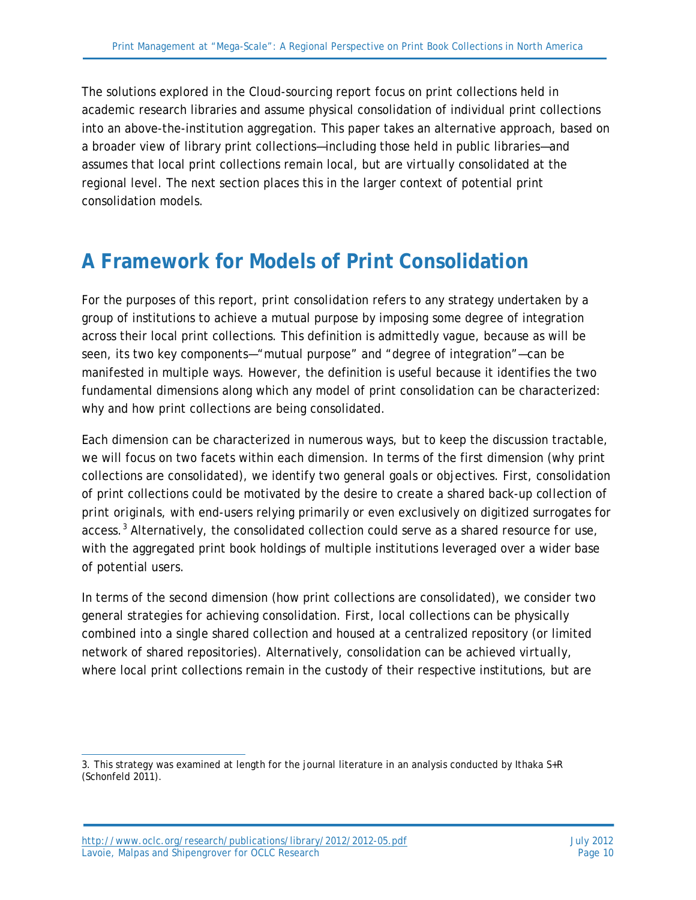The solutions explored in the Cloud-sourcing report focus on print collections held in academic research libraries and assume physical consolidation of individual print collections into an above-the-institution aggregation. This paper takes an alternative approach, based on a broader view of library print collections—including those held in public libraries—and assumes that local print collections remain local, but are virtually consolidated at the regional level. The next section places this in the larger context of potential print consolidation models.

# A Framework for Models of Print Consolidation

For the purposes of this report, *print consolidation* refers to any strategy undertaken by a group of institutions to achieve a mutual purpose by imposing some degree of integration across their local print collections. This definition is admittedly vague, because as will be seen, its two key components—"mutual purpose" and "degree of integration"—can be manifested in multiple ways. However, the definition is useful because it identifies the two fundamental dimensions along which any model of print consolidation can be characterized: why and how print collections are being consolidated.

Each dimension can be characterized in numerous ways, but to keep the discussion tractable, we will focus on two facets within each dimension. In terms of the first dimension (why print collections are consolidated), we identify two general goals or objectives. First, consolidation of print collections could be motivated by the desire to create a shared back-up collection of print originals, with end-users relying primarily or even exclusively on digitized surrogates for access.[3] Alternatively, the consolidated collection could serve as a shared resource for use, with the aggregated print book holdings of multiple institutions leveraged over a wider base of potential users.

In terms of the second dimension (how print collections are consolidated), we consider two general strategies for achieving consolidation. First, local collections can be physically combined into a single shared collection and housed at a centralized repository (or limited network of shared repositories). Alternatively, consolidation can be achieved virtually, where local print collections remain in the custody of their respective institutions, but are

---

3. This strategy was examined at length for the journal literature in an analysis conducted by Ithaka S+R (Schonfeld 2011).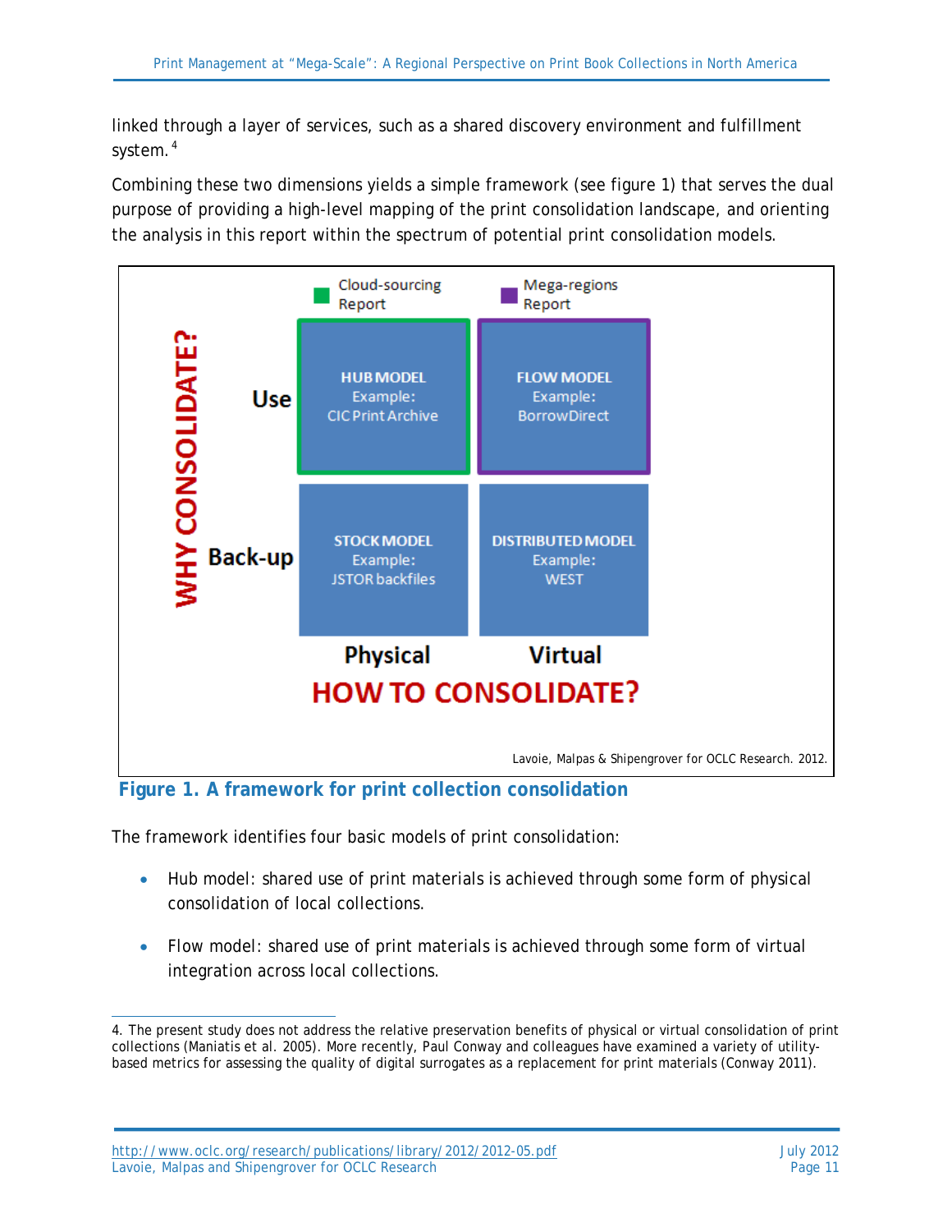linked through a layer of services, such as a shared discovery environment and fulfillment system.[4]

Combining these two dimensions yields a simple framework (see figure 1) that serves the dual purpose of providing a high-level mapping of the print consolidation landscape, and orienting the analysis in this report within the spectrum of potential print consolidation models.

| WHY CONSOLIDATE? | Physical | Virtual |
|---|---|---|
| Use | HUB MODEL Example: CIC Print Archive | FLOW MODEL Example: BorrowDirect |
| Back-up | STOCK MODEL Example: JSTOR backfiles | DISTRIBUTED MODEL Example: WEST |

HOW TO CONSOLIDATE?

Cloud-sourcing Report (Hub model); Mega-regions Report (Flow model)

Lavoie, Malpas & Shipengrover for OCLC Research. 2012.

**Figure 1. A framework for print collection consolidation**

The framework identifies four basic models of print consolidation:

- Hub model: shared use of print materials is achieved through some form of physical consolidation of local collections.
- Flow model: shared use of print materials is achieved through some form of virtual integration across local collections.

---

4. The present study does not address the relative preservation benefits of physical or virtual consolidation of print collections (Maniatis et al. 2005). More recently, Paul Conway and colleagues have examined a variety of utility-based metrics for assessing the quality of digital surrogates as a replacement for print materials (Conway 2011).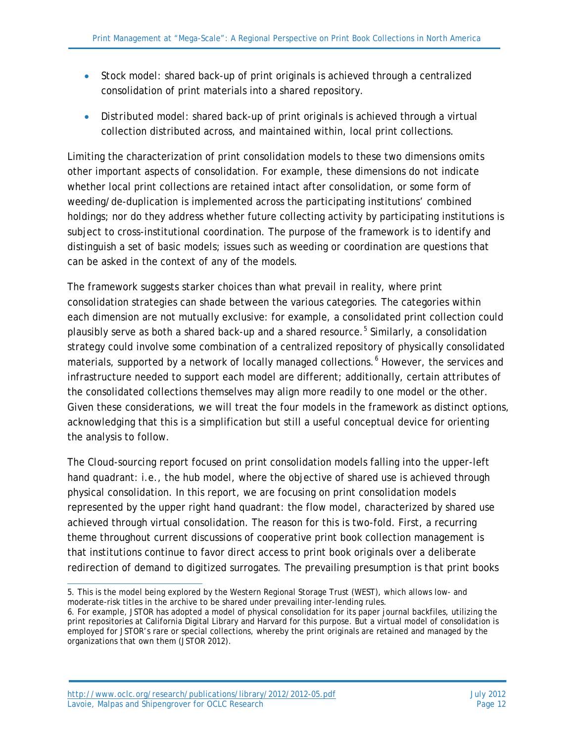- Stock model: shared back-up of print originals is achieved through a centralized consolidation of print materials into a shared repository.
- Distributed model: shared back-up of print originals is achieved through a virtual collection distributed across, and maintained within, local print collections.

Limiting the characterization of print consolidation models to these two dimensions omits other important aspects of consolidation. For example, these dimensions do not indicate whether local print collections are retained intact after consolidation, or some form of weeding/de-duplication is implemented across the participating institutions' combined holdings; nor do they address whether future collecting activity by participating institutions is subject to cross-institutional coordination. The purpose of the framework is to identify and distinguish a set of basic models; issues such as weeding or coordination are questions that can be asked in the context of any of the models.

The framework suggests starker choices than what prevail in reality, where print consolidation strategies can shade between the various categories. The categories within each dimension are not mutually exclusive: for example, a consolidated print collection could plausibly serve as both a shared back-up and a shared resource.[5] Similarly, a consolidation strategy could involve some combination of a centralized repository of physically consolidated materials, supported by a network of locally managed collections.[6] However, the services and infrastructure needed to support each model are different; additionally, certain attributes of the consolidated collections themselves may align more readily to one model or the other. Given these considerations, we will treat the four models in the framework as distinct options, acknowledging that this is a simplification but still a useful conceptual device for orienting the analysis to follow.

The Cloud-sourcing report focused on print consolidation models falling into the upper-left hand quadrant: i.e., the hub model, where the objective of shared use is achieved through physical consolidation. In this report, we are focusing on print consolidation models represented by the upper right hand quadrant: the flow model, characterized by shared use achieved through virtual consolidation. The reason for this is two-fold. First, a recurring theme throughout current discussions of cooperative print book collection management is that institutions continue to favor direct access to print book originals over a deliberate redirection of demand to digitized surrogates. The prevailing presumption is that print books

5. This is the model being explored by the Western Regional Storage Trust (WEST), which allows low- and moderate-risk titles in the archive to be shared under prevailing inter-lending rules.

6. For example, JSTOR has adopted a model of physical consolidation for its paper journal backfiles, utilizing the print repositories at California Digital Library and Harvard for this purpose. But a virtual model of consolidation is employed for JSTOR's rare or special collections, whereby the print originals are retained and managed by the organizations that own them (JSTOR 2012).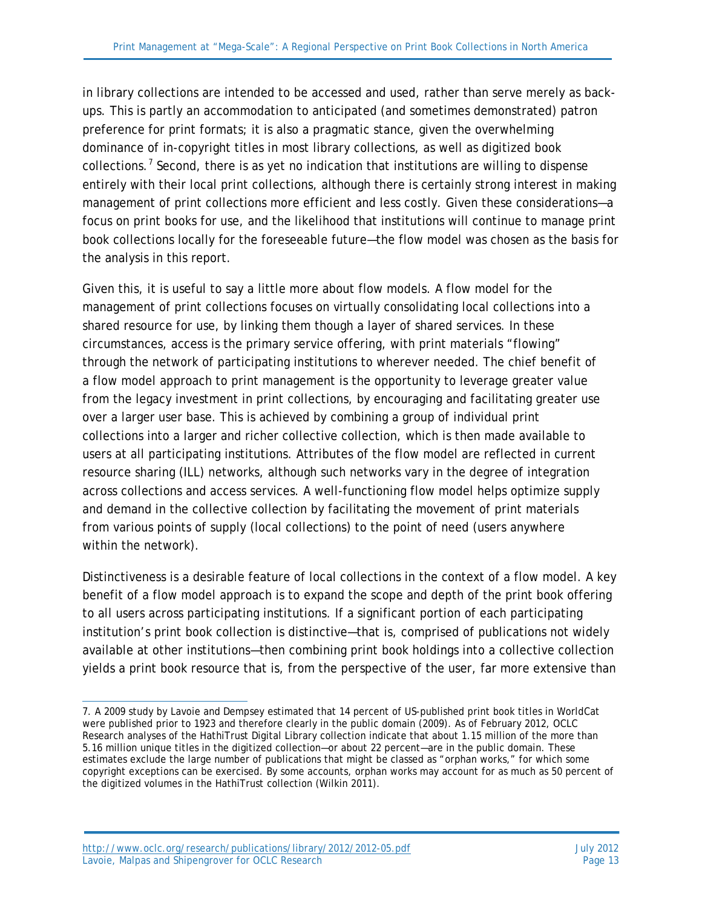in library collections are intended to be accessed and used, rather than serve merely as back-ups. This is partly an accommodation to anticipated (and sometimes demonstrated) patron preference for print formats; it is also a pragmatic stance, given the overwhelming dominance of in-copyright titles in most library collections, as well as digitized book collections.[7] Second, there is as yet no indication that institutions are willing to dispense entirely with their local print collections, although there is certainly strong interest in making management of print collections more efficient and less costly. Given these considerations—a focus on print books for use, and the likelihood that institutions will continue to manage print book collections locally for the foreseeable future—the flow model was chosen as the basis for the analysis in this report.

Given this, it is useful to say a little more about flow models. A flow model for the management of print collections focuses on virtually consolidating local collections into a shared resource for use, by linking them though a layer of shared services. In these circumstances, access is the primary service offering, with print materials "flowing" through the network of participating institutions to wherever needed. The chief benefit of a flow model approach to print management is the opportunity to leverage greater value from the legacy investment in print collections, by encouraging and facilitating greater use over a larger user base. This is achieved by combining a group of individual print collections into a larger and richer collective collection, which is then made available to users at all participating institutions. Attributes of the flow model are reflected in current resource sharing (ILL) networks, although such networks vary in the degree of integration across collections and access services. A well-functioning flow model helps optimize supply and demand in the collective collection by facilitating the movement of print materials from various points of supply (local collections) to the point of need (users anywhere within the network).

Distinctiveness is a desirable feature of local collections in the context of a flow model. A key benefit of a flow model approach is to expand the scope and depth of the print book offering to all users across participating institutions. If a significant portion of each participating institution's print book collection is distinctive—that is, comprised of publications not widely available at other institutions—then combining print book holdings into a collective collection yields a print book resource that is, from the perspective of the user, far more extensive than

7. A 2009 study by Lavoie and Dempsey estimated that 14 percent of US-published print book titles in WorldCat were published prior to 1923 and therefore clearly in the public domain (2009). As of February 2012, OCLC Research analyses of the HathiTrust Digital Library collection indicate that about 1.15 million of the more than 5.16 million unique titles in the digitized collection—or about 22 percent—are in the public domain. These estimates exclude the large number of publications that might be classed as "orphan works," for which some copyright exceptions can be exercised. By some accounts, orphan works may account for as much as 50 percent of the digitized volumes in the HathiTrust collection (Wilkin 2011).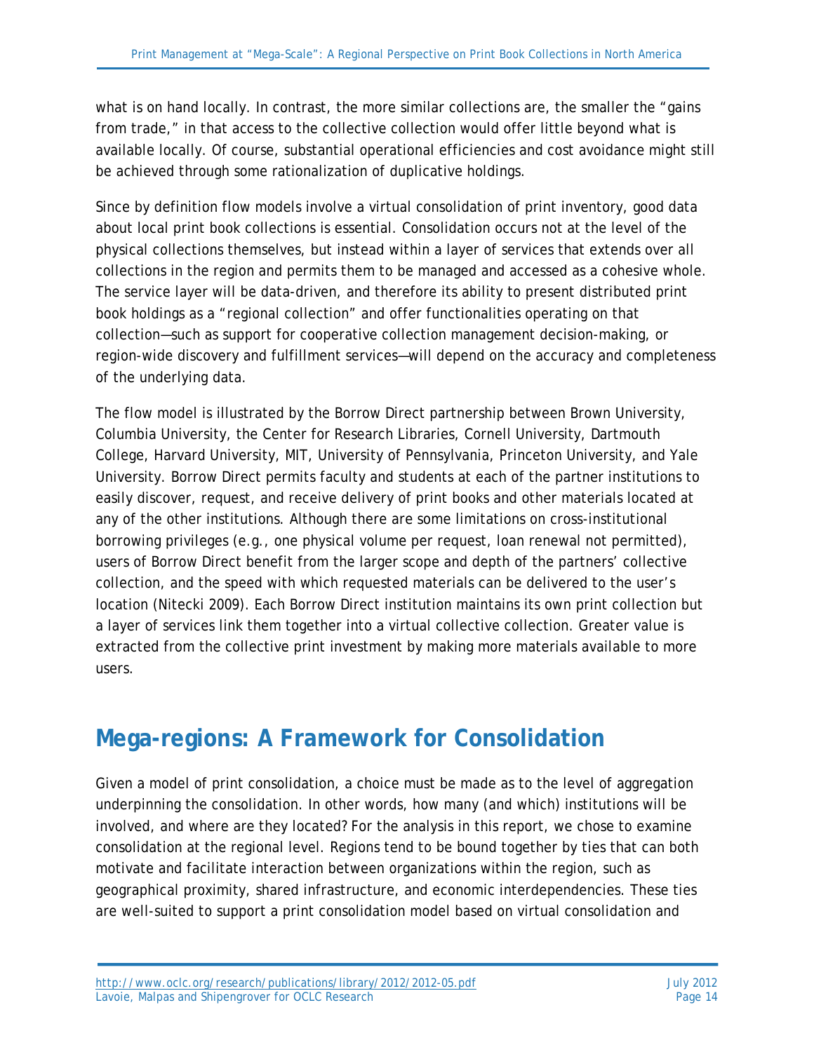what is on hand locally. In contrast, the more similar collections are, the smaller the "gains from trade," in that access to the collective collection would offer little beyond what is available locally. Of course, substantial operational efficiencies and cost avoidance might still be achieved through some rationalization of duplicative holdings.

Since by definition flow models involve a virtual consolidation of print inventory, good data about local print book collections is essential. Consolidation occurs not at the level of the physical collections themselves, but instead within a layer of services that extends over all collections in the region and permits them to be managed and accessed as a cohesive whole. The service layer will be data-driven, and therefore its ability to present distributed print book holdings as a "regional collection" and offer functionalities operating on that collection—such as support for cooperative collection management decision-making, or region-wide discovery and fulfillment services—will depend on the accuracy and completeness of the underlying data.

The flow model is illustrated by the Borrow Direct partnership between Brown University, Columbia University, the Center for Research Libraries, Cornell University, Dartmouth College, Harvard University, MIT, University of Pennsylvania, Princeton University, and Yale University. Borrow Direct permits faculty and students at each of the partner institutions to easily discover, request, and receive delivery of print books and other materials located at any of the other institutions. Although there are some limitations on cross-institutional borrowing privileges (e.g., one physical volume per request, loan renewal not permitted), users of Borrow Direct benefit from the larger scope and depth of the partners' collective collection, and the speed with which requested materials can be delivered to the user's location (Nitecki 2009). Each Borrow Direct institution maintains its own print collection but a layer of services link them together into a virtual collective collection. Greater value is extracted from the collective print investment by making more materials available to more users.

## Mega-regions: A Framework for Consolidation

Given a model of print consolidation, a choice must be made as to the level of aggregation underpinning the consolidation. In other words, how many (and which) institutions will be involved, and where are they located? For the analysis in this report, we chose to examine consolidation at the regional level. Regions tend to be bound together by ties that can both motivate and facilitate interaction between organizations within the region, such as geographical proximity, shared infrastructure, and economic interdependencies. These ties are well-suited to support a print consolidation model based on virtual consolidation and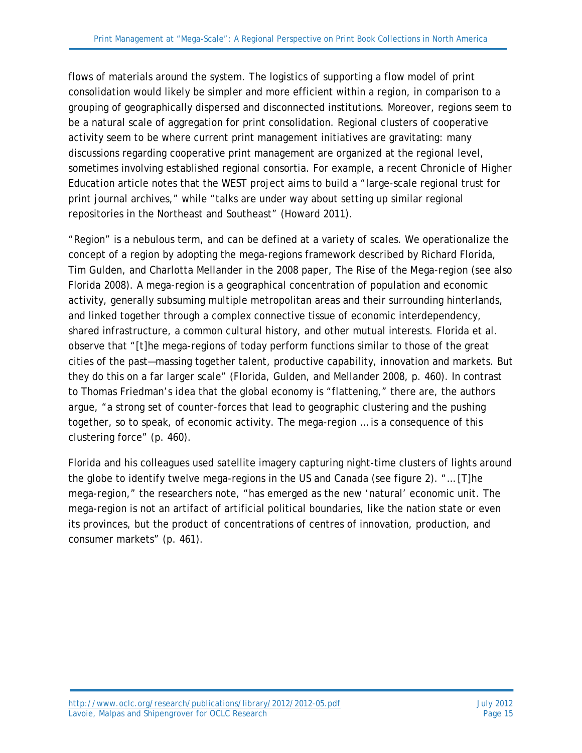flows of materials around the system. The logistics of supporting a flow model of print consolidation would likely be simpler and more efficient within a region, in comparison to a grouping of geographically dispersed and disconnected institutions. Moreover, regions seem to be a natural scale of aggregation for print consolidation. Regional clusters of cooperative activity seem to be where current print management initiatives are gravitating: many discussions regarding cooperative print management are organized at the regional level, sometimes involving established regional consortia. For example, a recent *Chronicle of Higher Education* article notes that the WEST project aims to build a "large-scale regional trust for print journal archives," while "talks are under way about setting up similar regional repositories in the Northeast and Southeast" (Howard 2011).

"Region" is a nebulous term, and can be defined at a variety of scales. We operationalize the concept of a region by adopting the mega-regions framework described by Richard Florida, Tim Gulden, and Charlotta Mellander in the 2008 paper, *The Rise of the Mega-region* (see also Florida 2008). A mega-region is a geographical concentration of population and economic activity, generally subsuming multiple metropolitan areas and their surrounding hinterlands, and linked together through a complex connective tissue of economic interdependency, shared infrastructure, a common cultural history, and other mutual interests. Florida et al. observe that "[t]he mega-regions of today perform functions similar to those of the great cities of the past—massing together talent, productive capability, innovation and markets. But they do this on a far larger scale" (Florida, Gulden, and Mellander 2008, p. 460). In contrast to Thomas Friedman's idea that the global economy is "flattening," there are, the authors argue, "a strong set of counter-forces that lead to geographic clustering and the pushing together, so to speak, of economic activity. The mega-region … is a consequence of this clustering force" (p. 460).

Florida and his colleagues used satellite imagery capturing night-time clusters of lights around the globe to identify twelve mega-regions in the US and Canada (see figure 2). "… [T]he mega-region," the researchers note, "has emerged as the new 'natural' economic unit. The mega-region is not an artifact of artificial political boundaries, like the nation state or even its provinces, but the product of concentrations of centres of innovation, production, and consumer markets" (p. 461).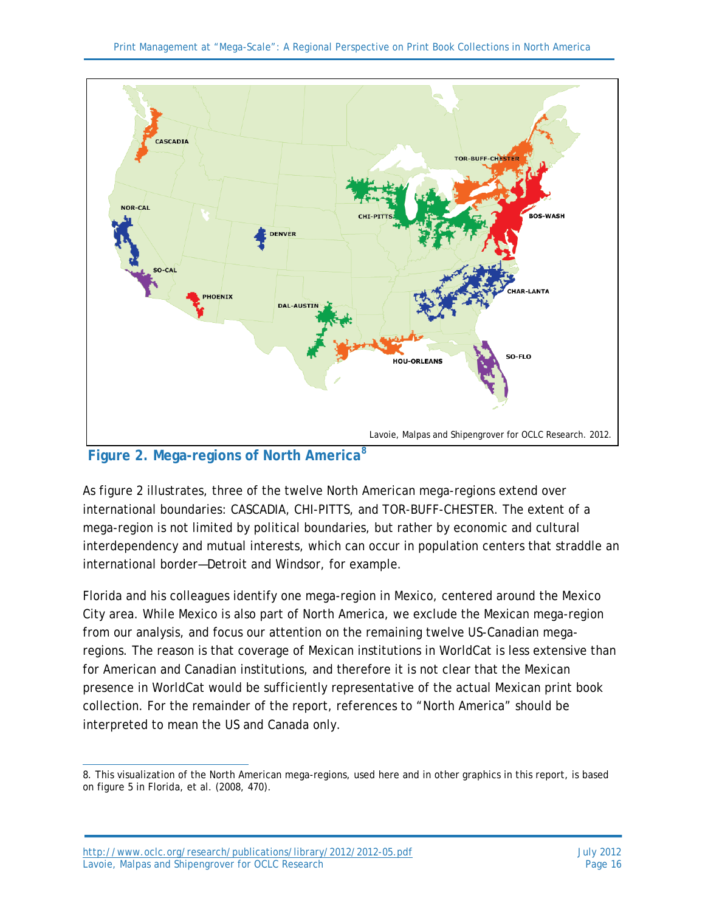**Figure 2. Mega-regions of North America**[8]

As figure 2 illustrates, three of the twelve North American mega-regions extend over international boundaries: CASCADIA, CHI-PITTS, and TOR-BUFF-CHESTER. The extent of a mega-region is not limited by political boundaries, but rather by economic and cultural interdependency and mutual interests, which can occur in population centers that straddle an international border—Detroit and Windsor, for example.

Florida and his colleagues identify one mega-region in Mexico, centered around the Mexico City area. While Mexico is also part of North America, we exclude the Mexican mega-region from our analysis, and focus our attention on the remaining twelve US-Canadian mega-regions. The reason is that coverage of Mexican institutions in WorldCat is less extensive than for American and Canadian institutions, and therefore it is not clear that the Mexican presence in WorldCat would be sufficiently representative of the actual Mexican print book collection. For the remainder of the report, references to "North America" should be interpreted to mean the US and Canada only.

8. This visualization of the North American mega-regions, used here and in other graphics in this report, is based on figure 5 in Florida, et al. (2008, 470).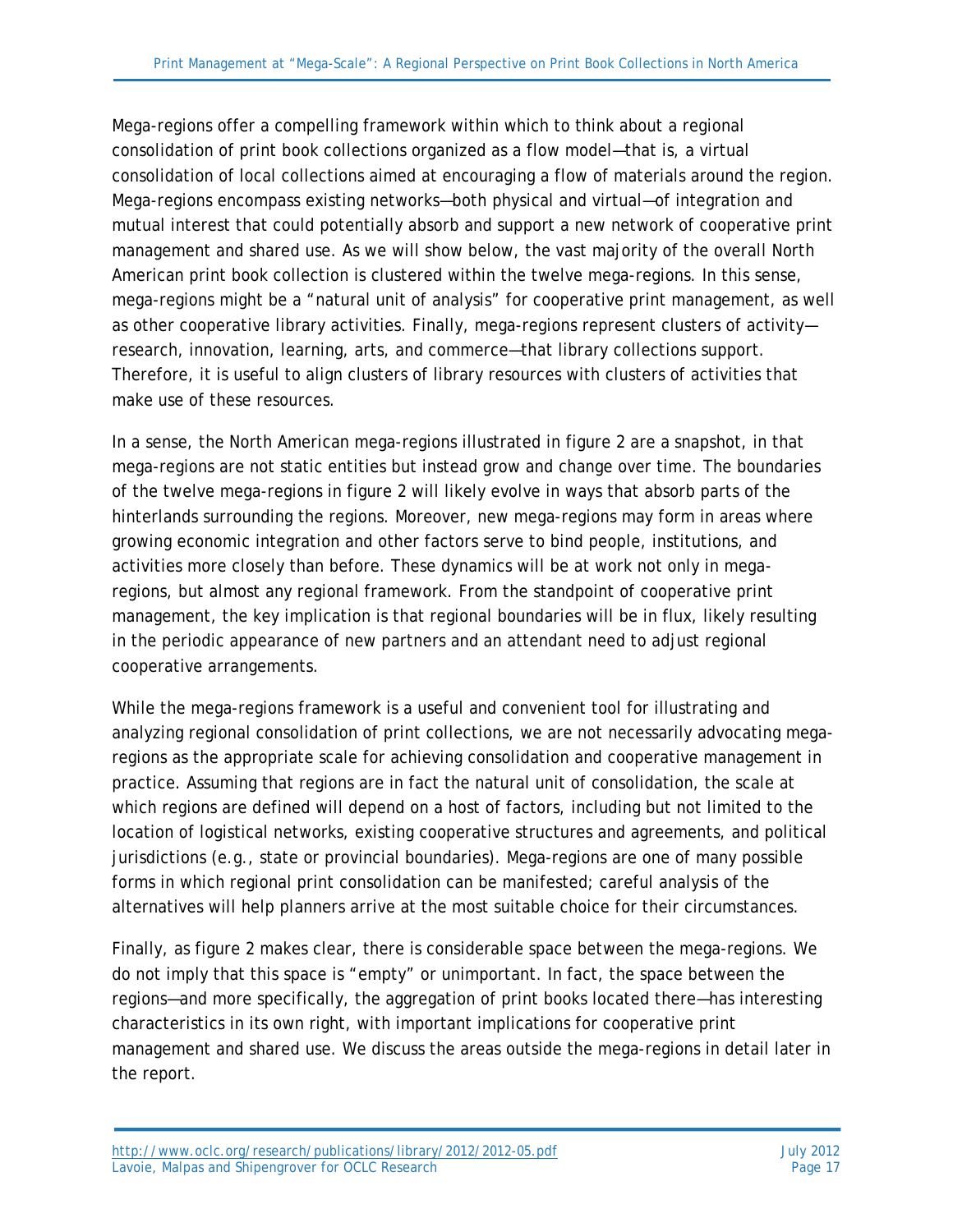Mega-regions offer a compelling framework within which to think about a regional consolidation of print book collections organized as a flow model—that is, a virtual consolidation of local collections aimed at encouraging a flow of materials around the region. Mega-regions encompass existing networks—both physical and virtual—of integration and mutual interest that could potentially absorb and support a new network of cooperative print management and shared use. As we will show below, the vast majority of the overall North American print book collection is clustered within the twelve mega-regions. In this sense, mega-regions might be a "natural unit of analysis" for cooperative print management, as well as other cooperative library activities. Finally, mega-regions represent clusters of activity—research, innovation, learning, arts, and commerce—that library collections support. Therefore, it is useful to align clusters of library resources with clusters of activities that make use of these resources.

In a sense, the North American mega-regions illustrated in figure 2 are a snapshot, in that mega-regions are not static entities but instead grow and change over time. The boundaries of the twelve mega-regions in figure 2 will likely evolve in ways that absorb parts of the hinterlands surrounding the regions. Moreover, new mega-regions may form in areas where growing economic integration and other factors serve to bind people, institutions, and activities more closely than before. These dynamics will be at work not only in mega-regions, but almost any regional framework. From the standpoint of cooperative print management, the key implication is that regional boundaries will be in flux, likely resulting in the periodic appearance of new partners and an attendant need to adjust regional cooperative arrangements.

While the mega-regions framework is a useful and convenient tool for illustrating and analyzing regional consolidation of print collections, we are not necessarily advocating mega-regions as the appropriate scale for achieving consolidation and cooperative management in practice. Assuming that regions are in fact the natural unit of consolidation, the scale at which regions are defined will depend on a host of factors, including but not limited to the location of logistical networks, existing cooperative structures and agreements, and political jurisdictions (e.g., state or provincial boundaries). Mega-regions are one of many possible forms in which regional print consolidation can be manifested; careful analysis of the alternatives will help planners arrive at the most suitable choice for their circumstances.

Finally, as figure 2 makes clear, there is considerable space between the mega-regions. We do not imply that this space is "empty" or unimportant. In fact, the space between the regions—and more specifically, the aggregation of print books located there—has interesting characteristics in its own right, with important implications for cooperative print management and shared use. We discuss the areas outside the mega-regions in detail later in the report.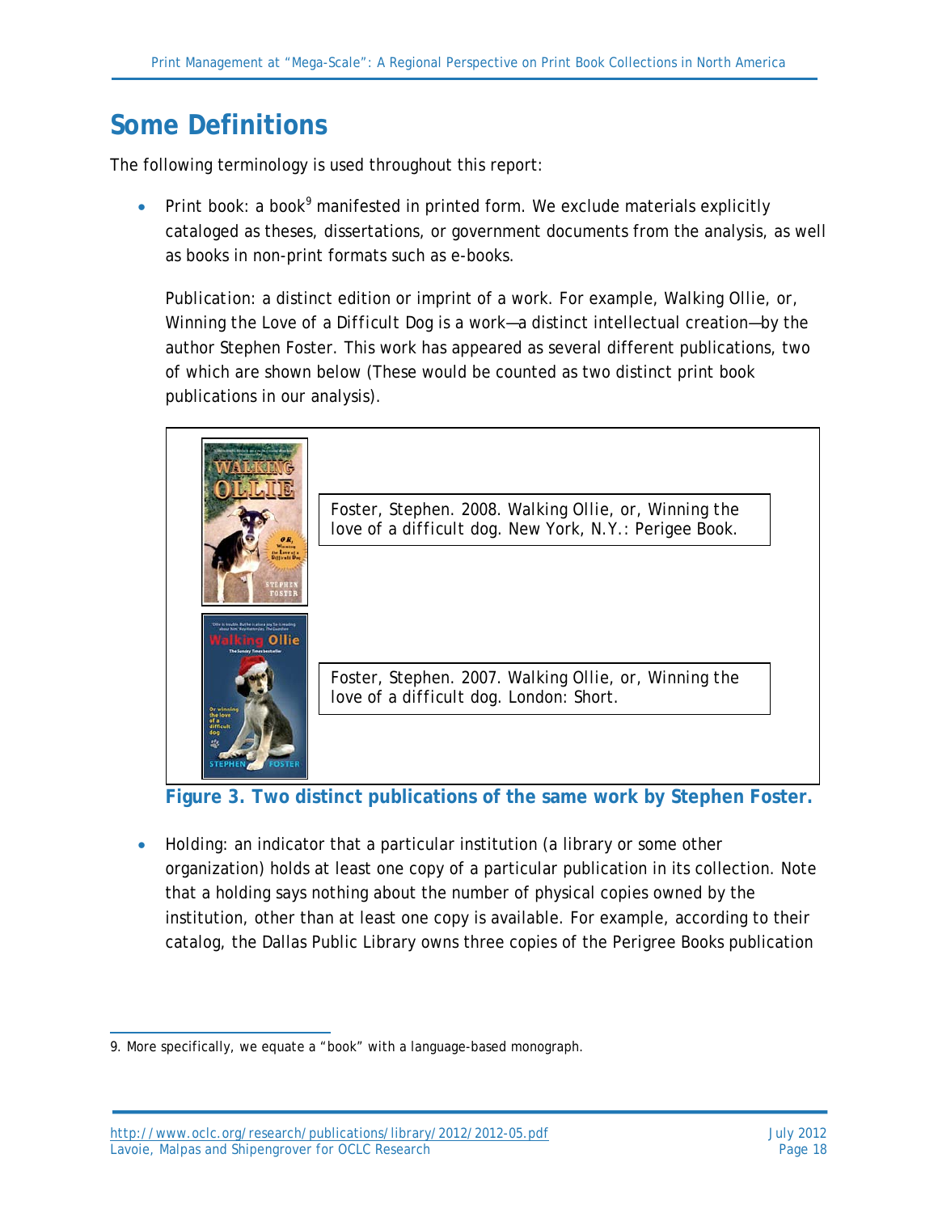## Some Definitions

The following terminology is used throughout this report:

- Print book: a book[9] manifested in printed form. We exclude materials explicitly cataloged as theses, dissertations, or government documents from the analysis, as well as books in non-print formats such as e-books.

  Publication: a distinct edition or imprint of a work. For example, Walking Ollie, or, Winning the Love of a Difficult Dog is a work—a distinct intellectual creation—by the author Stephen Foster. This work has appeared as several different publications, two of which are shown below (These would be counted as two distinct print book publications in our analysis).

Foster, Stephen. 2008. Walking Ollie, or, Winning the love of a difficult dog. New York, N.Y.: Perigee Book.

Foster, Stephen. 2007. Walking Ollie, or, Winning the love of a difficult dog. London: Short.

**Figure 3. Two distinct publications of the same work by Stephen Foster.**

- Holding: an indicator that a particular institution (a library or some other organization) holds at least one copy of a particular publication in its collection. Note that a holding says nothing about the number of physical copies owned by the institution, other than at least one copy is available. For example, according to their catalog, the Dallas Public Library owns three copies of the Perigree Books publication

---

9. More specifically, we equate a "book" with a language-based monograph.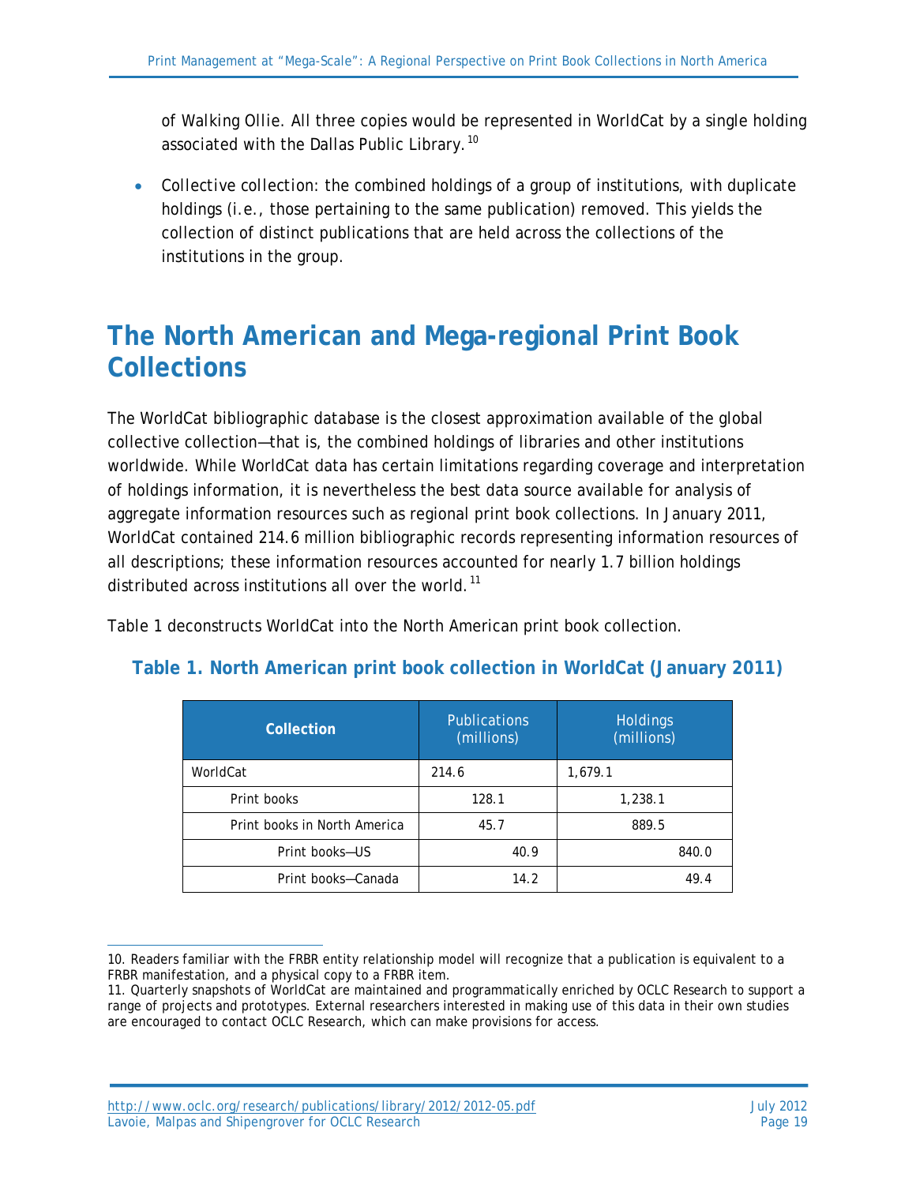of Walking Ollie. All three copies would be represented in WorldCat by a single holding associated with the Dallas Public Library.[10]

- Collective collection: the combined holdings of a group of institutions, with duplicate holdings (i.e., those pertaining to the same publication) removed. This yields the collection of distinct publications that are held across the collections of the institutions in the group.

# The North American and Mega-regional Print Book Collections

The WorldCat bibliographic database is the closest approximation available of the global collective collection—that is, the combined holdings of libraries and other institutions worldwide. While WorldCat data has certain limitations regarding coverage and interpretation of holdings information, it is nevertheless the best data source available for analysis of aggregate information resources such as regional print book collections. In January 2011, WorldCat contained 214.6 million bibliographic records representing information resources of all descriptions; these information resources accounted for nearly 1.7 billion holdings distributed across institutions all over the world.[11]

Table 1 deconstructs WorldCat into the North American print book collection.

### Table 1. North American print book collection in WorldCat (January 2011)

| Collection | Publications (millions) | Holdings (millions) |
|---|---|---|
| WorldCat | 214.6 | 1,679.1 |
| Print books | 128.1 | 1,238.1 |
| Print books in North America | 45.7 | 889.5 |
| Print books—US | 40.9 | 840.0 |
| Print books—Canada | 14.2 | 49.4 |

10. Readers familiar with the FRBR entity relationship model will recognize that a publication is equivalent to a FRBR manifestation, and a physical copy to a FRBR item.

11. Quarterly snapshots of WorldCat are maintained and programmatically enriched by OCLC Research to support a range of projects and prototypes. External researchers interested in making use of this data in their own studies are encouraged to contact OCLC Research, which can make provisions for access.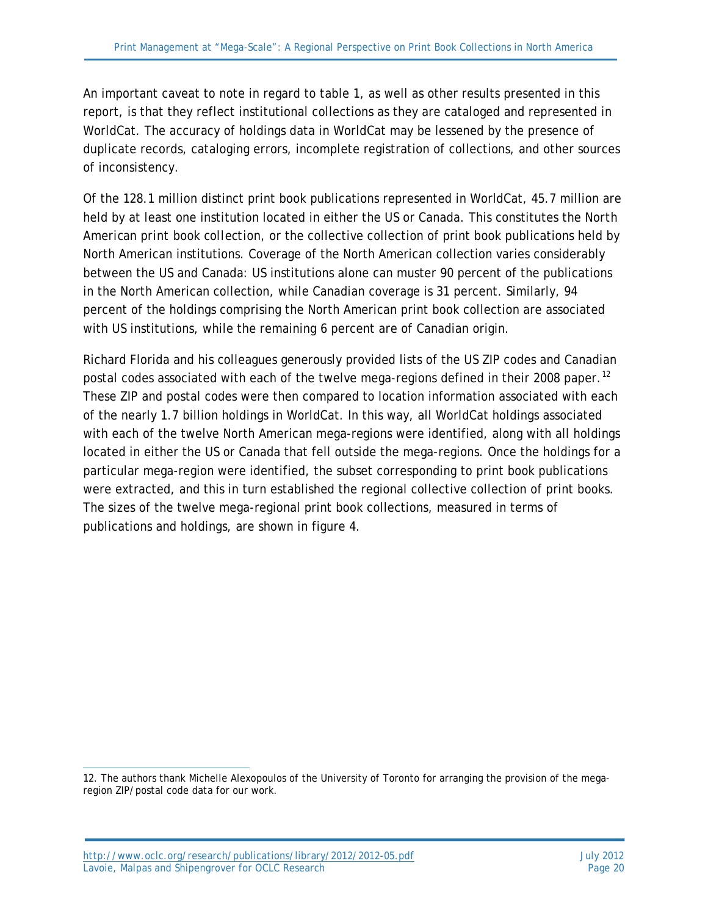An important caveat to note in regard to table 1, as well as other results presented in this report, is that they reflect institutional collections as they are cataloged and represented in WorldCat. The accuracy of holdings data in WorldCat may be lessened by the presence of duplicate records, cataloging errors, incomplete registration of collections, and other sources of inconsistency.

Of the 128.1 million distinct print book publications represented in WorldCat, 45.7 million are held by at least one institution located in either the US or Canada. This constitutes the *North American print book collection*, or the collective collection of print book publications held by North American institutions. Coverage of the North American collection varies considerably between the US and Canada: US institutions alone can muster 90 percent of the publications in the North American collection, while Canadian coverage is 31 percent. Similarly, 94 percent of the holdings comprising the North American print book collection are associated with US institutions, while the remaining 6 percent are of Canadian origin.

Richard Florida and his colleagues generously provided lists of the US ZIP codes and Canadian postal codes associated with each of the twelve mega-regions defined in their 2008 paper.[12] These ZIP and postal codes were then compared to location information associated with each of the nearly 1.7 billion holdings in WorldCat. In this way, all WorldCat holdings associated with each of the twelve North American mega-regions were identified, along with all holdings located in either the US or Canada that fell outside the mega-regions. Once the holdings for a particular mega-region were identified, the subset corresponding to print book publications were extracted, and this in turn established the regional collective collection of print books. The sizes of the twelve mega-regional print book collections, measured in terms of publications and holdings, are shown in figure 4.

---

12. The authors thank Michelle Alexopoulos of the University of Toronto for arranging the provision of the mega-region ZIP/postal code data for our work.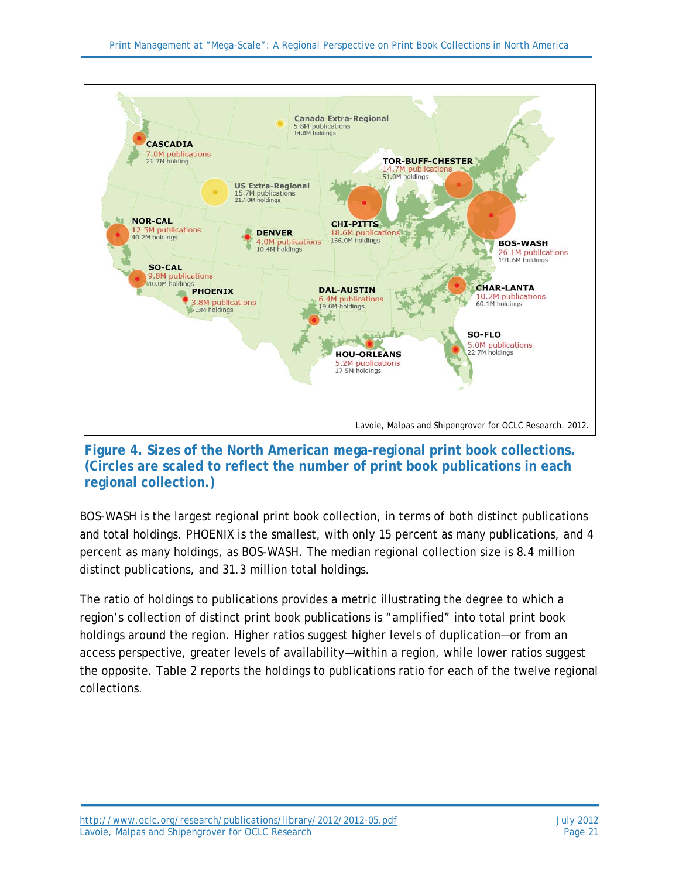**Figure 4. Sizes of the North American mega-regional print book collections. (Circles are scaled to reflect the number of print book publications in each regional collection.)**

BOS-WASH is the largest regional print book collection, in terms of both distinct publications and total holdings. PHOENIX is the smallest, with only 15 percent as many publications, and 4 percent as many holdings, as BOS-WASH. The median regional collection size is 8.4 million distinct publications, and 31.3 million total holdings.

The ratio of holdings to publications provides a metric illustrating the degree to which a region's collection of distinct print book publications is "amplified" into total print book holdings around the region. Higher ratios suggest higher levels of duplication—or from an access perspective, greater levels of availability—within a region, while lower ratios suggest the opposite. Table 2 reports the holdings to publications ratio for each of the twelve regional collections.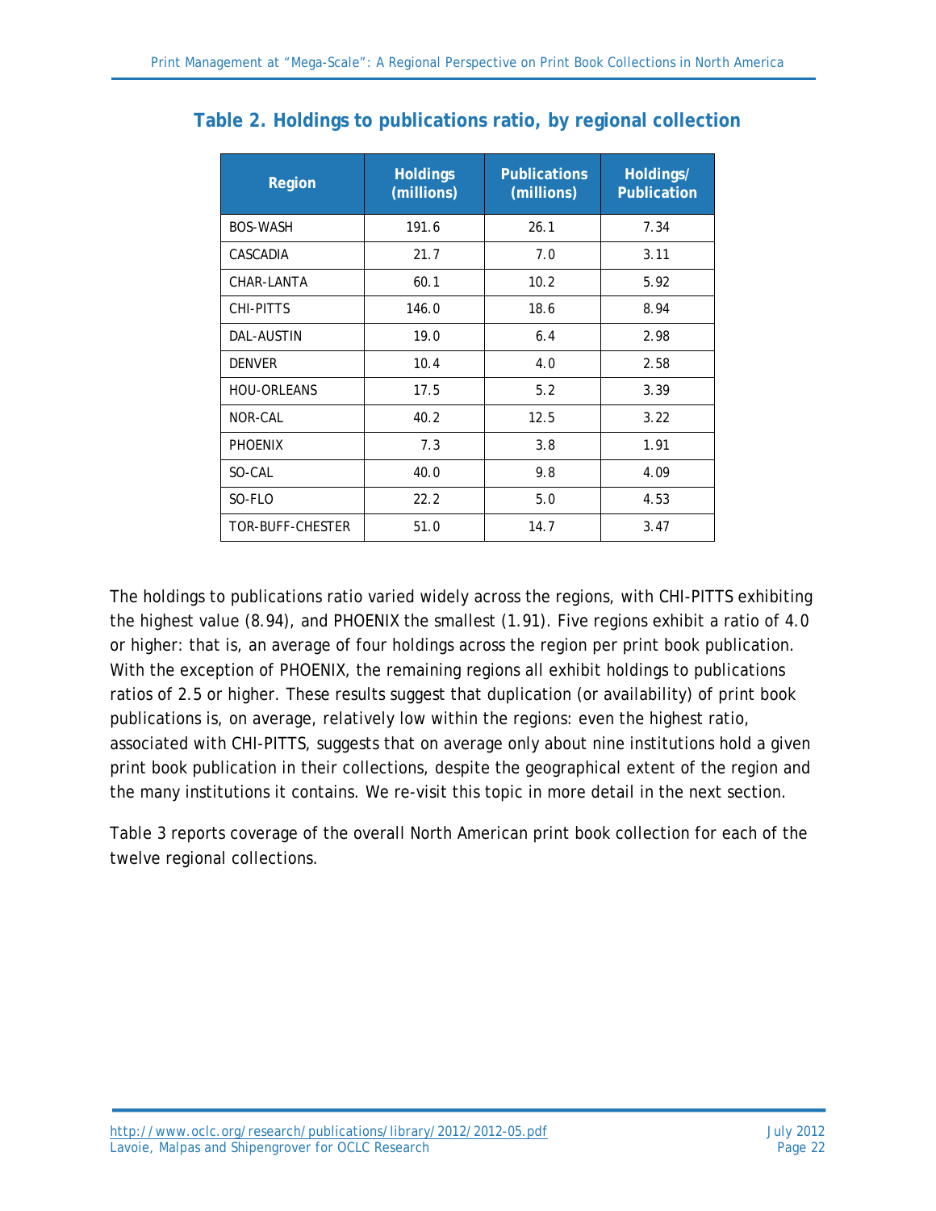### Table 2. Holdings to publications ratio, by regional collection

| Region | Holdings (millions) | Publications (millions) | Holdings/ Publication |
|---|---|---|---|
| BOS-WASH | 191.6 | 26.1 | 7.34 |
| CASCADIA | 21.7 | 7.0 | 3.11 |
| CHAR-LANTA | 60.1 | 10.2 | 5.92 |
| CHI-PITTS | 146.0 | 18.6 | 8.94 |
| DAL-AUSTIN | 19.0 | 6.4 | 2.98 |
| DENVER | 10.4 | 4.0 | 2.58 |
| HOU-ORLEANS | 17.5 | 5.2 | 3.39 |
| NOR-CAL | 40.2 | 12.5 | 3.22 |
| PHOENIX | 7.3 | 3.8 | 1.91 |
| SO-CAL | 40.0 | 9.8 | 4.09 |
| SO-FLO | 22.2 | 5.0 | 4.53 |
| TOR-BUFF-CHESTER | 51.0 | 14.7 | 3.47 |

The holdings to publications ratio varied widely across the regions, with CHI-PITTS exhibiting the highest value (8.94), and PHOENIX the smallest (1.91). Five regions exhibit a ratio of 4.0 or higher: that is, an average of four holdings across the region per print book publication. With the exception of PHOENIX, the remaining regions all exhibit holdings to publications ratios of 2.5 or higher. These results suggest that duplication (or availability) of print book publications is, on average, relatively low within the regions: even the highest ratio, associated with CHI-PITTS, suggests that on average only about nine institutions hold a given print book publication in their collections, despite the geographical extent of the region and the many institutions it contains. We re-visit this topic in more detail in the next section.

Table 3 reports coverage of the overall North American print book collection for each of the twelve regional collections.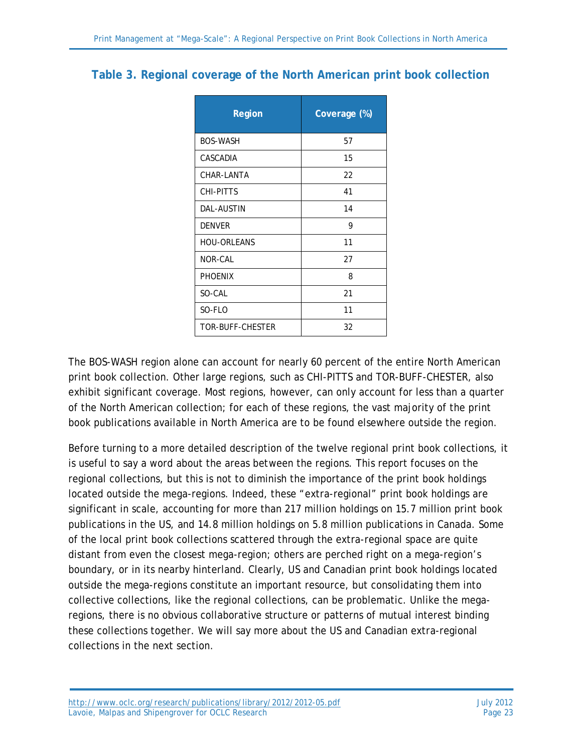## Table 3. Regional coverage of the North American print book collection

| Region | Coverage (%) |
|---|---|
| BOS-WASH | 57 |
| CASCADIA | 15 |
| CHAR-LANTA | 22 |
| CHI-PITTS | 41 |
| DAL-AUSTIN | 14 |
| DENVER | 9 |
| HOU-ORLEANS | 11 |
| NOR-CAL | 27 |
| PHOENIX | 8 |
| SO-CAL | 21 |
| SO-FLO | 11 |
| TOR-BUFF-CHESTER | 32 |

The BOS-WASH region alone can account for nearly 60 percent of the entire North American print book collection. Other large regions, such as CHI-PITTS and TOR-BUFF-CHESTER, also exhibit significant coverage. Most regions, however, can only account for less than a quarter of the North American collection; for each of these regions, the vast majority of the print book publications available in North America are to be found elsewhere outside the region.

Before turning to a more detailed description of the twelve regional print book collections, it is useful to say a word about the areas between the regions. This report focuses on the regional collections, but this is not to diminish the importance of the print book holdings located outside the mega-regions. Indeed, these "extra-regional" print book holdings are significant in scale, accounting for more than 217 million holdings on 15.7 million print book publications in the US, and 14.8 million holdings on 5.8 million publications in Canada. Some of the local print book collections scattered through the extra-regional space are quite distant from even the closest mega-region; others are perched right on a mega-region's boundary, or in its nearby hinterland. Clearly, US and Canadian print book holdings located outside the mega-regions constitute an important resource, but consolidating them into collective collections, like the regional collections, can be problematic. Unlike the mega-regions, there is no obvious collaborative structure or patterns of mutual interest binding these collections together. We will say more about the US and Canadian extra-regional collections in the next section.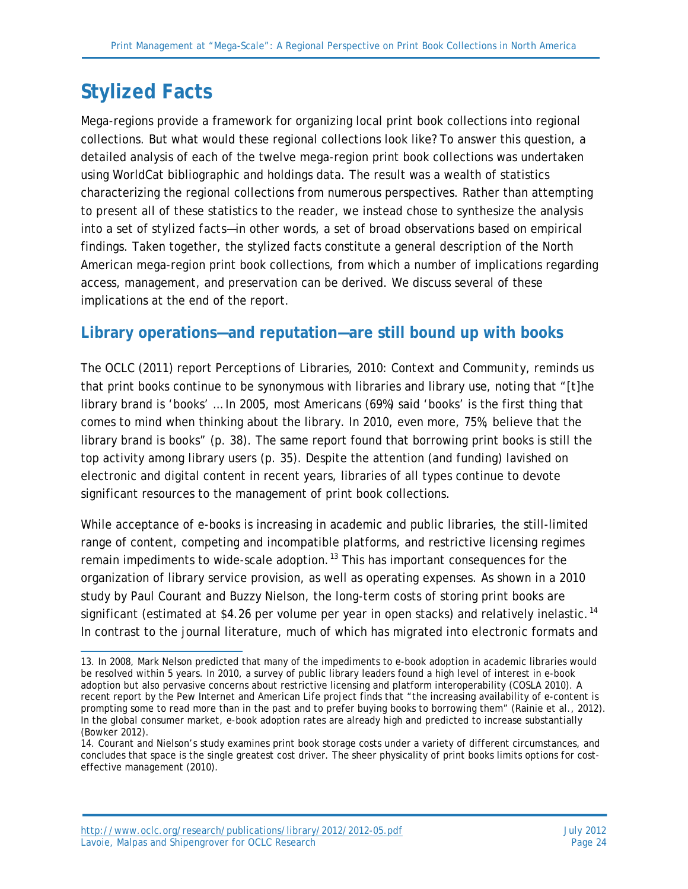# Stylized Facts

Mega-regions provide a framework for organizing local print book collections into regional collections. But what would these regional collections look like? To answer this question, a detailed analysis of each of the twelve mega-region print book collections was undertaken using WorldCat bibliographic and holdings data. The result was a wealth of statistics characterizing the regional collections from numerous perspectives. Rather than attempting to present all of these statistics to the reader, we instead chose to synthesize the analysis into a set of *stylized facts*—in other words, a set of broad observations based on empirical findings. Taken together, the stylized facts constitute a general description of the North American mega-region print book collections, from which a number of implications regarding access, management, and preservation can be derived. We discuss several of these implications at the end of the report.

## Library operations—and reputation—are still bound up with books

The OCLC (2011) report *Perceptions of Libraries, 2010: Context and Community*, reminds us that print books continue to be synonymous with libraries and library use, noting that "[t]he library brand is 'books' … In 2005, most Americans (69%) said 'books' is the first thing that comes to mind when thinking about the library. In 2010, even more, 75%, believe that the library brand is books" (p. 38). The same report found that borrowing print books is still the top activity among library users (p. 35). Despite the attention (and funding) lavished on electronic and digital content in recent years, libraries of all types continue to devote significant resources to the management of print book collections.

While acceptance of e-books is increasing in academic and public libraries, the still-limited range of content, competing and incompatible platforms, and restrictive licensing regimes remain impediments to wide-scale adoption.[13] This has important consequences for the organization of library service provision, as well as operating expenses. As shown in a 2010 study by Paul Courant and Buzzy Nielson, the long-term costs of storing print books are significant (estimated at $4.26 per volume per year in open stacks) and relatively inelastic.[14] In contrast to the journal literature, much of which has migrated into electronic formats and

---

13. In 2008, Mark Nelson predicted that many of the impediments to e-book adoption in academic libraries would be resolved within 5 years. In 2010, a survey of public library leaders found a high level of interest in e-book adoption but also pervasive concerns about restrictive licensing and platform interoperability (COSLA 2010). A recent report by the Pew Internet and American Life project finds that "the increasing availability of e-content is prompting some to read more than in the past and to prefer buying books to borrowing them" (Rainie et al., 2012). In the global consumer market, e-book adoption rates are already high and predicted to increase substantially (Bowker 2012).

14. Courant and Nielson's study examines print book storage costs under a variety of different circumstances, and concludes that space is the single greatest cost driver. The sheer physicality of print books limits options for cost-effective management (2010).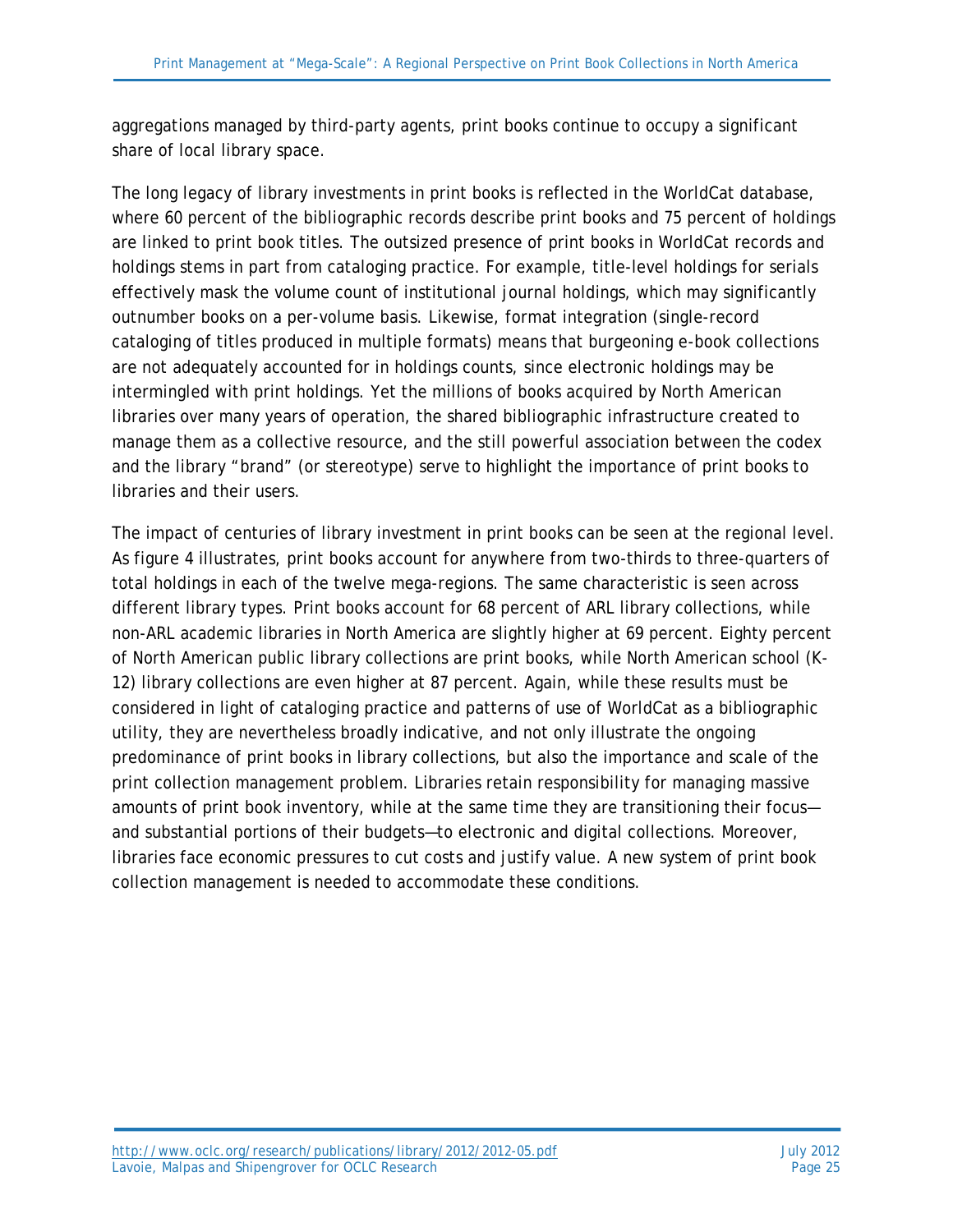aggregations managed by third-party agents, print books continue to occupy a significant share of local library space.

The long legacy of library investments in print books is reflected in the WorldCat database, where 60 percent of the bibliographic records describe print books and 75 percent of holdings are linked to print book titles. The outsized presence of print books in WorldCat records and holdings stems in part from cataloging practice. For example, title-level holdings for serials effectively mask the volume count of institutional journal holdings, which may significantly outnumber books on a per-volume basis. Likewise, format integration (single-record cataloging of titles produced in multiple formats) means that burgeoning e-book collections are not adequately accounted for in holdings counts, since electronic holdings may be intermingled with print holdings. Yet the millions of books acquired by North American libraries over many years of operation, the shared bibliographic infrastructure created to manage them as a collective resource, and the still powerful association between the codex and the library "brand" (or stereotype) serve to highlight the importance of print books to libraries and their users.

The impact of centuries of library investment in print books can be seen at the regional level. As figure 4 illustrates, print books account for anywhere from two-thirds to three-quarters of total holdings in each of the twelve mega-regions. The same characteristic is seen across different library types. Print books account for 68 percent of ARL library collections, while non-ARL academic libraries in North America are slightly higher at 69 percent. Eighty percent of North American public library collections are print books, while North American school (K-12) library collections are even higher at 87 percent. Again, while these results must be considered in light of cataloging practice and patterns of use of WorldCat as a bibliographic utility, they are nevertheless broadly indicative, and not only illustrate the ongoing predominance of print books in library collections, but also the importance and scale of the print collection management problem. Libraries retain responsibility for managing massive amounts of print book inventory, while at the same time they are transitioning their focus—and substantial portions of their budgets—to electronic and digital collections. Moreover, libraries face economic pressures to cut costs and justify value. A new system of print book collection management is needed to accommodate these conditions.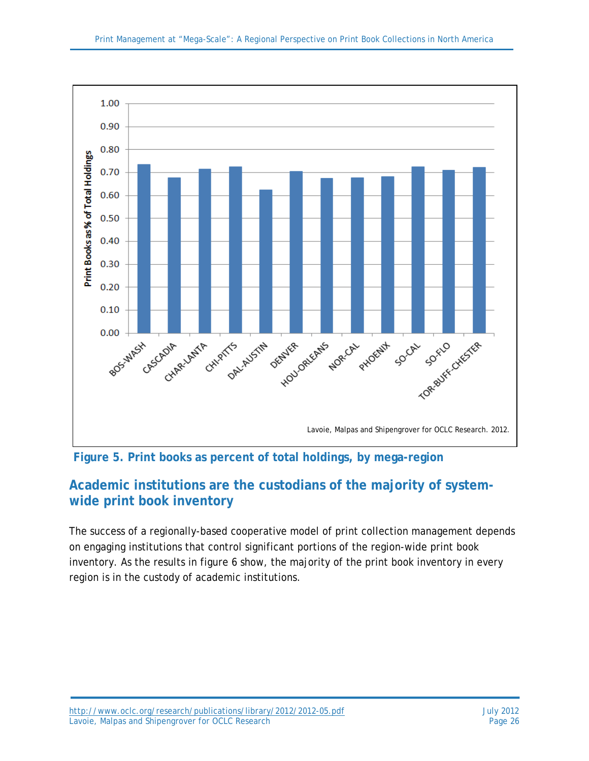Figure 5. Print books as percent of total holdings, by mega-region

## Academic institutions are the custodians of the majority of system-wide print book inventory

The success of a regionally-based cooperative model of print collection management depends on engaging institutions that control significant portions of the region-wide print book inventory. As the results in figure 6 show, the majority of the print book inventory in every region is in the custody of academic institutions.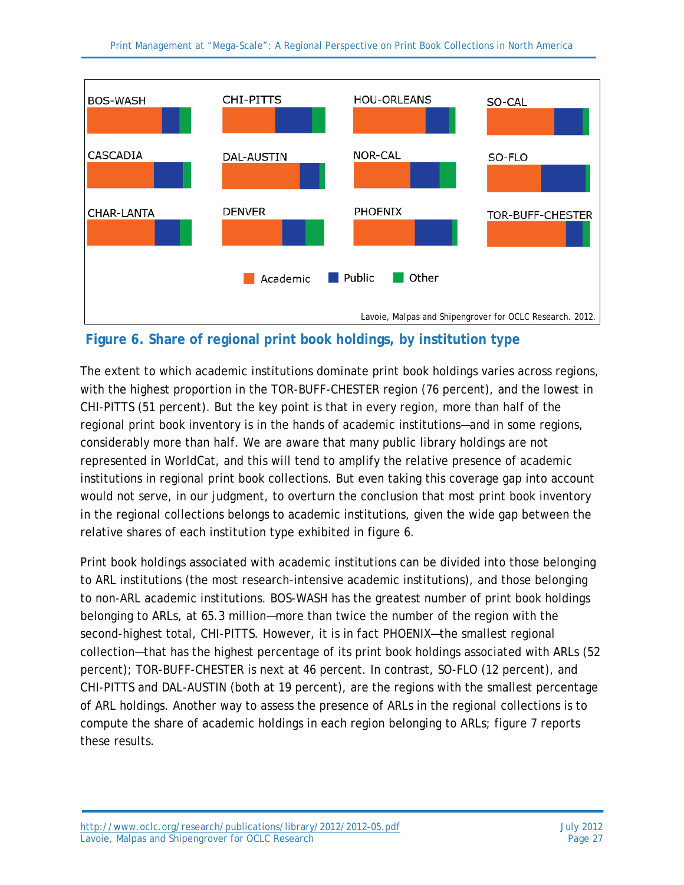**Figure 6. Share of regional print book holdings, by institution type**

The extent to which academic institutions dominate print book holdings varies across regions, with the highest proportion in the TOR-BUFF-CHESTER region (76 percent), and the lowest in CHI-PITTS (51 percent). But the key point is that in every region, more than half of the regional print book inventory is in the hands of academic institutions—and in some regions, considerably more than half. We are aware that many public library holdings are not represented in WorldCat, and this will tend to amplify the relative presence of academic institutions in regional print book collections. But even taking this coverage gap into account would not serve, in our judgment, to overturn the conclusion that most print book inventory in the regional collections belongs to academic institutions, given the wide gap between the relative shares of each institution type exhibited in figure 6.

Print book holdings associated with academic institutions can be divided into those belonging to ARL institutions (the most research-intensive academic institutions), and those belonging to non-ARL academic institutions. BOS-WASH has the greatest number of print book holdings belonging to ARLs, at 65.3 million—more than twice the number of the region with the second-highest total, CHI-PITTS. However, it is in fact PHOENIX—the smallest regional collection—that has the highest percentage of its print book holdings associated with ARLs (52 percent); TOR-BUFF-CHESTER is next at 46 percent. In contrast, SO-FLO (12 percent), and CHI-PITTS and DAL-AUSTIN (both at 19 percent), are the regions with the smallest percentage of ARL holdings. Another way to assess the presence of ARLs in the regional collections is to compute the share of academic holdings in each region belonging to ARLs; figure 7 reports these results.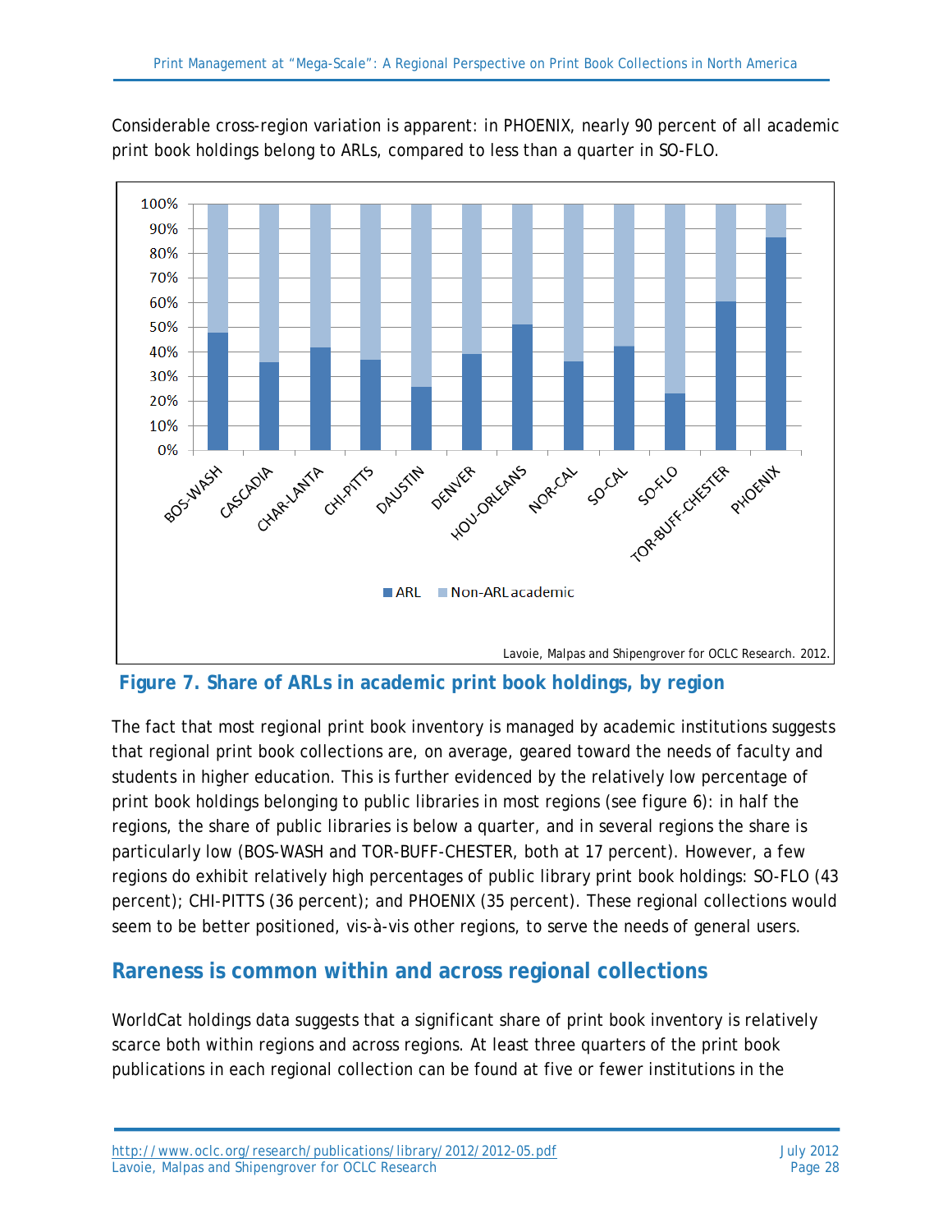Considerable cross-region variation is apparent: in PHOENIX, nearly 90 percent of all academic print book holdings belong to ARLs, compared to less than a quarter in SO-FLO.

**Figure 7. Share of ARLs in academic print book holdings, by region**

The fact that most regional print book inventory is managed by academic institutions suggests that regional print book collections are, on average, geared toward the needs of faculty and students in higher education. This is further evidenced by the relatively low percentage of print book holdings belonging to public libraries in most regions (see figure 6): in half the regions, the share of public libraries is below a quarter, and in several regions the share is particularly low (BOS-WASH and TOR-BUFF-CHESTER, both at 17 percent). However, a few regions do exhibit relatively high percentages of public library print book holdings: SO-FLO (43 percent); CHI-PITTS (36 percent); and PHOENIX (35 percent). These regional collections would seem to be better positioned, vis-à-vis other regions, to serve the needs of general users.

## Rareness is common within and across regional collections

WorldCat holdings data suggests that a significant share of print book inventory is relatively scarce both within regions and across regions. At least three quarters of the print book publications in each regional collection can be found at five or fewer institutions in the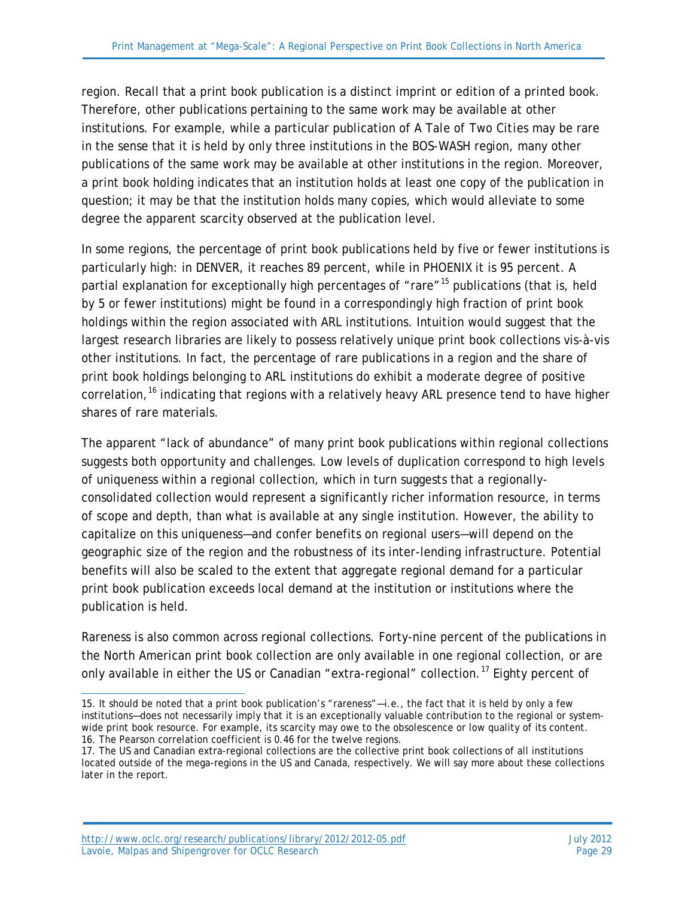region. Recall that a print book publication is a distinct imprint or edition of a printed book. Therefore, other publications pertaining to the same work may be available at other institutions. For example, while a particular publication of *A Tale of Two Cities* may be rare in the sense that it is held by only three institutions in the BOS-WASH region, many other publications of the same work may be available at other institutions in the region. Moreover, a print book holding indicates that an institution holds at least one copy of the publication in question; it may be that the institution holds many copies, which would alleviate to some degree the apparent scarcity observed at the publication level.

In some regions, the percentage of print book publications held by five or fewer institutions is particularly high: in DENVER, it reaches 89 percent, while in PHOENIX it is 95 percent. A partial explanation for exceptionally high percentages of "rare"[15] publications (that is, held by 5 or fewer institutions) might be found in a correspondingly high fraction of print book holdings within the region associated with ARL institutions. Intuition would suggest that the largest research libraries are likely to possess relatively unique print book collections vis-à-vis other institutions. In fact, the percentage of rare publications in a region and the share of print book holdings belonging to ARL institutions do exhibit a moderate degree of positive correlation,[16] indicating that regions with a relatively heavy ARL presence tend to have higher shares of rare materials.

The apparent "lack of abundance" of many print book publications within regional collections suggests both opportunity and challenges. Low levels of duplication correspond to high levels of uniqueness within a regional collection, which in turn suggests that a regionally-consolidated collection would represent a significantly richer information resource, in terms of scope and depth, than what is available at any single institution. However, the ability to capitalize on this uniqueness—and confer benefits on regional users—will depend on the geographic size of the region and the robustness of its inter-lending infrastructure. Potential benefits will also be scaled to the extent that aggregate regional demand for a particular print book publication exceeds local demand at the institution or institutions where the publication is held.

Rareness is also common across regional collections. Forty-nine percent of the publications in the North American print book collection are only available in one regional collection, or are only available in either the US or Canadian "extra-regional" collection.[17] Eighty percent of

---

15. It should be noted that a print book publication's "rareness"—i.e., the fact that it is held by only a few institutions—does not necessarily imply that it is an exceptionally valuable contribution to the regional or system-wide print book resource. For example, its scarcity may owe to the obsolescence or low quality of its content.

16. The Pearson correlation coefficient is 0.46 for the twelve regions.

17. The US and Canadian extra-regional collections are the collective print book collections of all institutions located outside of the mega-regions in the US and Canada, respectively. We will say more about these collections later in the report.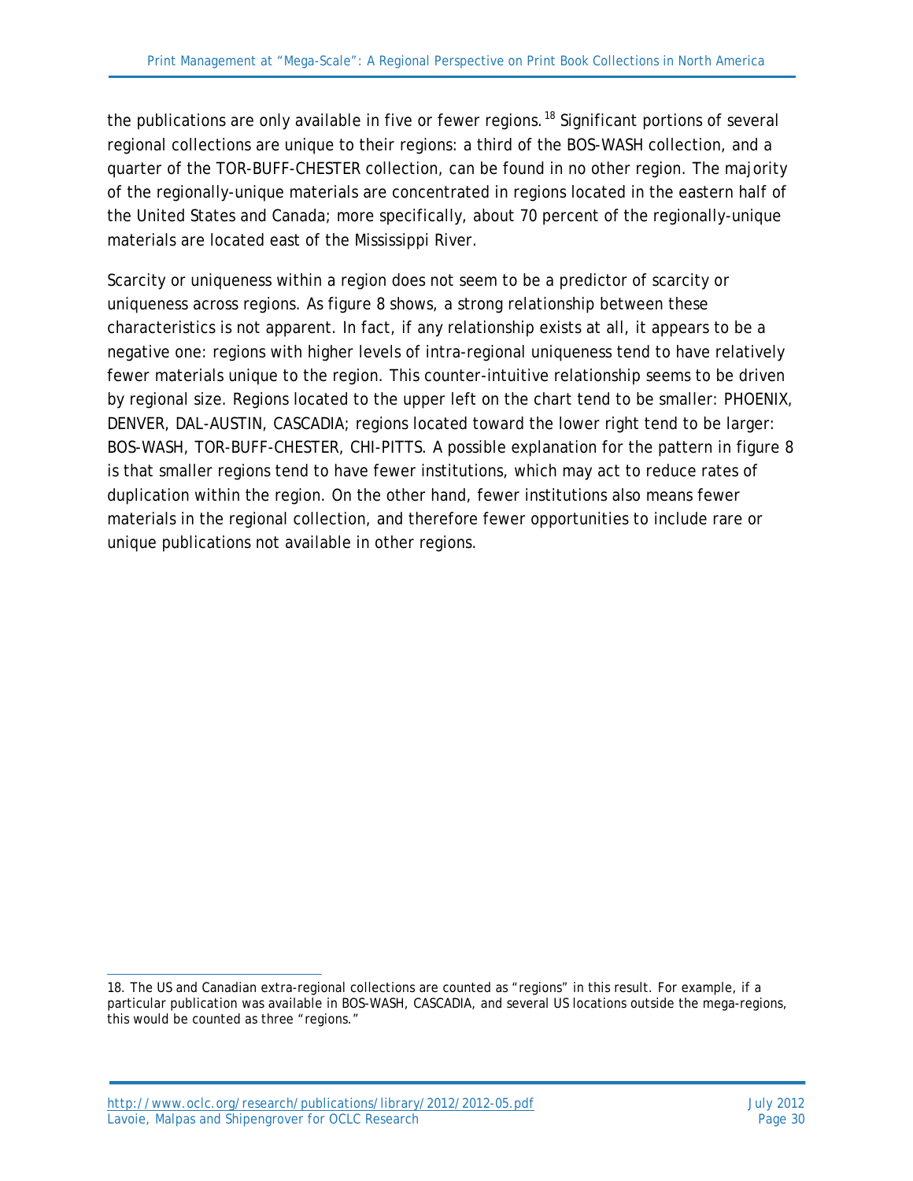the publications are only available in five or fewer regions.[18] Significant portions of several regional collections are unique to their regions: a third of the BOS-WASH collection, and a quarter of the TOR-BUFF-CHESTER collection, can be found in no other region. The majority of the regionally-unique materials are concentrated in regions located in the eastern half of the United States and Canada; more specifically, about 70 percent of the regionally-unique materials are located east of the Mississippi River.

Scarcity or uniqueness within a region does not seem to be a predictor of scarcity or uniqueness across regions. As figure 8 shows, a strong relationship between these characteristics is not apparent. In fact, if any relationship exists at all, it appears to be a negative one: regions with higher levels of intra-regional uniqueness tend to have relatively fewer materials unique to the region. This counter-intuitive relationship seems to be driven by regional size. Regions located to the upper left on the chart tend to be smaller: PHOENIX, DENVER, DAL-AUSTIN, CASCADIA; regions located toward the lower right tend to be larger: BOS-WASH, TOR-BUFF-CHESTER, CHI-PITTS. A possible explanation for the pattern in figure 8 is that smaller regions tend to have fewer institutions, which may act to reduce rates of duplication within the region. On the other hand, fewer institutions also means fewer materials in the regional collection, and therefore fewer opportunities to include rare or unique publications not available in other regions.

18. The US and Canadian extra-regional collections are counted as "regions" in this result. For example, if a particular publication was available in BOS-WASH, CASCADIA, and several US locations outside the mega-regions, this would be counted as three "regions."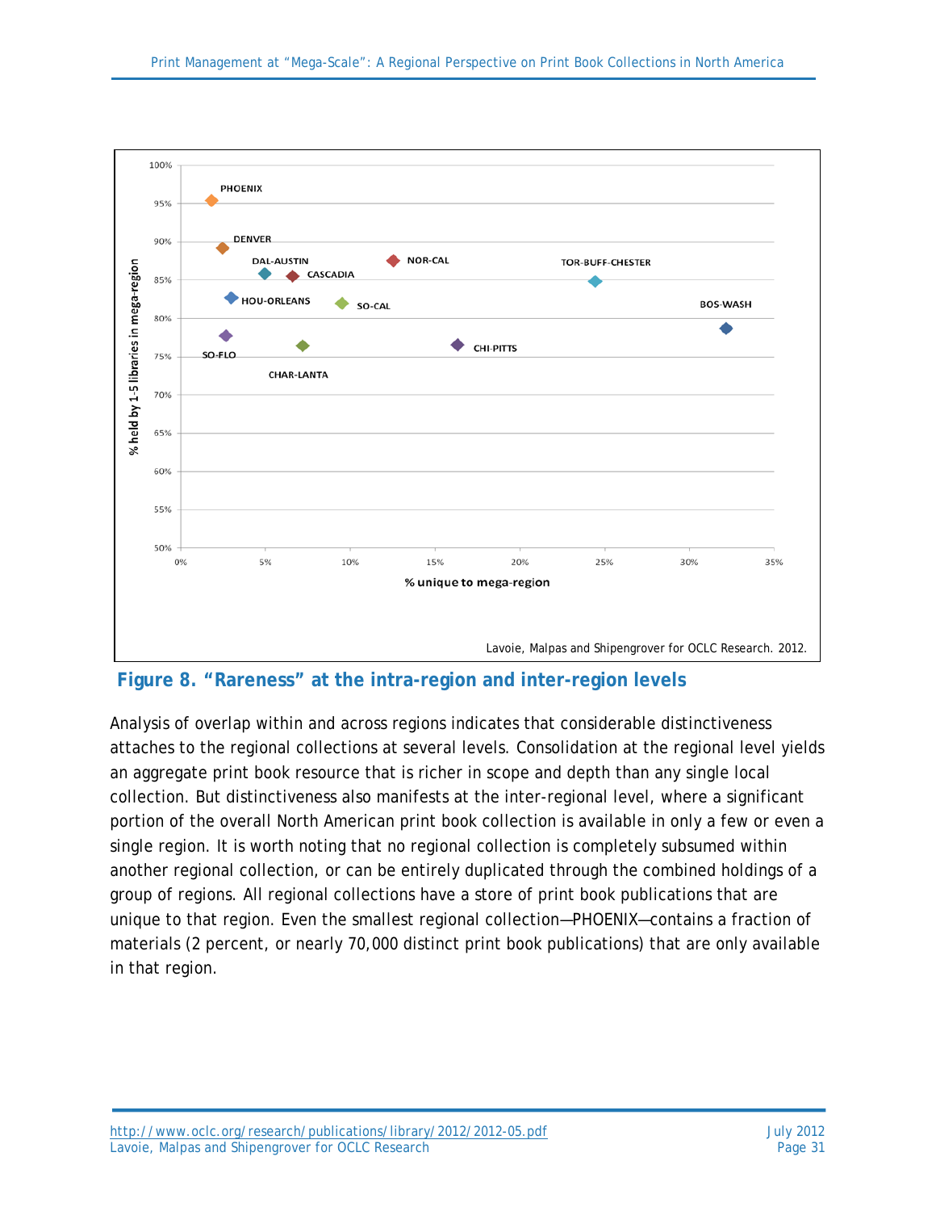Figure 8. “Rareness” at the intra-region and inter-region levels

Analysis of overlap within and across regions indicates that considerable distinctiveness attaches to the regional collections at several levels. Consolidation at the regional level yields an aggregate print book resource that is richer in scope and depth than any single local collection. But distinctiveness also manifests at the inter-regional level, where a significant portion of the overall North American print book collection is available in only a few or even a single region. It is worth noting that no regional collection is completely subsumed within another regional collection, or can be entirely duplicated through the combined holdings of a group of regions. All regional collections have a store of print book publications that are unique to that region. Even the smallest regional collection—PHOENIX—contains a fraction of materials (2 percent, or nearly 70,000 distinct print book publications) that are only available in that region.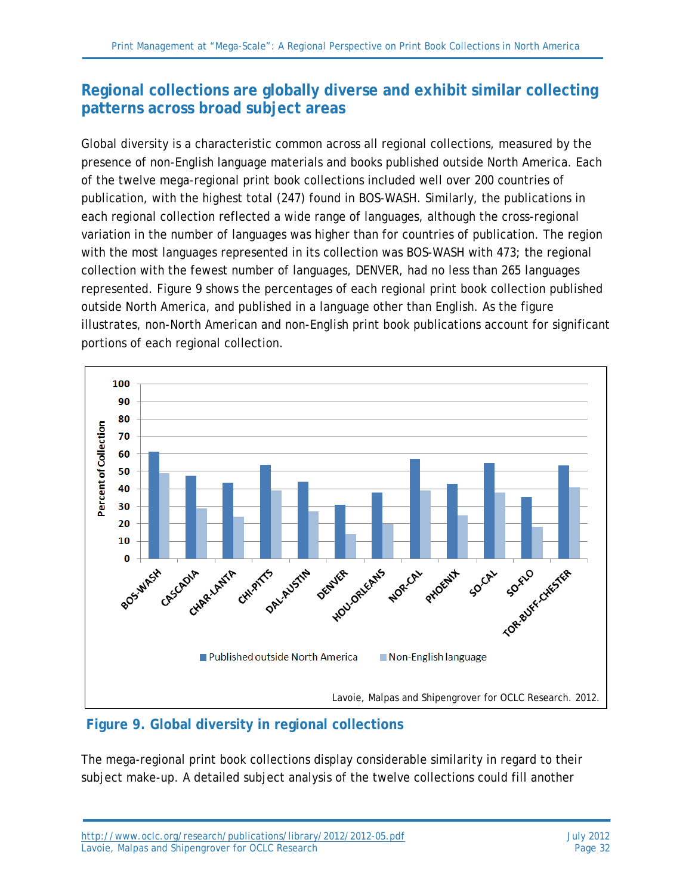## Regional collections are globally diverse and exhibit similar collecting patterns across broad subject areas

Global diversity is a characteristic common across all regional collections, measured by the presence of non-English language materials and books published outside North America. Each of the twelve mega-regional print book collections included well over 200 countries of publication, with the highest total (247) found in BOS-WASH. Similarly, the publications in each regional collection reflected a wide range of languages, although the cross-regional variation in the number of languages was higher than for countries of publication. The region with the most languages represented in its collection was BOS-WASH with 473; the regional collection with the fewest number of languages, DENVER, had no less than 265 languages represented. Figure 9 shows the percentages of each regional print book collection published outside North America, and published in a language other than English. As the figure illustrates, non-North American and non-English print book publications account for significant portions of each regional collection.

**Figure 9. Global diversity in regional collections**

The mega-regional print book collections display considerable similarity in regard to their subject make-up. A detailed subject analysis of the twelve collections could fill another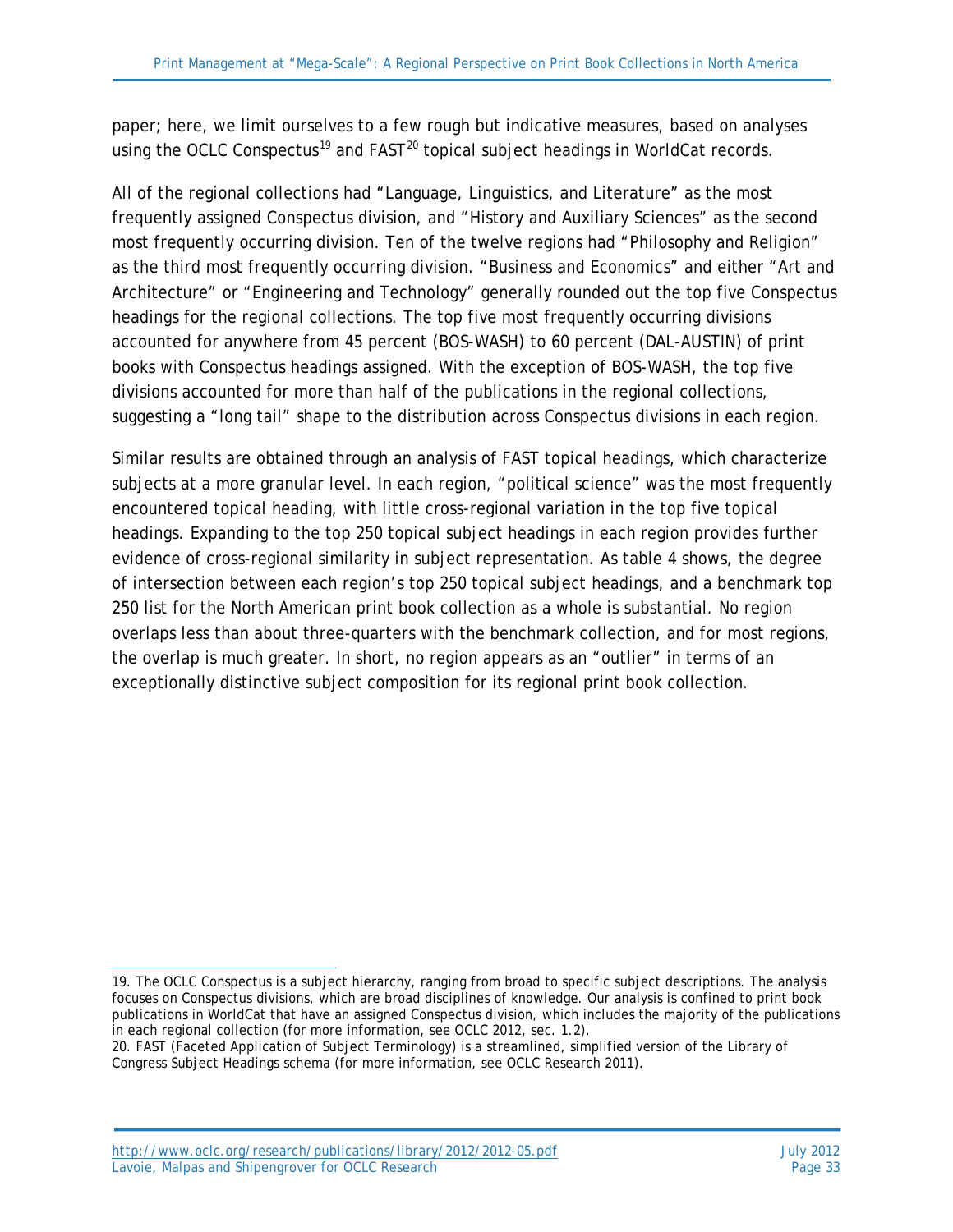paper; here, we limit ourselves to a few rough but indicative measures, based on analyses using the OCLC Conspectus[19] and FAST[20] topical subject headings in WorldCat records.

All of the regional collections had "Language, Linguistics, and Literature" as the most frequently assigned Conspectus division, and "History and Auxiliary Sciences" as the second most frequently occurring division. Ten of the twelve regions had "Philosophy and Religion" as the third most frequently occurring division. "Business and Economics" and either "Art and Architecture" or "Engineering and Technology" generally rounded out the top five Conspectus headings for the regional collections. The top five most frequently occurring divisions accounted for anywhere from 45 percent (BOS-WASH) to 60 percent (DAL-AUSTIN) of print books with Conspectus headings assigned. With the exception of BOS-WASH, the top five divisions accounted for more than half of the publications in the regional collections, suggesting a "long tail" shape to the distribution across Conspectus divisions in each region.

Similar results are obtained through an analysis of FAST topical headings, which characterize subjects at a more granular level. In each region, "political science" was the most frequently encountered topical heading, with little cross-regional variation in the top five topical headings. Expanding to the top 250 topical subject headings in each region provides further evidence of cross-regional similarity in subject representation. As table 4 shows, the degree of intersection between each region's top 250 topical subject headings, and a benchmark top 250 list for the North American print book collection as a whole is substantial. No region overlaps less than about three-quarters with the benchmark collection, and for most regions, the overlap is much greater. In short, no region appears as an "outlier" in terms of an exceptionally distinctive subject composition for its regional print book collection.

19. The OCLC Conspectus is a subject hierarchy, ranging from broad to specific subject descriptions. The analysis focuses on Conspectus divisions, which are broad disciplines of knowledge. Our analysis is confined to print book publications in WorldCat that have an assigned Conspectus division, which includes the majority of the publications in each regional collection (for more information, see OCLC 2012, sec. 1.2).

20. FAST (Faceted Application of Subject Terminology) is a streamlined, simplified version of the Library of Congress Subject Headings schema (for more information, see OCLC Research 2011).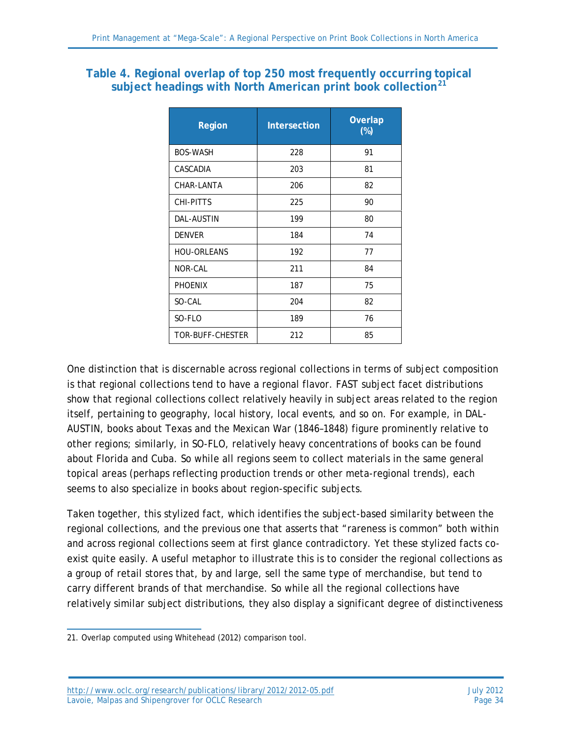### Table 4. Regional overlap of top 250 most frequently occurring topical subject headings with North American print book collection[21]

| Region | Intersection | Overlap (%) |
|---|---|---|
| BOS-WASH | 228 | 91 |
| CASCADIA | 203 | 81 |
| CHAR-LANTA | 206 | 82 |
| CHI-PITTS | 225 | 90 |
| DAL-AUSTIN | 199 | 80 |
| DENVER | 184 | 74 |
| HOU-ORLEANS | 192 | 77 |
| NOR-CAL | 211 | 84 |
| PHOENIX | 187 | 75 |
| SO-CAL | 204 | 82 |
| SO-FLO | 189 | 76 |
| TOR-BUFF-CHESTER | 212 | 85 |

One distinction that is discernable across regional collections in terms of subject composition is that regional collections tend to have a regional flavor. FAST subject facet distributions show that regional collections collect relatively heavily in subject areas related to the region itself, pertaining to geography, local history, local events, and so on. For example, in DAL-AUSTIN, books about Texas and the Mexican War (1846–1848) figure prominently relative to other regions; similarly, in SO-FLO, relatively heavy concentrations of books can be found about Florida and Cuba. So while all regions seem to collect materials in the same general topical areas (perhaps reflecting production trends or other meta-regional trends), each seems to also specialize in books about region-specific subjects.

Taken together, this stylized fact, which identifies the subject-based similarity between the regional collections, and the previous one that asserts that "rareness is common" both within and across regional collections seem at first glance contradictory. Yet these stylized facts co-exist quite easily. A useful metaphor to illustrate this is to consider the regional collections as a group of retail stores that, by and large, sell the same type of merchandise, but tend to carry different brands of that merchandise. So while all the regional collections have relatively similar subject distributions, they also display a significant degree of distinctiveness

21. Overlap computed using Whitehead (2012) comparison tool.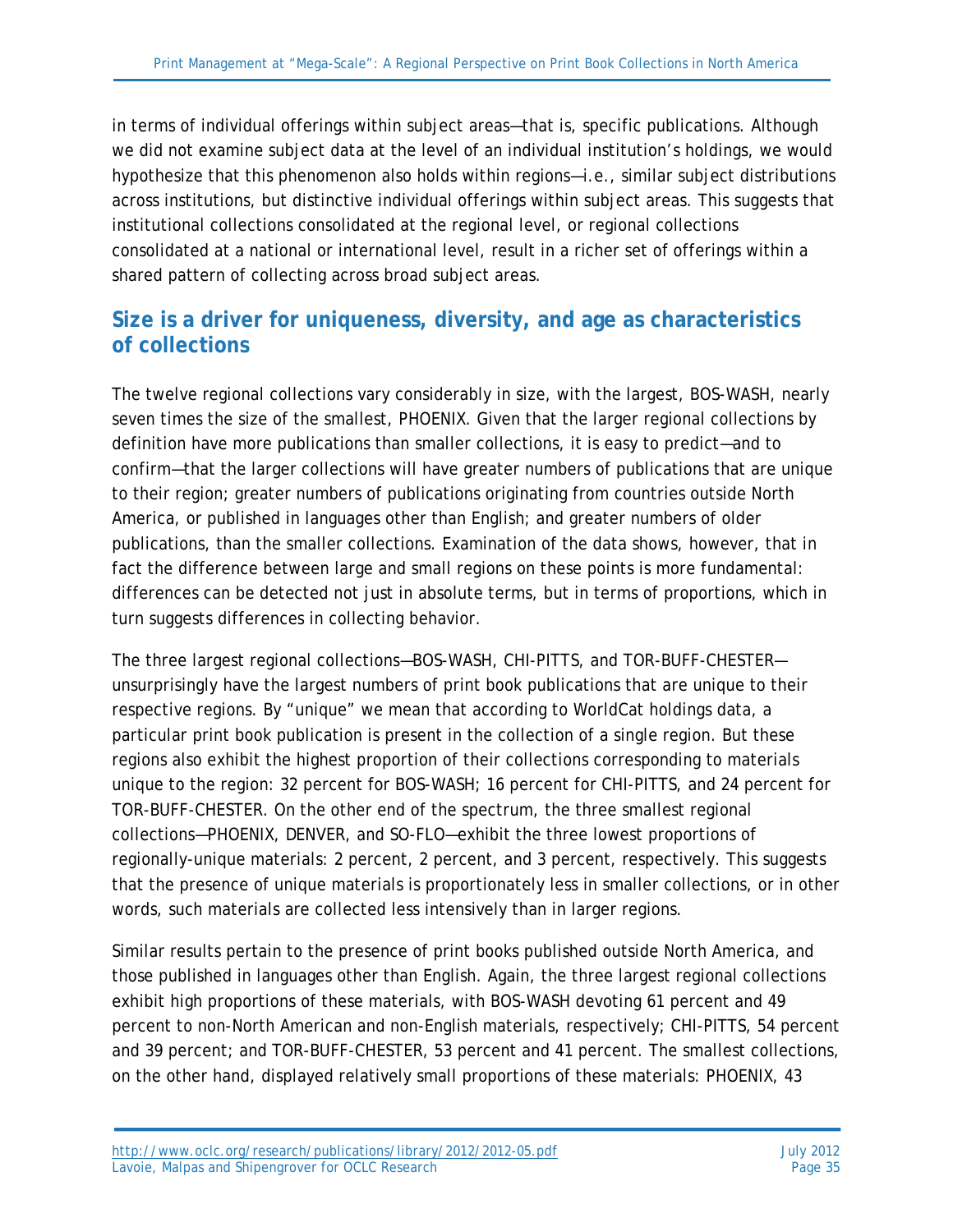in terms of individual offerings within subject areas—that is, specific publications. Although we did not examine subject data at the level of an individual institution's holdings, we would hypothesize that this phenomenon also holds within regions—i.e., similar subject distributions across institutions, but distinctive individual offerings within subject areas. This suggests that institutional collections consolidated at the regional level, or regional collections consolidated at a national or international level, result in a richer set of offerings within a shared pattern of collecting across broad subject areas.

## Size is a driver for uniqueness, diversity, and age as characteristics of collections

The twelve regional collections vary considerably in size, with the largest, BOS-WASH, nearly seven times the size of the smallest, PHOENIX. Given that the larger regional collections by definition have more publications than smaller collections, it is easy to predict—and to confirm—that the larger collections will have greater numbers of publications that are unique to their region; greater numbers of publications originating from countries outside North America, or published in languages other than English; and greater numbers of older publications, than the smaller collections. Examination of the data shows, however, that in fact the difference between large and small regions on these points is more fundamental: differences can be detected not just in absolute terms, but in terms of proportions, which in turn suggests differences in collecting behavior.

The three largest regional collections—BOS-WASH, CHI-PITTS, and TOR-BUFF-CHESTER—unsurprisingly have the largest numbers of print book publications that are unique to their respective regions. By "unique" we mean that according to WorldCat holdings data, a particular print book publication is present in the collection of a single region. But these regions also exhibit the highest proportion of their collections corresponding to materials unique to the region: 32 percent for BOS-WASH; 16 percent for CHI-PITTS, and 24 percent for TOR-BUFF-CHESTER. On the other end of the spectrum, the three smallest regional collections—PHOENIX, DENVER, and SO-FLO—exhibit the three lowest proportions of regionally-unique materials: 2 percent, 2 percent, and 3 percent, respectively. This suggests that the presence of unique materials is proportionately less in smaller collections, or in other words, such materials are collected less intensively than in larger regions.

Similar results pertain to the presence of print books published outside North America, and those published in languages other than English. Again, the three largest regional collections exhibit high proportions of these materials, with BOS-WASH devoting 61 percent and 49 percent to non-North American and non-English materials, respectively; CHI-PITTS, 54 percent and 39 percent; and TOR-BUFF-CHESTER, 53 percent and 41 percent. The smallest collections, on the other hand, displayed relatively small proportions of these materials: PHOENIX, 43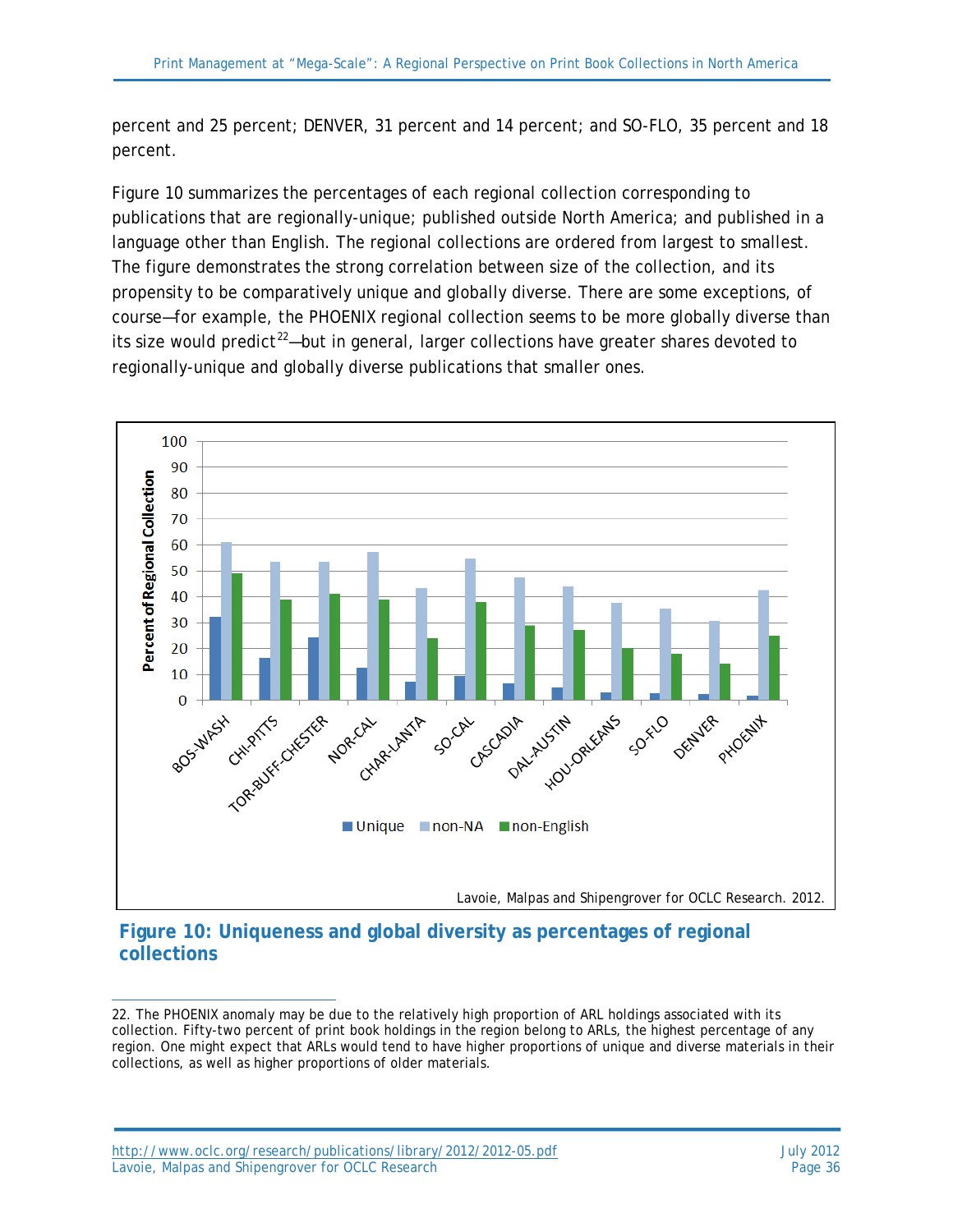percent and 25 percent; DENVER, 31 percent and 14 percent; and SO-FLO, 35 percent and 18 percent.

Figure 10 summarizes the percentages of each regional collection corresponding to publications that are regionally-unique; published outside North America; and published in a language other than English. The regional collections are ordered from largest to smallest. The figure demonstrates the strong correlation between size of the collection, and its propensity to be comparatively unique and globally diverse. There are some exceptions, of course—for example, the PHOENIX regional collection seems to be more globally diverse than its size would predict[22]—but in general, larger collections have greater shares devoted to regionally-unique and globally diverse publications that smaller ones.

**Figure 10: Uniqueness and global diversity as percentages of regional collections**

---

22. The PHOENIX anomaly may be due to the relatively high proportion of ARL holdings associated with its collection. Fifty-two percent of print book holdings in the region belong to ARLs, the highest percentage of any region. One might expect that ARLs would tend to have higher proportions of unique and diverse materials in their collections, as well as higher proportions of older materials.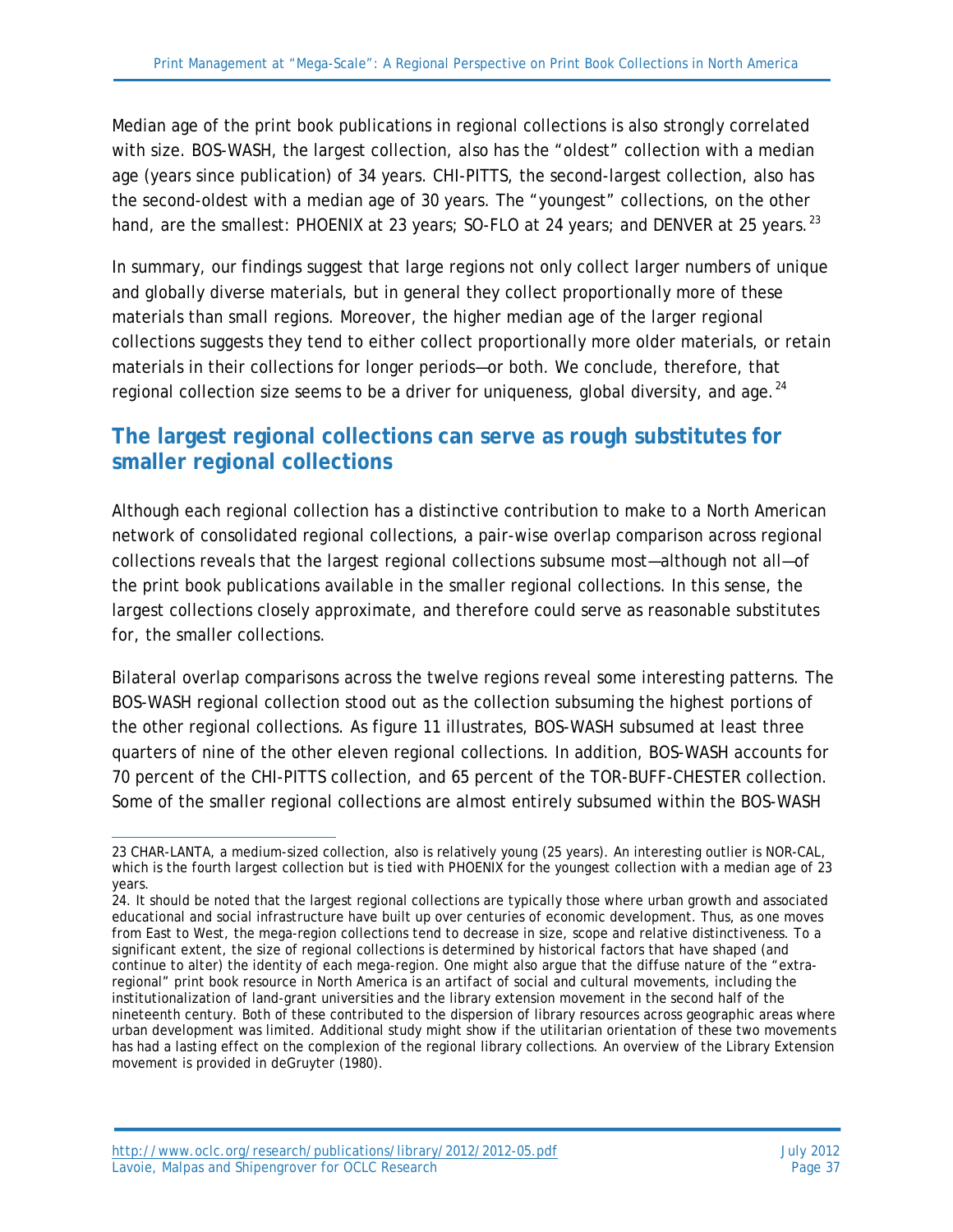Median age of the print book publications in regional collections is also strongly correlated with size. BOS-WASH, the largest collection, also has the "oldest" collection with a median age (years since publication) of 34 years. CHI-PITTS, the second-largest collection, also has the second-oldest with a median age of 30 years. The "youngest" collections, on the other hand, are the smallest: PHOENIX at 23 years; SO-FLO at 24 years; and DENVER at 25 years.[23]

In summary, our findings suggest that large regions not only collect larger numbers of unique and globally diverse materials, but in general they collect proportionally more of these materials than small regions. Moreover, the higher median age of the larger regional collections suggests they tend to either collect proportionally more older materials, or retain materials in their collections for longer periods—or both. We conclude, therefore, that regional collection size seems to be a driver for uniqueness, global diversity, and age.[24]

## The largest regional collections can serve as rough substitutes for smaller regional collections

Although each regional collection has a distinctive contribution to make to a North American network of consolidated regional collections, a pair-wise overlap comparison across regional collections reveals that the largest regional collections subsume most—although not all—of the print book publications available in the smaller regional collections. In this sense, the largest collections closely approximate, and therefore could serve as reasonable substitutes for, the smaller collections.

Bilateral overlap comparisons across the twelve regions reveal some interesting patterns. The BOS-WASH regional collection stood out as the collection subsuming the highest portions of the other regional collections. As figure 11 illustrates, BOS-WASH subsumed at least three quarters of nine of the other eleven regional collections. In addition, BOS-WASH accounts for 70 percent of the CHI-PITTS collection, and 65 percent of the TOR-BUFF-CHESTER collection. Some of the smaller regional collections are almost entirely subsumed within the BOS-WASH

---

23 CHAR-LANTA, a medium-sized collection, also is relatively young (25 years). An interesting outlier is NOR-CAL, which is the fourth largest collection but is tied with PHOENIX for the youngest collection with a median age of 23 years.

24. It should be noted that the largest regional collections are typically those where urban growth and associated educational and social infrastructure have built up over centuries of economic development. Thus, as one moves from East to West, the mega-region collections tend to decrease in size, scope and relative distinctiveness. To a significant extent, the size of regional collections is determined by historical factors that have shaped (and continue to alter) the identity of each mega-region. One might also argue that the diffuse nature of the "extra-regional" print book resource in North America is an artifact of social and cultural movements, including the institutionalization of land-grant universities and the library extension movement in the second half of the nineteenth century. Both of these contributed to the dispersion of library resources across geographic areas where urban development was limited. Additional study might show if the utilitarian orientation of these two movements has had a lasting effect on the complexion of the regional library collections. An overview of the Library Extension movement is provided in deGruyter (1980).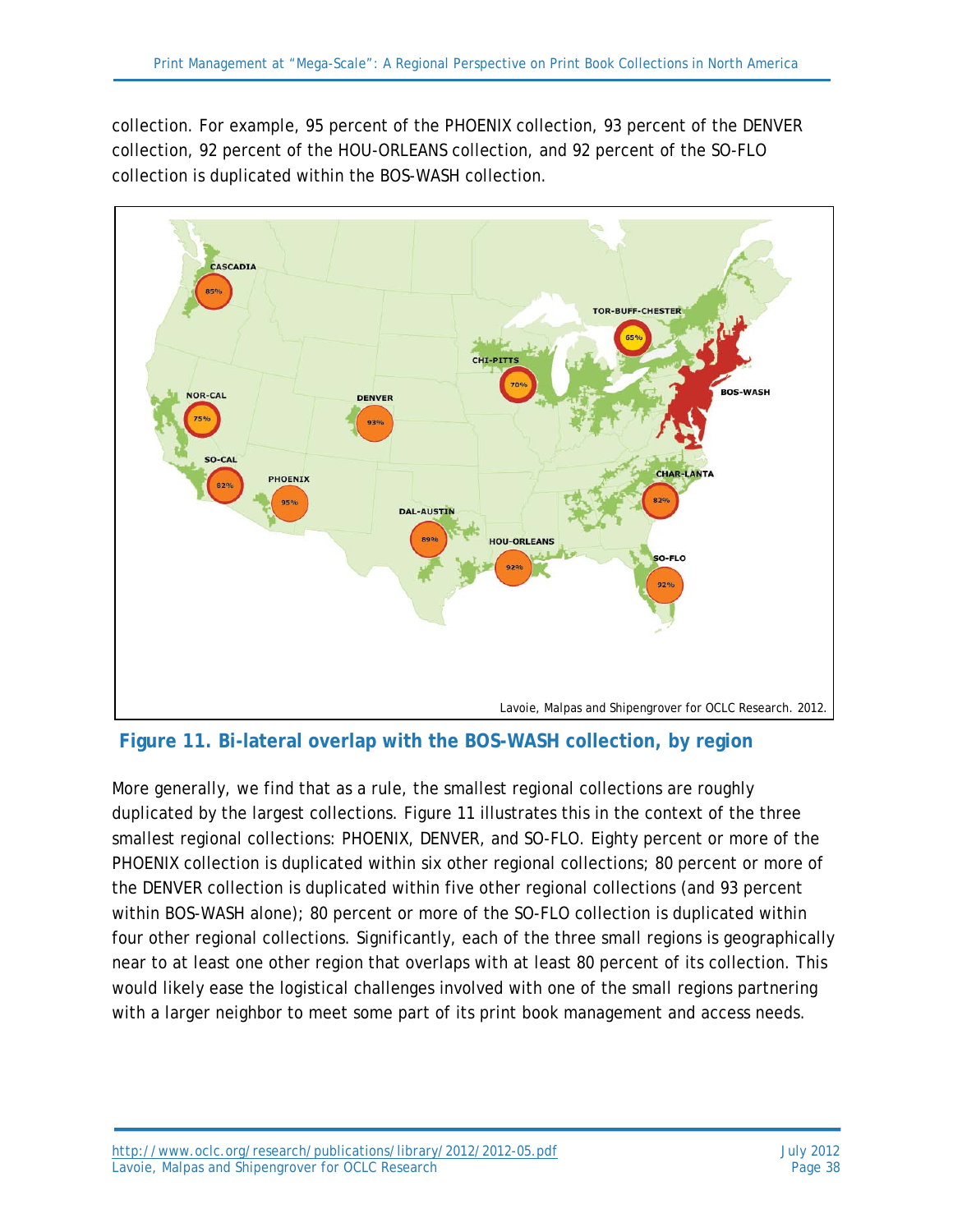collection. For example, 95 percent of the PHOENIX collection, 93 percent of the DENVER collection, 92 percent of the HOU-ORLEANS collection, and 92 percent of the SO-FLO collection is duplicated within the BOS-WASH collection.

Lavoie, Malpas and Shipengrover for OCLC Research. 2012.

**Figure 11. Bi-lateral overlap with the BOS-WASH collection, by region**

More generally, we find that as a rule, the smallest regional collections are roughly duplicated by the largest collections. Figure 11 illustrates this in the context of the three smallest regional collections: PHOENIX, DENVER, and SO-FLO. Eighty percent or more of the PHOENIX collection is duplicated within six other regional collections; 80 percent or more of the DENVER collection is duplicated within five other regional collections (and 93 percent within BOS-WASH alone); 80 percent or more of the SO-FLO collection is duplicated within four other regional collections. Significantly, each of the three small regions is geographically near to at least one other region that overlaps with at least 80 percent of its collection. This would likely ease the logistical challenges involved with one of the small regions partnering with a larger neighbor to meet some part of its print book management and access needs.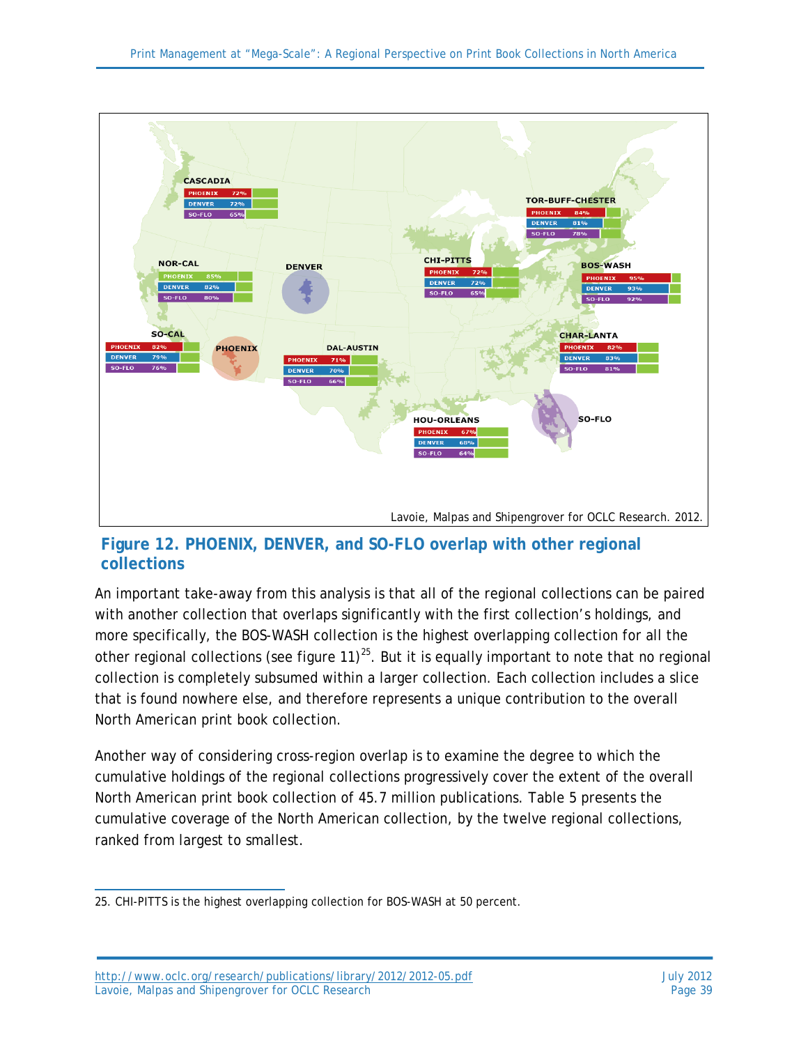Lavoie, Malpas and Shipengrover for OCLC Research. 2012.

**Figure 12. PHOENIX, DENVER, and SO-FLO overlap with other regional collections**

An important take-away from this analysis is that all of the regional collections can be paired with another collection that overlaps significantly with the first collection's holdings, and more specifically, the BOS-WASH collection is the highest overlapping collection for all the other regional collections (see figure 11)[25]. But it is equally important to note that no regional collection is completely subsumed within a larger collection. Each collection includes a slice that is found nowhere else, and therefore represents a unique contribution to the overall North American print book collection.

Another way of considering cross-region overlap is to examine the degree to which the cumulative holdings of the regional collections progressively cover the extent of the overall North American print book collection of 45.7 million publications. Table 5 presents the cumulative coverage of the North American collection, by the twelve regional collections, ranked from largest to smallest.

25. CHI-PITTS is the highest overlapping collection for BOS-WASH at 50 percent.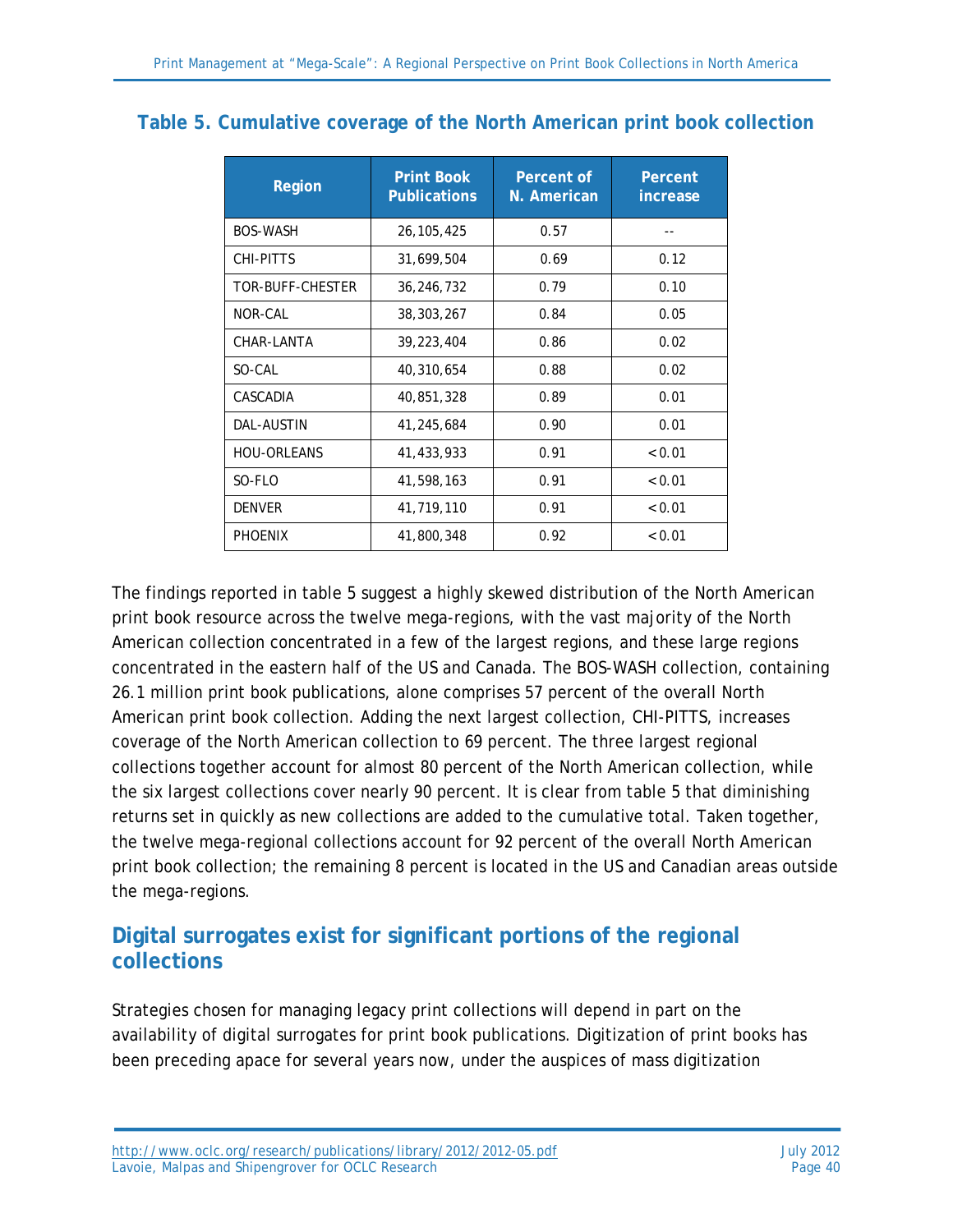### Table 5. Cumulative coverage of the North American print book collection

| Region | Print Book Publications | Percent of N. American | Percent increase |
|---|---|---|---|
| BOS-WASH | 26,105,425 | 0.57 | -- |
| CHI-PITTS | 31,699,504 | 0.69 | 0.12 |
| TOR-BUFF-CHESTER | 36,246,732 | 0.79 | 0.10 |
| NOR-CAL | 38,303,267 | 0.84 | 0.05 |
| CHAR-LANTA | 39,223,404 | 0.86 | 0.02 |
| SO-CAL | 40,310,654 | 0.88 | 0.02 |
| CASCADIA | 40,851,328 | 0.89 | 0.01 |
| DAL-AUSTIN | 41,245,684 | 0.90 | 0.01 |
| HOU-ORLEANS | 41,433,933 | 0.91 | < 0.01 |
| SO-FLO | 41,598,163 | 0.91 | < 0.01 |
| DENVER | 41,719,110 | 0.91 | < 0.01 |
| PHOENIX | 41,800,348 | 0.92 | < 0.01 |

The findings reported in table 5 suggest a highly skewed distribution of the North American print book resource across the twelve mega-regions, with the vast majority of the North American collection concentrated in a few of the largest regions, and these large regions concentrated in the eastern half of the US and Canada. The BOS-WASH collection, containing 26.1 million print book publications, alone comprises 57 percent of the overall North American print book collection. Adding the next largest collection, CHI-PITTS, increases coverage of the North American collection to 69 percent. The three largest regional collections together account for almost 80 percent of the North American collection, while the six largest collections cover nearly 90 percent. It is clear from table 5 that diminishing returns set in quickly as new collections are added to the cumulative total. Taken together, the twelve mega-regional collections account for 92 percent of the overall North American print book collection; the remaining 8 percent is located in the US and Canadian areas outside the mega-regions.

## Digital surrogates exist for significant portions of the regional collections

Strategies chosen for managing legacy print collections will depend in part on the availability of digital surrogates for print book publications. Digitization of print books has been preceding apace for several years now, under the auspices of mass digitization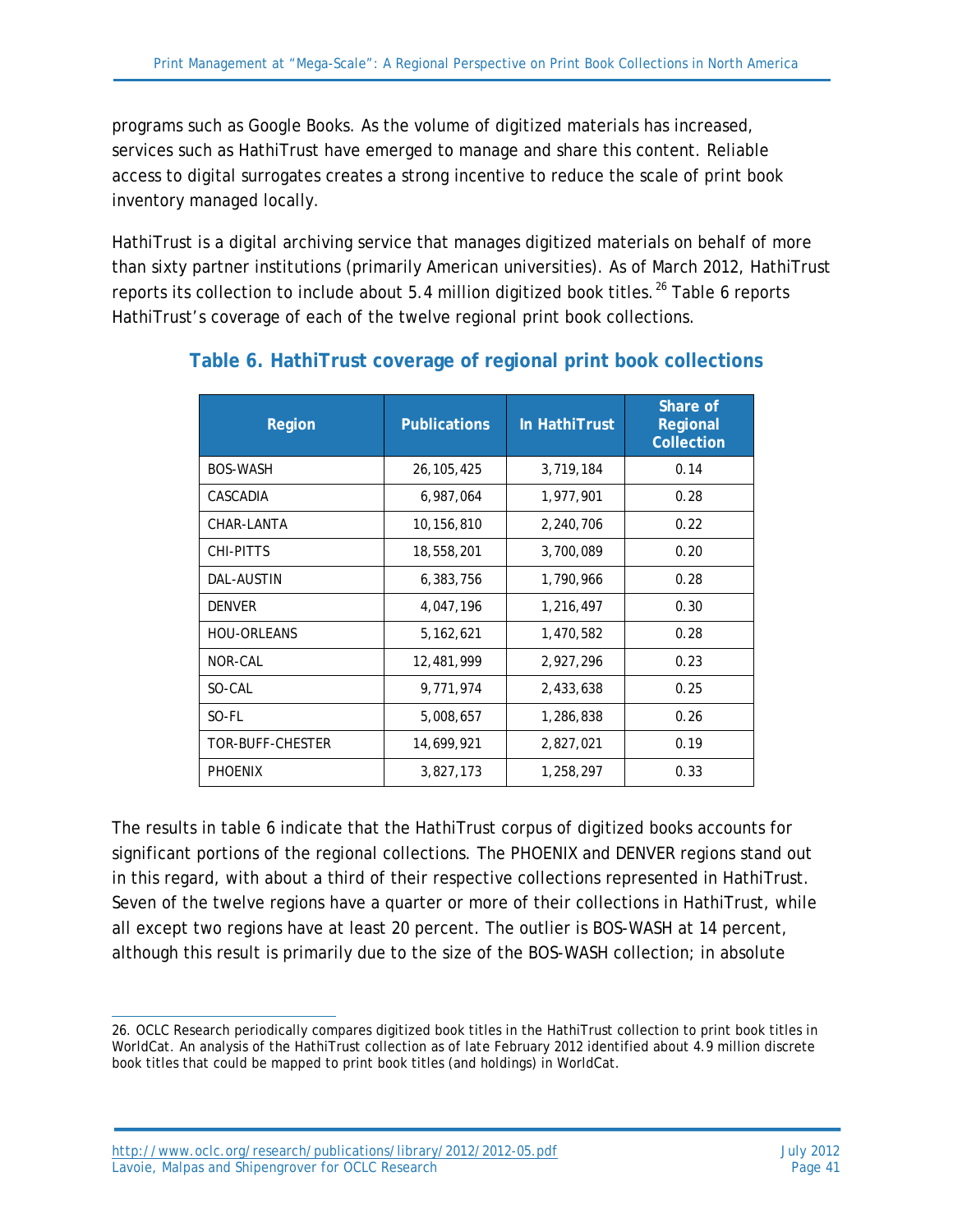programs such as Google Books. As the volume of digitized materials has increased, services such as HathiTrust have emerged to manage and share this content. Reliable access to digital surrogates creates a strong incentive to reduce the scale of print book inventory managed locally.

HathiTrust is a digital archiving service that manages digitized materials on behalf of more than sixty partner institutions (primarily American universities). As of March 2012, HathiTrust reports its collection to include about 5.4 million digitized book titles.[26] Table 6 reports HathiTrust's coverage of each of the twelve regional print book collections.

### Table 6. HathiTrust coverage of regional print book collections

| Region | Publications | In HathiTrust | Share of Regional Collection |
|---|---|---|---|
| BOS-WASH | 26,105,425 | 3,719,184 | 0.14 |
| CASCADIA | 6,987,064 | 1,977,901 | 0.28 |
| CHAR-LANTA | 10,156,810 | 2,240,706 | 0.22 |
| CHI-PITTS | 18,558,201 | 3,700,089 | 0.20 |
| DAL-AUSTIN | 6,383,756 | 1,790,966 | 0.28 |
| DENVER | 4,047,196 | 1,216,497 | 0.30 |
| HOU-ORLEANS | 5,162,621 | 1,470,582 | 0.28 |
| NOR-CAL | 12,481,999 | 2,927,296 | 0.23 |
| SO-CAL | 9,771,974 | 2,433,638 | 0.25 |
| SO-FL | 5,008,657 | 1,286,838 | 0.26 |
| TOR-BUFF-CHESTER | 14,699,921 | 2,827,021 | 0.19 |
| PHOENIX | 3,827,173 | 1,258,297 | 0.33 |

The results in table 6 indicate that the HathiTrust corpus of digitized books accounts for significant portions of the regional collections. The PHOENIX and DENVER regions stand out in this regard, with about a third of their respective collections represented in HathiTrust. Seven of the twelve regions have a quarter or more of their collections in HathiTrust, while all except two regions have at least 20 percent. The outlier is BOS-WASH at 14 percent, although this result is primarily due to the size of the BOS-WASH collection; in absolute

26. OCLC Research periodically compares digitized book titles in the HathiTrust collection to print book titles in WorldCat. An analysis of the HathiTrust collection as of late February 2012 identified about 4.9 million discrete book titles that could be mapped to print book titles (and holdings) in WorldCat.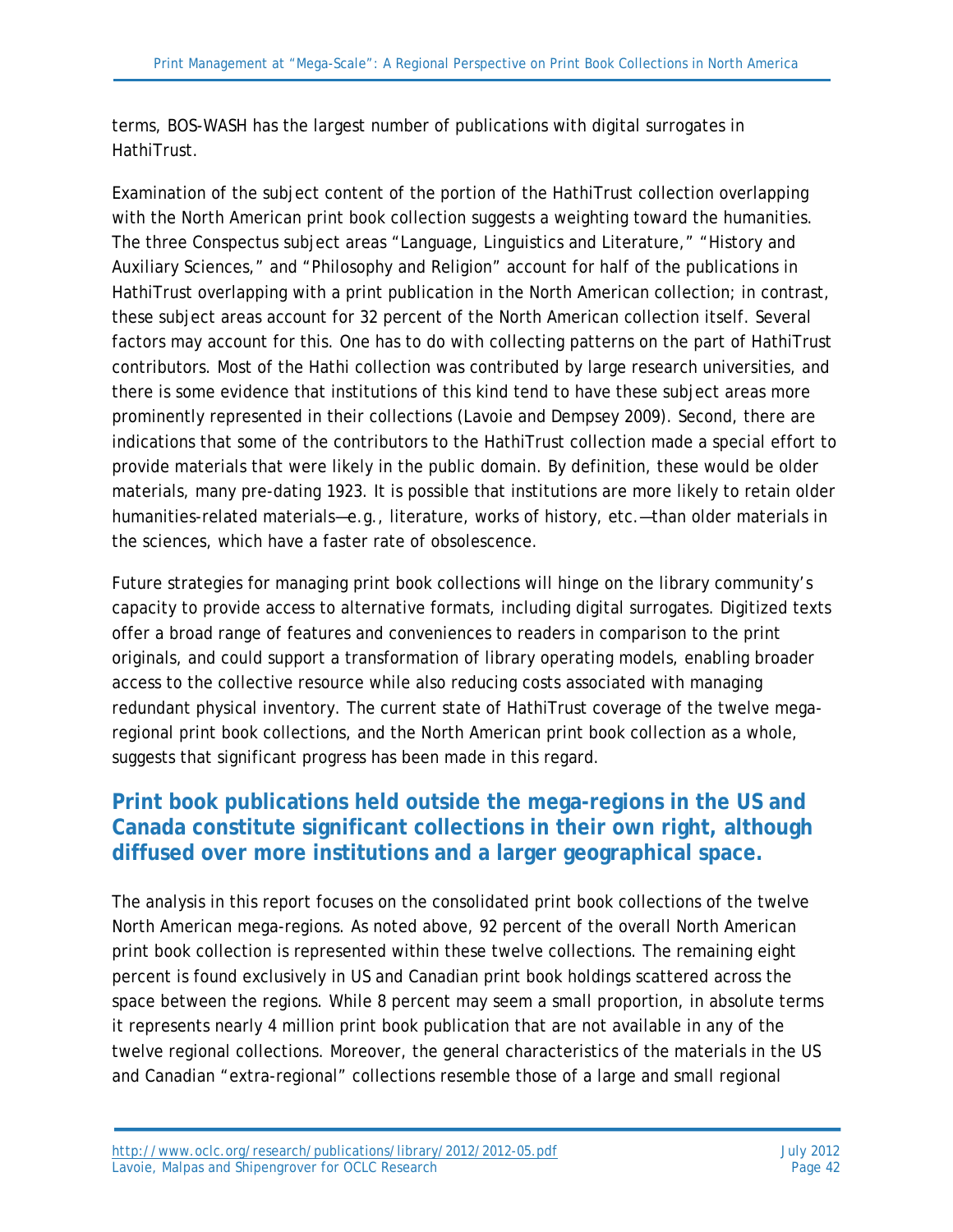terms, BOS-WASH has the largest number of publications with digital surrogates in HathiTrust.

Examination of the subject content of the portion of the HathiTrust collection overlapping with the North American print book collection suggests a weighting toward the humanities. The three Conspectus subject areas "Language, Linguistics and Literature," "History and Auxiliary Sciences," and "Philosophy and Religion" account for half of the publications in HathiTrust overlapping with a print publication in the North American collection; in contrast, these subject areas account for 32 percent of the North American collection itself. Several factors may account for this. One has to do with collecting patterns on the part of HathiTrust contributors. Most of the Hathi collection was contributed by large research universities, and there is some evidence that institutions of this kind tend to have these subject areas more prominently represented in their collections (Lavoie and Dempsey 2009). Second, there are indications that some of the contributors to the HathiTrust collection made a special effort to provide materials that were likely in the public domain. By definition, these would be older materials, many pre-dating 1923. It is possible that institutions are more likely to retain older humanities-related materials—e.g., literature, works of history, etc.—than older materials in the sciences, which have a faster rate of obsolescence.

Future strategies for managing print book collections will hinge on the library community's capacity to provide access to alternative formats, including digital surrogates. Digitized texts offer a broad range of features and conveniences to readers in comparison to the print originals, and could support a transformation of library operating models, enabling broader access to the collective resource while also reducing costs associated with managing redundant physical inventory. The current state of HathiTrust coverage of the twelve mega-regional print book collections, and the North American print book collection as a whole, suggests that significant progress has been made in this regard.

## Print book publications held outside the mega-regions in the US and Canada constitute significant collections in their own right, although diffused over more institutions and a larger geographical space.

The analysis in this report focuses on the consolidated print book collections of the twelve North American mega-regions. As noted above, 92 percent of the overall North American print book collection is represented within these twelve collections. The remaining eight percent is found exclusively in US and Canadian print book holdings scattered across the space between the regions. While 8 percent may seem a small proportion, in absolute terms it represents nearly 4 million print book publication that are not available in any of the twelve regional collections. Moreover, the general characteristics of the materials in the US and Canadian "extra-regional" collections resemble those of a large and small regional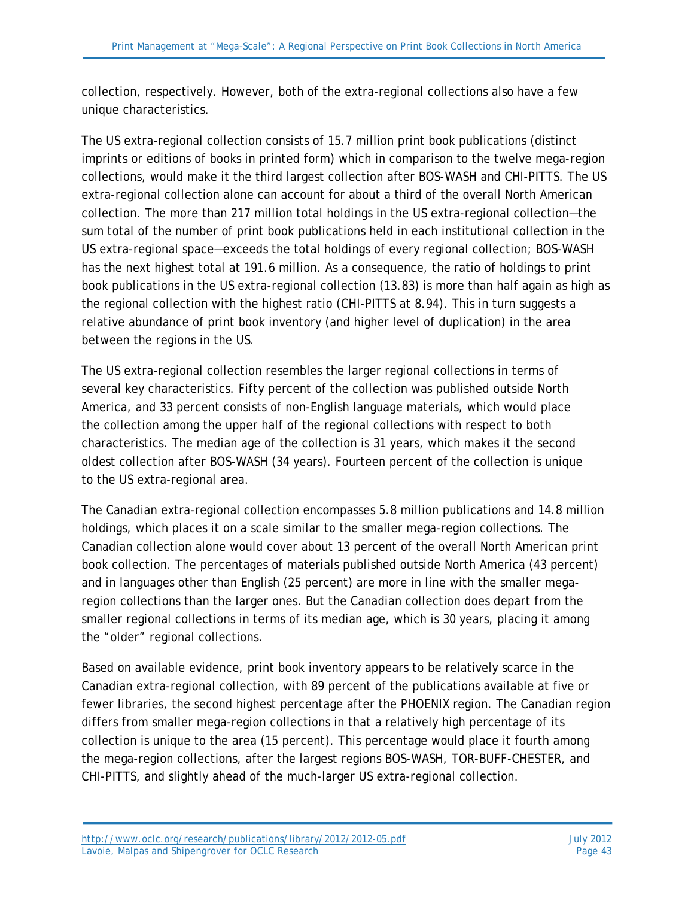collection, respectively. However, both of the extra-regional collections also have a few unique characteristics.

The US extra-regional collection consists of 15.7 million print book publications (distinct imprints or editions of books in printed form) which in comparison to the twelve mega-region collections, would make it the third largest collection after BOS-WASH and CHI-PITTS. The US extra-regional collection alone can account for about a third of the overall North American collection. The more than 217 million total holdings in the US extra-regional collection—the sum total of the number of print book publications held in each institutional collection in the US extra-regional space—exceeds the total holdings of every regional collection; BOS-WASH has the next highest total at 191.6 million. As a consequence, the ratio of holdings to print book publications in the US extra-regional collection (13.83) is more than half again as high as the regional collection with the highest ratio (CHI-PITTS at 8.94). This in turn suggests a relative abundance of print book inventory (and higher level of duplication) in the area between the regions in the US.

The US extra-regional collection resembles the larger regional collections in terms of several key characteristics. Fifty percent of the collection was published outside North America, and 33 percent consists of non-English language materials, which would place the collection among the upper half of the regional collections with respect to both characteristics. The median age of the collection is 31 years, which makes it the second oldest collection after BOS-WASH (34 years). Fourteen percent of the collection is unique to the US extra-regional area.

The Canadian extra-regional collection encompasses 5.8 million publications and 14.8 million holdings, which places it on a scale similar to the smaller mega-region collections. The Canadian collection alone would cover about 13 percent of the overall North American print book collection. The percentages of materials published outside North America (43 percent) and in languages other than English (25 percent) are more in line with the smaller mega-region collections than the larger ones. But the Canadian collection does depart from the smaller regional collections in terms of its median age, which is 30 years, placing it among the "older" regional collections.

Based on available evidence, print book inventory appears to be relatively scarce in the Canadian extra-regional collection, with 89 percent of the publications available at five or fewer libraries, the second highest percentage after the PHOENIX region. The Canadian region differs from smaller mega-region collections in that a relatively high percentage of its collection is unique to the area (15 percent). This percentage would place it fourth among the mega-region collections, after the largest regions BOS-WASH, TOR-BUFF-CHESTER, and CHI-PITTS, and slightly ahead of the much-larger US extra-regional collection.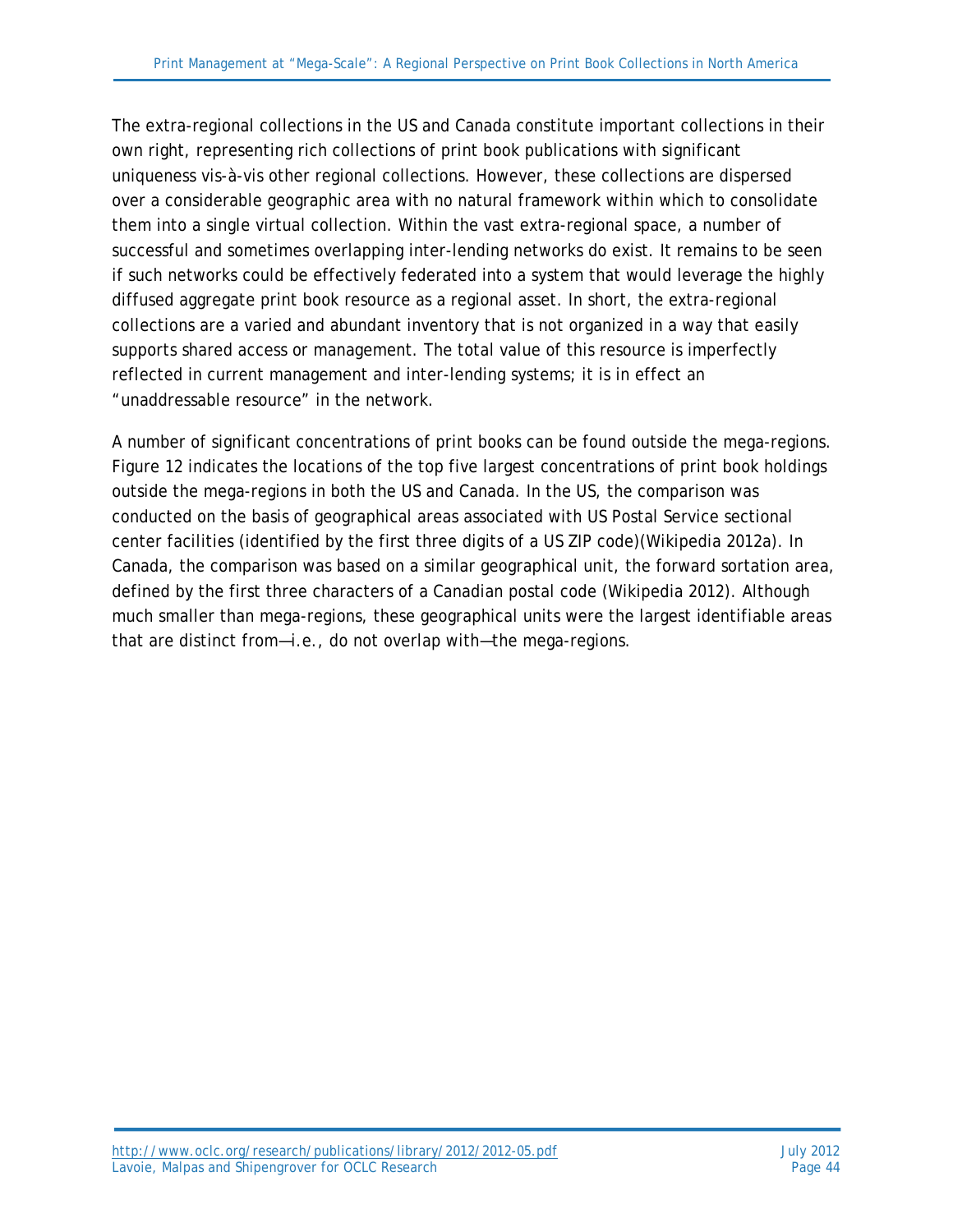The extra-regional collections in the US and Canada constitute important collections in their own right, representing rich collections of print book publications with significant uniqueness vis-à-vis other regional collections. However, these collections are dispersed over a considerable geographic area with no natural framework within which to consolidate them into a single virtual collection. Within the vast extra-regional space, a number of successful and sometimes overlapping inter-lending networks do exist. It remains to be seen if such networks could be effectively federated into a system that would leverage the highly diffused aggregate print book resource as a regional asset. In short, the extra-regional collections are a varied and abundant inventory that is not organized in a way that easily supports shared access or management. The total value of this resource is imperfectly reflected in current management and inter-lending systems; it is in effect an "unaddressable resource" in the network.

A number of significant concentrations of print books can be found outside the mega-regions. Figure 12 indicates the locations of the top five largest concentrations of print book holdings outside the mega-regions in both the US and Canada. In the US, the comparison was conducted on the basis of geographical areas associated with US Postal Service sectional center facilities (identified by the first three digits of a US ZIP code)(Wikipedia 2012a). In Canada, the comparison was based on a similar geographical unit, the forward sortation area, defined by the first three characters of a Canadian postal code (Wikipedia 2012). Although much smaller than mega-regions, these geographical units were the largest identifiable areas that are distinct from—i.e., do not overlap with—the mega-regions.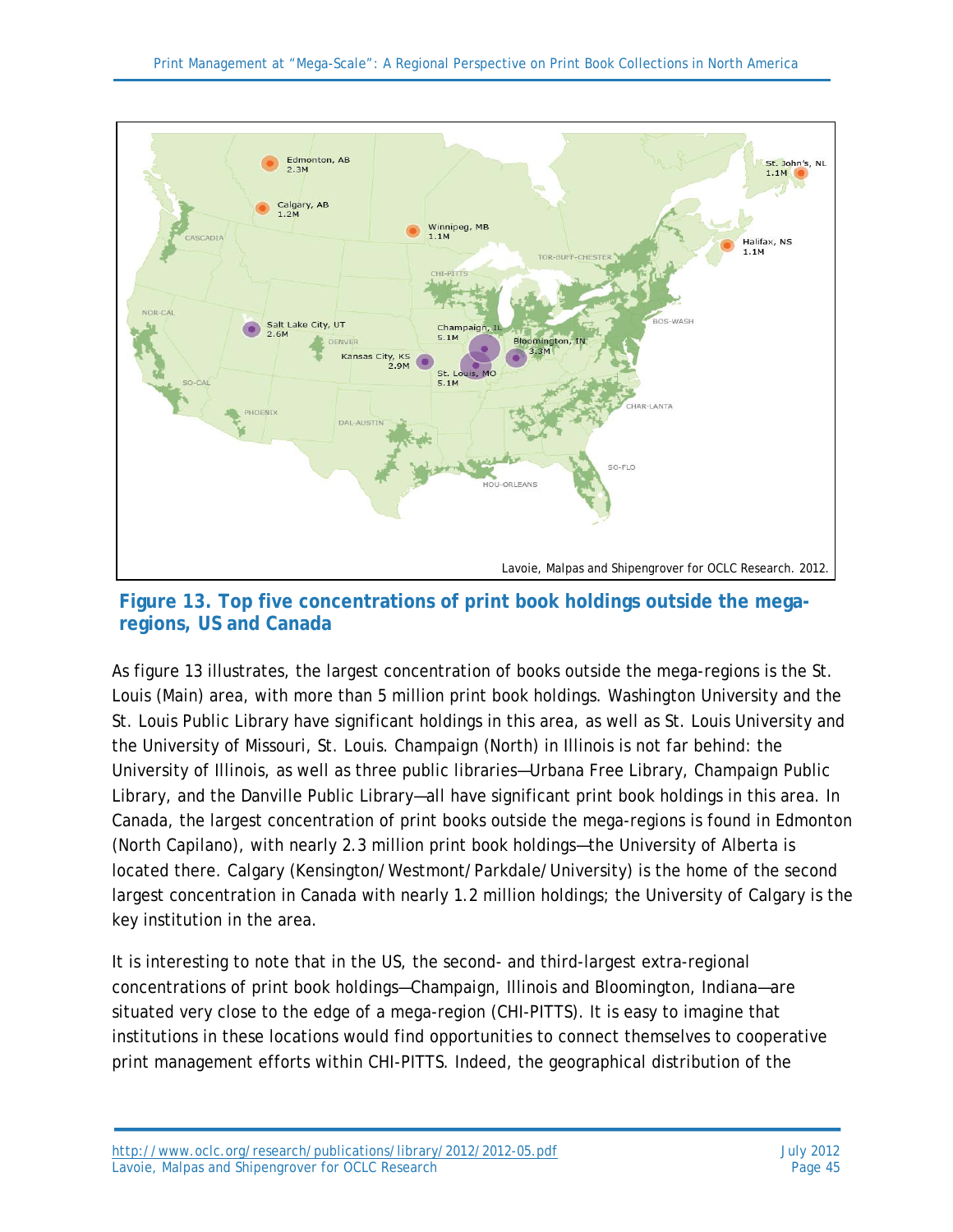**Figure 13. Top five concentrations of print book holdings outside the mega-regions, US and Canada**

As figure 13 illustrates, the largest concentration of books outside the mega-regions is the St. Louis (Main) area, with more than 5 million print book holdings. Washington University and the St. Louis Public Library have significant holdings in this area, as well as St. Louis University and the University of Missouri, St. Louis. Champaign (North) in Illinois is not far behind: the University of Illinois, as well as three public libraries—Urbana Free Library, Champaign Public Library, and the Danville Public Library—all have significant print book holdings in this area. In Canada, the largest concentration of print books outside the mega-regions is found in Edmonton (North Capilano), with nearly 2.3 million print book holdings—the University of Alberta is located there. Calgary (Kensington/Westmont/Parkdale/University) is the home of the second largest concentration in Canada with nearly 1.2 million holdings; the University of Calgary is the key institution in the area.

It is interesting to note that in the US, the second- and third-largest extra-regional concentrations of print book holdings—Champaign, Illinois and Bloomington, Indiana—are situated very close to the edge of a mega-region (CHI-PITTS). It is easy to imagine that institutions in these locations would find opportunities to connect themselves to cooperative print management efforts within CHI-PITTS. Indeed, the geographical distribution of the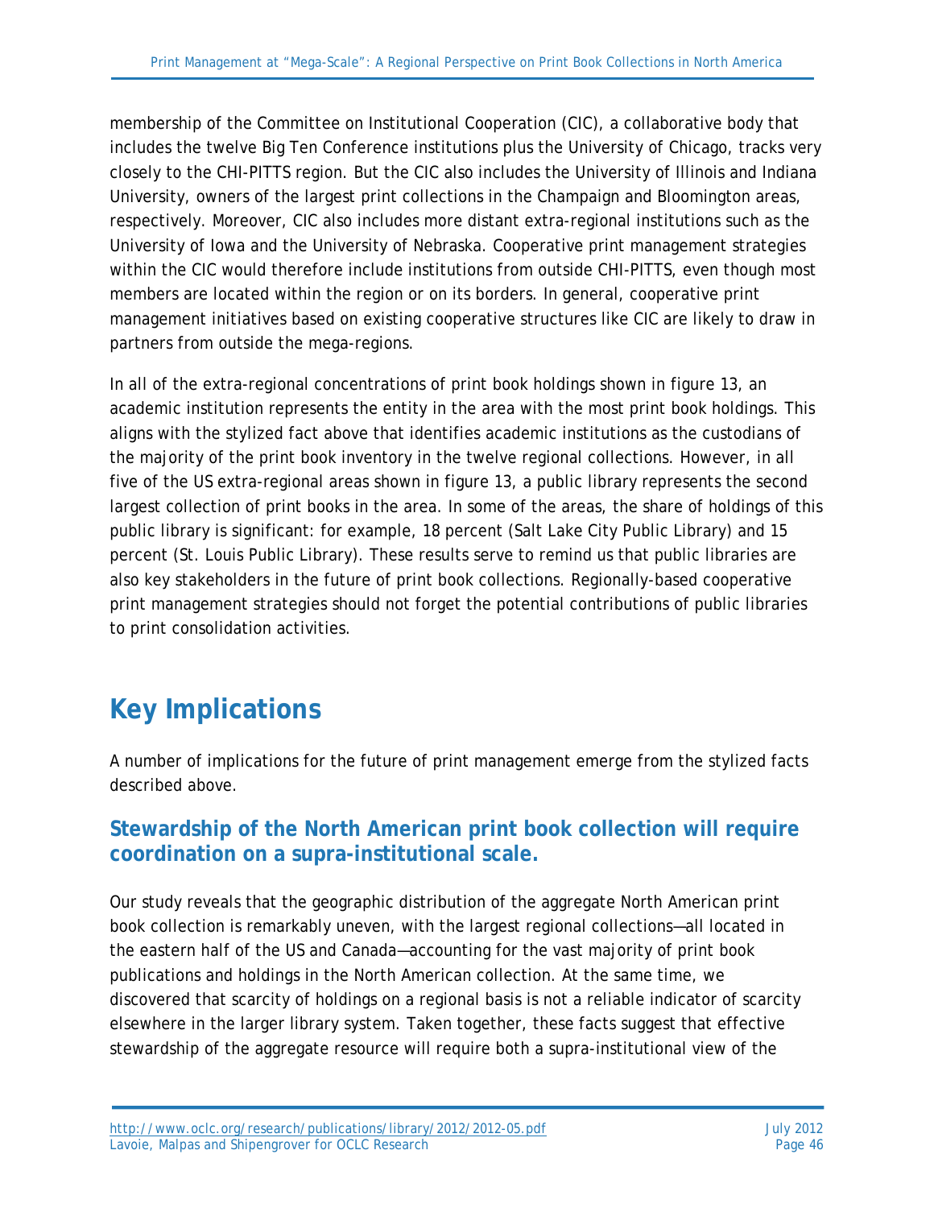membership of the Committee on Institutional Cooperation (CIC), a collaborative body that includes the twelve Big Ten Conference institutions plus the University of Chicago, tracks very closely to the CHI-PITTS region. But the CIC also includes the University of Illinois and Indiana University, owners of the largest print collections in the Champaign and Bloomington areas, respectively. Moreover, CIC also includes more distant extra-regional institutions such as the University of Iowa and the University of Nebraska. Cooperative print management strategies within the CIC would therefore include institutions from outside CHI-PITTS, even though most members are located within the region or on its borders. In general, cooperative print management initiatives based on existing cooperative structures like CIC are likely to draw in partners from outside the mega-regions.

In all of the extra-regional concentrations of print book holdings shown in figure 13, an academic institution represents the entity in the area with the most print book holdings. This aligns with the stylized fact above that identifies academic institutions as the custodians of the majority of the print book inventory in the twelve regional collections. However, in all five of the US extra-regional areas shown in figure 13, a public library represents the second largest collection of print books in the area. In some of the areas, the share of holdings of this public library is significant: for example, 18 percent (Salt Lake City Public Library) and 15 percent (St. Louis Public Library). These results serve to remind us that public libraries are also key stakeholders in the future of print book collections. Regionally-based cooperative print management strategies should not forget the potential contributions of public libraries to print consolidation activities.

# Key Implications

A number of implications for the future of print management emerge from the stylized facts described above.

## Stewardship of the North American print book collection will require coordination on a supra-institutional scale.

Our study reveals that the geographic distribution of the aggregate North American print book collection is remarkably uneven, with the largest regional collections—all located in the eastern half of the US and Canada—accounting for the vast majority of print book publications and holdings in the North American collection. At the same time, we discovered that scarcity of holdings on a regional basis is not a reliable indicator of scarcity elsewhere in the larger library system. Taken together, these facts suggest that effective stewardship of the aggregate resource will require both a supra-institutional view of the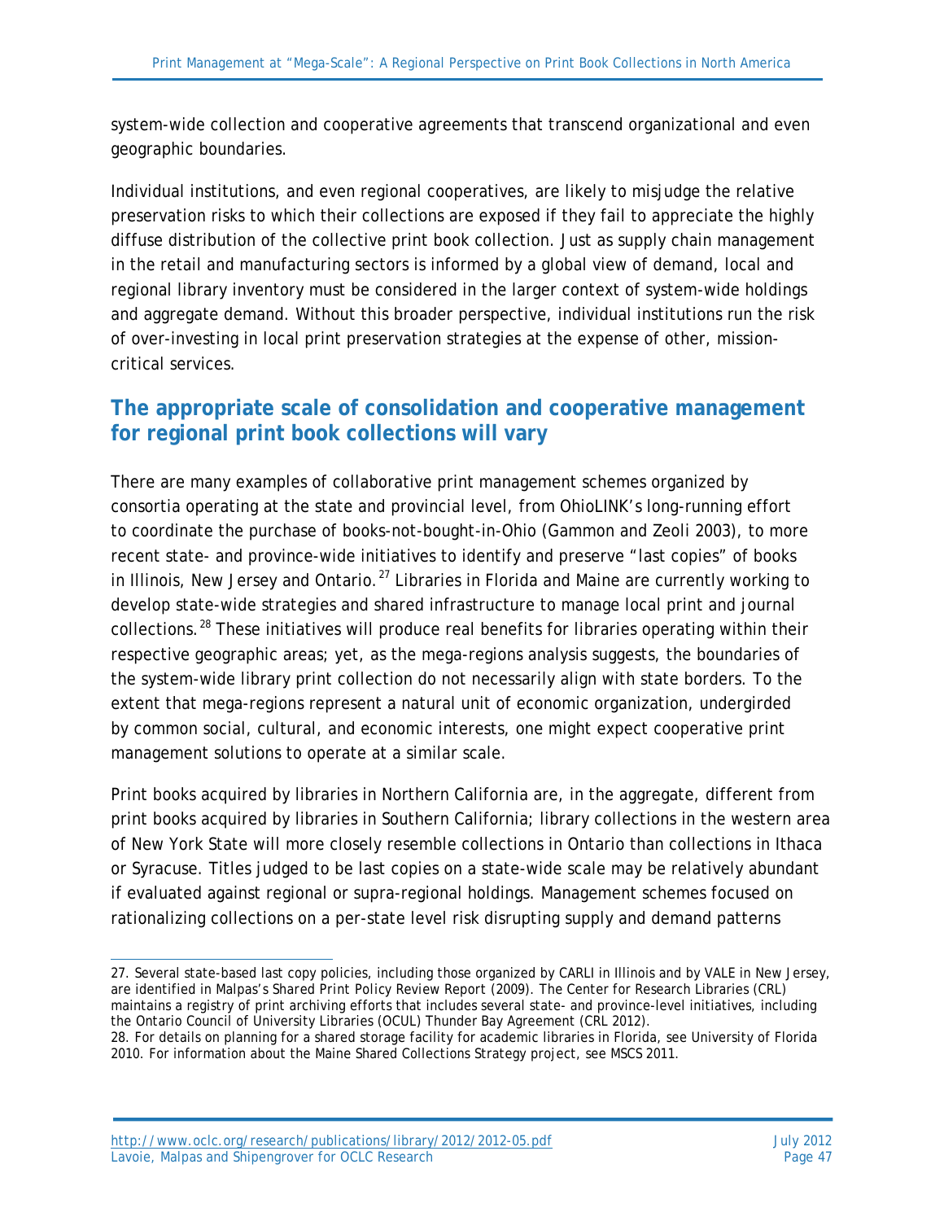system-wide collection and cooperative agreements that transcend organizational and even geographic boundaries.

Individual institutions, and even regional cooperatives, are likely to misjudge the relative preservation risks to which their collections are exposed if they fail to appreciate the highly diffuse distribution of the collective print book collection. Just as supply chain management in the retail and manufacturing sectors is informed by a global view of demand, local and regional library inventory must be considered in the larger context of system-wide holdings and aggregate demand. Without this broader perspective, individual institutions run the risk of over-investing in local print preservation strategies at the expense of other, mission-critical services.

## The appropriate scale of consolidation and cooperative management for regional print book collections will vary

There are many examples of collaborative print management schemes organized by consortia operating at the state and provincial level, from OhioLINK's long-running effort to coordinate the purchase of books-not-bought-in-Ohio (Gammon and Zeoli 2003), to more recent state- and province-wide initiatives to identify and preserve "last copies" of books in Illinois, New Jersey and Ontario.[27] Libraries in Florida and Maine are currently working to develop state-wide strategies and shared infrastructure to manage local print and journal collections.[28] These initiatives will produce real benefits for libraries operating within their respective geographic areas; yet, as the mega-regions analysis suggests, the boundaries of the system-wide library print collection do not necessarily align with state borders. To the extent that mega-regions represent a natural unit of economic organization, undergirded by common social, cultural, and economic interests, one might expect cooperative print management solutions to operate at a similar scale.

Print books acquired by libraries in Northern California are, in the aggregate, different from print books acquired by libraries in Southern California; library collections in the western area of New York State will more closely resemble collections in Ontario than collections in Ithaca or Syracuse. Titles judged to be last copies on a state-wide scale may be relatively abundant if evaluated against regional or supra-regional holdings. Management schemes focused on rationalizing collections on a per-state level risk disrupting supply and demand patterns

---

27. Several state-based last copy policies, including those organized by CARLI in Illinois and by VALE in New Jersey, are identified in Malpas's Shared Print Policy Review Report (2009). The Center for Research Libraries (CRL) maintains a registry of print archiving efforts that includes several state- and province-level initiatives, including the Ontario Council of University Libraries (OCUL) Thunder Bay Agreement (CRL 2012).

28. For details on planning for a shared storage facility for academic libraries in Florida, see University of Florida 2010. For information about the Maine Shared Collections Strategy project, see MSCS 2011.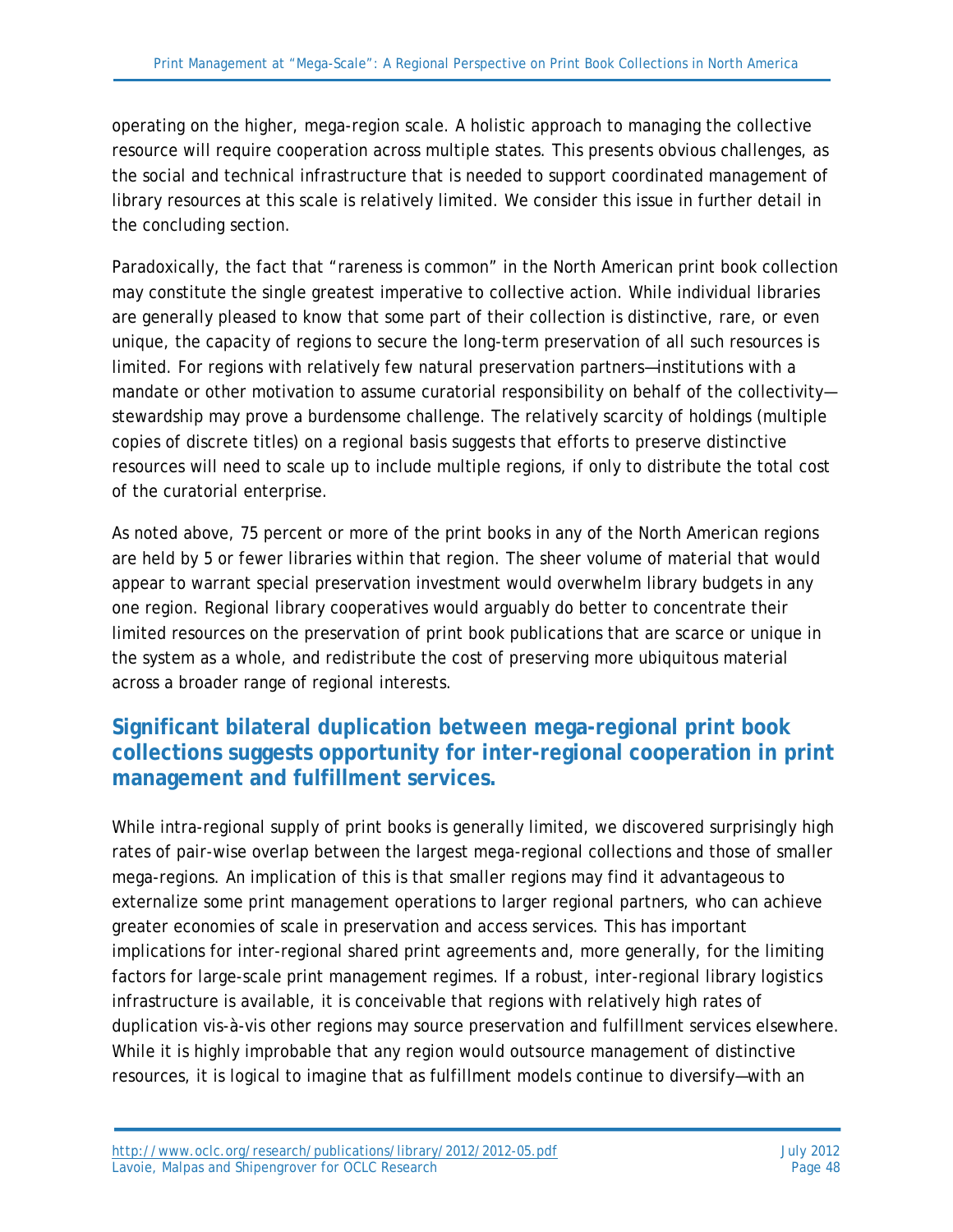operating on the higher, mega-region scale. A holistic approach to managing the collective resource will require cooperation across multiple states. This presents obvious challenges, as the social and technical infrastructure that is needed to support coordinated management of library resources at this scale is relatively limited. We consider this issue in further detail in the concluding section.

Paradoxically, the fact that "rareness is common" in the North American print book collection may constitute the single greatest imperative to collective action. While individual libraries are generally pleased to know that some part of their collection is distinctive, rare, or even unique, the capacity of regions to secure the long-term preservation of all such resources is limited. For regions with relatively few natural preservation partners—institutions with a mandate or other motivation to assume curatorial responsibility on behalf of the collectivity—stewardship may prove a burdensome challenge. The relatively scarcity of holdings (multiple copies of discrete titles) on a regional basis suggests that efforts to preserve distinctive resources will need to scale up to include multiple regions, if only to distribute the total cost of the curatorial enterprise.

As noted above, 75 percent or more of the print books in any of the North American regions are held by 5 or fewer libraries within that region. The sheer volume of material that would appear to warrant special preservation investment would overwhelm library budgets in any one region. Regional library cooperatives would arguably do better to concentrate their limited resources on the preservation of print book publications that are scarce or unique in the system as a whole, and redistribute the cost of preserving more ubiquitous material across a broader range of regional interests.

## Significant bilateral duplication between mega-regional print book collections suggests opportunity for inter-regional cooperation in print management and fulfillment services.

While intra-regional supply of print books is generally limited, we discovered surprisingly high rates of pair-wise overlap between the largest mega-regional collections and those of smaller mega-regions. An implication of this is that smaller regions may find it advantageous to externalize some print management operations to larger regional partners, who can achieve greater economies of scale in preservation and access services. This has important implications for inter-regional shared print agreements and, more generally, for the limiting factors for large-scale print management regimes. If a robust, inter-regional library logistics infrastructure is available, it is conceivable that regions with relatively high rates of duplication vis-à-vis other regions may source preservation and fulfillment services elsewhere. While it is highly improbable that any region would outsource management of distinctive resources, it is logical to imagine that as fulfillment models continue to diversify—with an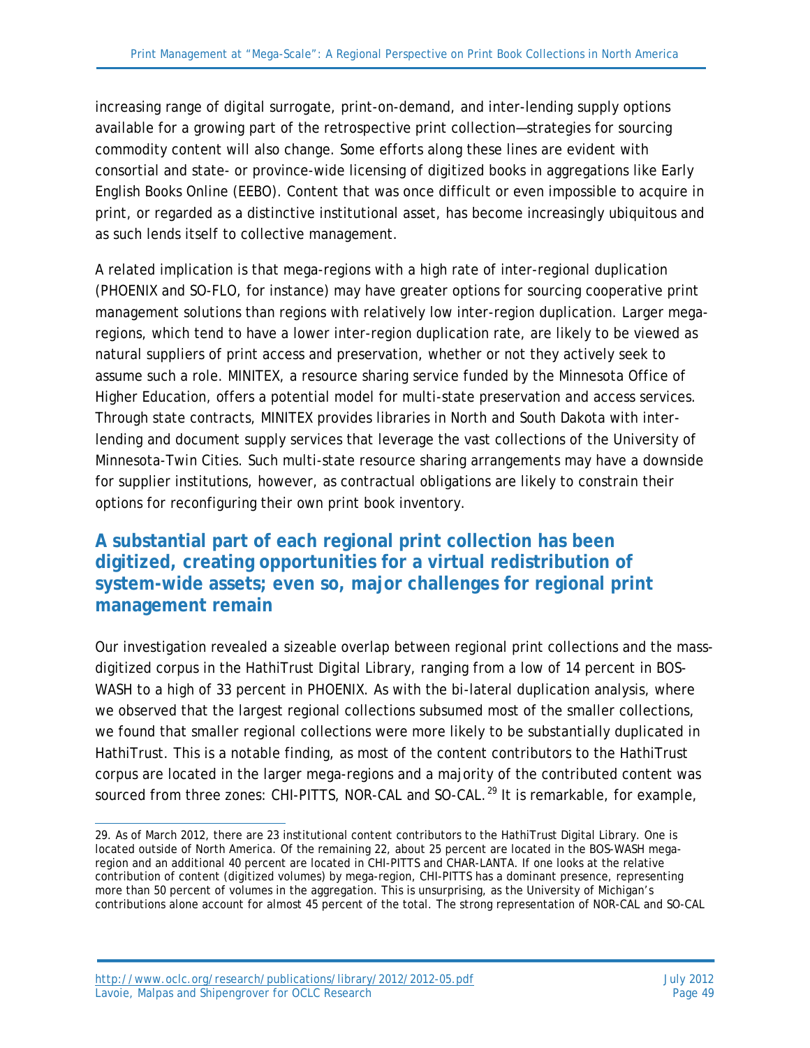increasing range of digital surrogate, print-on-demand, and inter-lending supply options available for a growing part of the retrospective print collection—strategies for sourcing commodity content will also change. Some efforts along these lines are evident with consortial and state- or province-wide licensing of digitized books in aggregations like Early English Books Online (EEBO). Content that was once difficult or even impossible to acquire in print, or regarded as a distinctive institutional asset, has become increasingly ubiquitous and as such lends itself to collective management.

A related implication is that mega-regions with a high rate of inter-regional duplication (PHOENIX and SO-FLO, for instance) may have greater options for sourcing cooperative print management solutions than regions with relatively low inter-region duplication. Larger mega-regions, which tend to have a lower inter-region duplication rate, are likely to be viewed as natural suppliers of print access and preservation, whether or not they actively seek to assume such a role. MINITEX, a resource sharing service funded by the Minnesota Office of Higher Education, offers a potential model for multi-state preservation and access services. Through state contracts, MINITEX provides libraries in North and South Dakota with inter-lending and document supply services that leverage the vast collections of the University of Minnesota-Twin Cities. Such multi-state resource sharing arrangements may have a downside for supplier institutions, however, as contractual obligations are likely to constrain their options for reconfiguring their own print book inventory.

## A substantial part of each regional print collection has been digitized, creating opportunities for a virtual redistribution of system-wide assets; even so, major challenges for regional print management remain

Our investigation revealed a sizeable overlap between regional print collections and the mass-digitized corpus in the HathiTrust Digital Library, ranging from a low of 14 percent in BOS-WASH to a high of 33 percent in PHOENIX. As with the bi-lateral duplication analysis, where we observed that the largest regional collections subsumed most of the smaller collections, we found that smaller regional collections were more likely to be substantially duplicated in HathiTrust. This is a notable finding, as most of the content contributors to the HathiTrust corpus are located in the larger mega-regions and a majority of the contributed content was sourced from three zones: CHI-PITTS, NOR-CAL and SO-CAL.[29] It is remarkable, for example,

29. As of March 2012, there are 23 institutional content contributors to the HathiTrust Digital Library. One is located outside of North America. Of the remaining 22, about 25 percent are located in the BOS-WASH mega-region and an additional 40 percent are located in CHI-PITTS and CHAR-LANTA. If one looks at the relative contribution of content (digitized volumes) by mega-region, CHI-PITTS has a dominant presence, representing more than 50 percent of volumes in the aggregation. This is unsurprising, as the University of Michigan's contributions alone account for almost 45 percent of the total. The strong representation of NOR-CAL and SO-CAL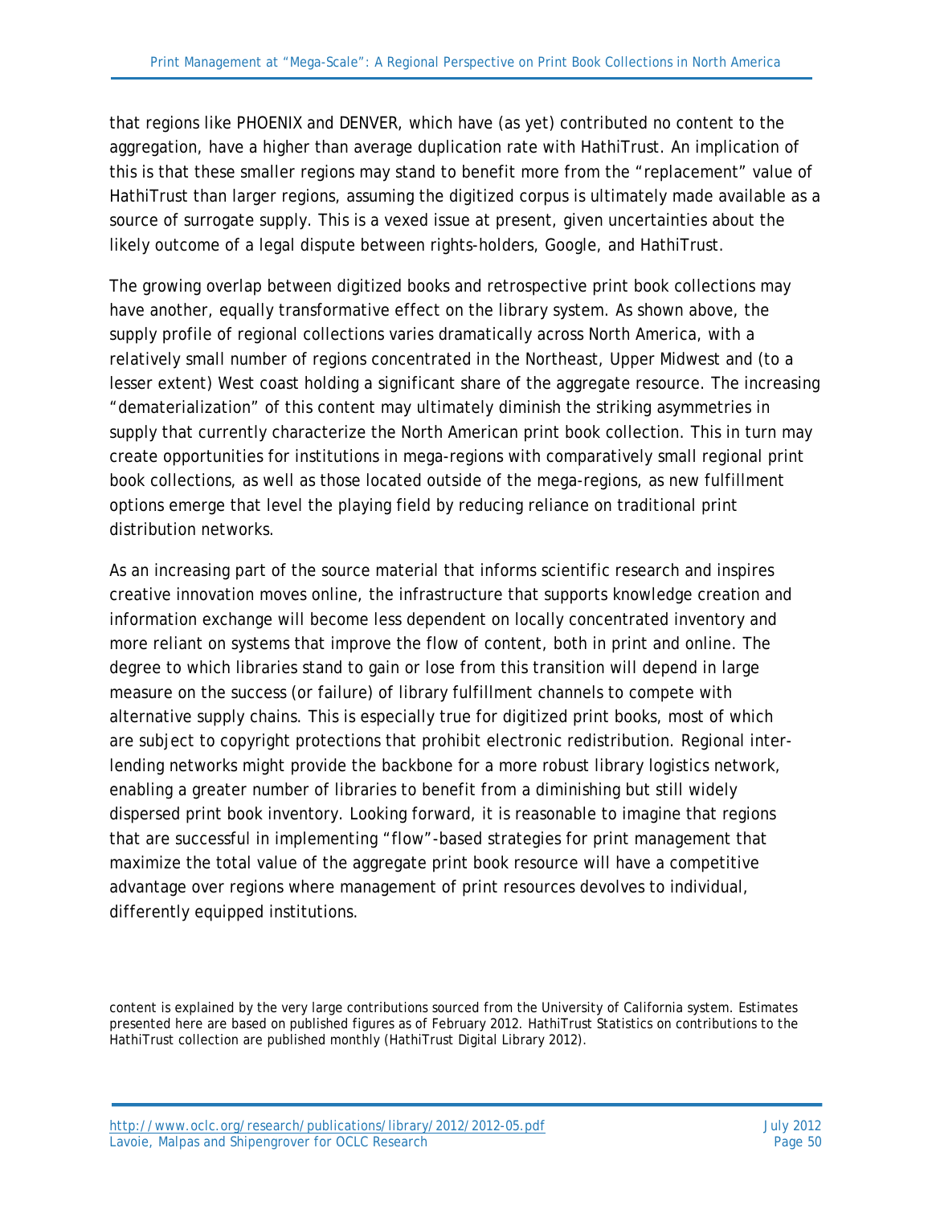that regions like PHOENIX and DENVER, which have (as yet) contributed no content to the aggregation, have a higher than average duplication rate with HathiTrust. An implication of this is that these smaller regions may stand to benefit more from the "replacement" value of HathiTrust than larger regions, assuming the digitized corpus is ultimately made available as a source of surrogate supply. This is a vexed issue at present, given uncertainties about the likely outcome of a legal dispute between rights-holders, Google, and HathiTrust.

The growing overlap between digitized books and retrospective print book collections may have another, equally transformative effect on the library system. As shown above, the supply profile of regional collections varies dramatically across North America, with a relatively small number of regions concentrated in the Northeast, Upper Midwest and (to a lesser extent) West coast holding a significant share of the aggregate resource. The increasing "dematerialization" of this content may ultimately diminish the striking asymmetries in supply that currently characterize the North American print book collection. This in turn may create opportunities for institutions in mega-regions with comparatively small regional print book collections, as well as those located outside of the mega-regions, as new fulfillment options emerge that level the playing field by reducing reliance on traditional print distribution networks.

As an increasing part of the source material that informs scientific research and inspires creative innovation moves online, the infrastructure that supports knowledge creation and information exchange will become less dependent on locally concentrated inventory and more reliant on systems that improve the flow of content, both in print and online. The degree to which libraries stand to gain or lose from this transition will depend in large measure on the success (or failure) of library fulfillment channels to compete with alternative supply chains. This is especially true for digitized print books, most of which are subject to copyright protections that prohibit electronic redistribution. Regional inter-lending networks might provide the backbone for a more robust library logistics network, enabling a greater number of libraries to benefit from a diminishing but still widely dispersed print book inventory. Looking forward, it is reasonable to imagine that regions that are successful in implementing "flow"-based strategies for print management that maximize the total value of the aggregate print book resource will have a competitive advantage over regions where management of print resources devolves to individual, differently equipped institutions.

content is explained by the very large contributions sourced from the University of California system. Estimates presented here are based on published figures as of February 2012. HathiTrust Statistics on contributions to the HathiTrust collection are published monthly (HathiTrust Digital Library 2012).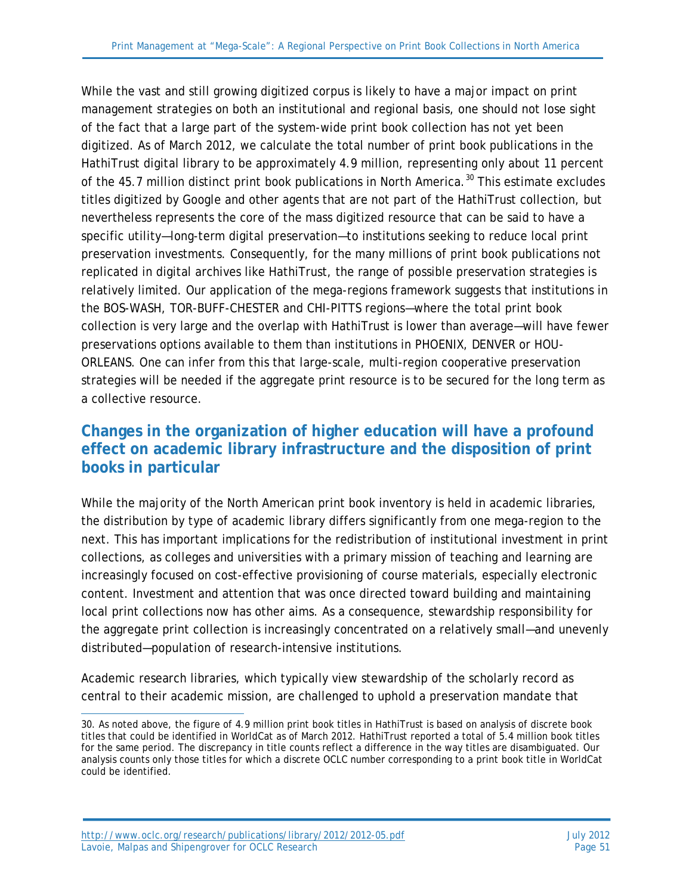While the vast and still growing digitized corpus is likely to have a major impact on print management strategies on both an institutional and regional basis, one should not lose sight of the fact that a large part of the system-wide print book collection has not yet been digitized. As of March 2012, we calculate the total number of print book publications in the HathiTrust digital library to be approximately 4.9 million, representing only about 11 percent of the 45.7 million distinct print book publications in North America.[30] This estimate excludes titles digitized by Google and other agents that are not part of the HathiTrust collection, but nevertheless represents the core of the mass digitized resource that can be said to have a specific utility—long-term digital preservation—to institutions seeking to reduce local print preservation investments. Consequently, for the many millions of print book publications not replicated in digital archives like HathiTrust, the range of possible preservation strategies is relatively limited. Our application of the mega-regions framework suggests that institutions in the BOS-WASH, TOR-BUFF-CHESTER and CHI-PITTS regions—where the total print book collection is very large and the overlap with HathiTrust is lower than average—will have fewer preservations options available to them than institutions in PHOENIX, DENVER or HOU-ORLEANS. One can infer from this that large-scale, multi-region cooperative preservation strategies will be needed if the aggregate print resource is to be secured for the long term as a collective resource.

## Changes in the organization of higher education will have a profound effect on academic library infrastructure and the disposition of print books in particular

While the majority of the North American print book inventory is held in academic libraries, the distribution by type of academic library differs significantly from one mega-region to the next. This has important implications for the redistribution of institutional investment in print collections, as colleges and universities with a primary mission of teaching and learning are increasingly focused on cost-effective provisioning of course materials, especially electronic content. Investment and attention that was once directed toward building and maintaining local print collections now has other aims. As a consequence, stewardship responsibility for the aggregate print collection is increasingly concentrated on a relatively small—and unevenly distributed—population of research-intensive institutions.

Academic research libraries, which typically view stewardship of the scholarly record as central to their academic mission, are challenged to uphold a preservation mandate that

---

30. As noted above, the figure of 4.9 million print book titles in HathiTrust is based on analysis of discrete book titles that could be identified in WorldCat as of March 2012. HathiTrust reported a total of 5.4 million book titles for the same period. The discrepancy in title counts reflect a difference in the way titles are disambiguated. Our analysis counts only those titles for which a discrete OCLC number corresponding to a print book title in WorldCat could be identified.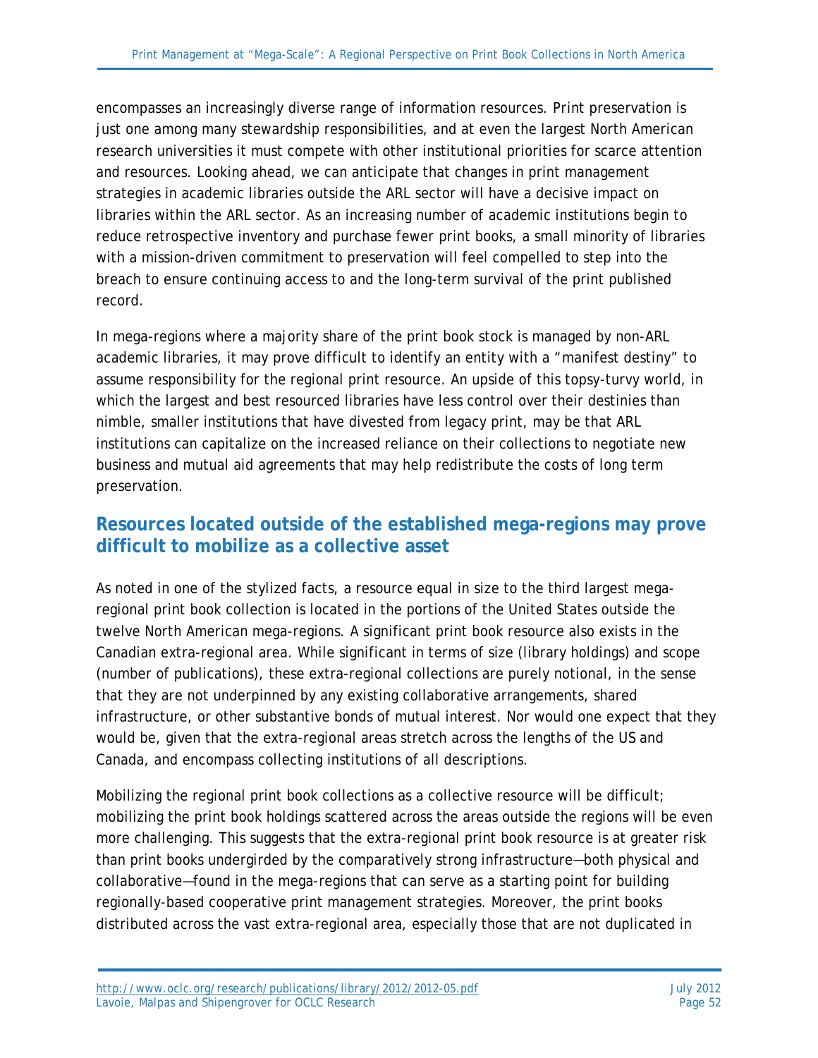encompasses an increasingly diverse range of information resources. Print preservation is just one among many stewardship responsibilities, and at even the largest North American research universities it must compete with other institutional priorities for scarce attention and resources. Looking ahead, we can anticipate that changes in print management strategies in academic libraries outside the ARL sector will have a decisive impact on libraries within the ARL sector. As an increasing number of academic institutions begin to reduce retrospective inventory and purchase fewer print books, a small minority of libraries with a mission-driven commitment to preservation will feel compelled to step into the breach to ensure continuing access to and the long-term survival of the print published record.

In mega-regions where a majority share of the print book stock is managed by non-ARL academic libraries, it may prove difficult to identify an entity with a "manifest destiny" to assume responsibility for the regional print resource. An upside of this topsy-turvy world, in which the largest and best resourced libraries have less control over their destinies than nimble, smaller institutions that have divested from legacy print, may be that ARL institutions can capitalize on the increased reliance on their collections to negotiate new business and mutual aid agreements that may help redistribute the costs of long term preservation.

## Resources located outside of the established mega-regions may prove difficult to mobilize as a collective asset

As noted in one of the stylized facts, a resource equal in size to the third largest mega-regional print book collection is located in the portions of the United States outside the twelve North American mega-regions. A significant print book resource also exists in the Canadian extra-regional area. While significant in terms of size (library holdings) and scope (number of publications), these extra-regional collections are purely notional, in the sense that they are not underpinned by any existing collaborative arrangements, shared infrastructure, or other substantive bonds of mutual interest. Nor would one expect that they would be, given that the extra-regional areas stretch across the lengths of the US and Canada, and encompass collecting institutions of all descriptions.

Mobilizing the regional print book collections as a collective resource will be difficult; mobilizing the print book holdings scattered across the areas outside the regions will be even more challenging. This suggests that the extra-regional print book resource is at greater risk than print books undergirded by the comparatively strong infrastructure—both physical and collaborative—found in the mega-regions that can serve as a starting point for building regionally-based cooperative print management strategies. Moreover, the print books distributed across the vast extra-regional area, especially those that are not duplicated in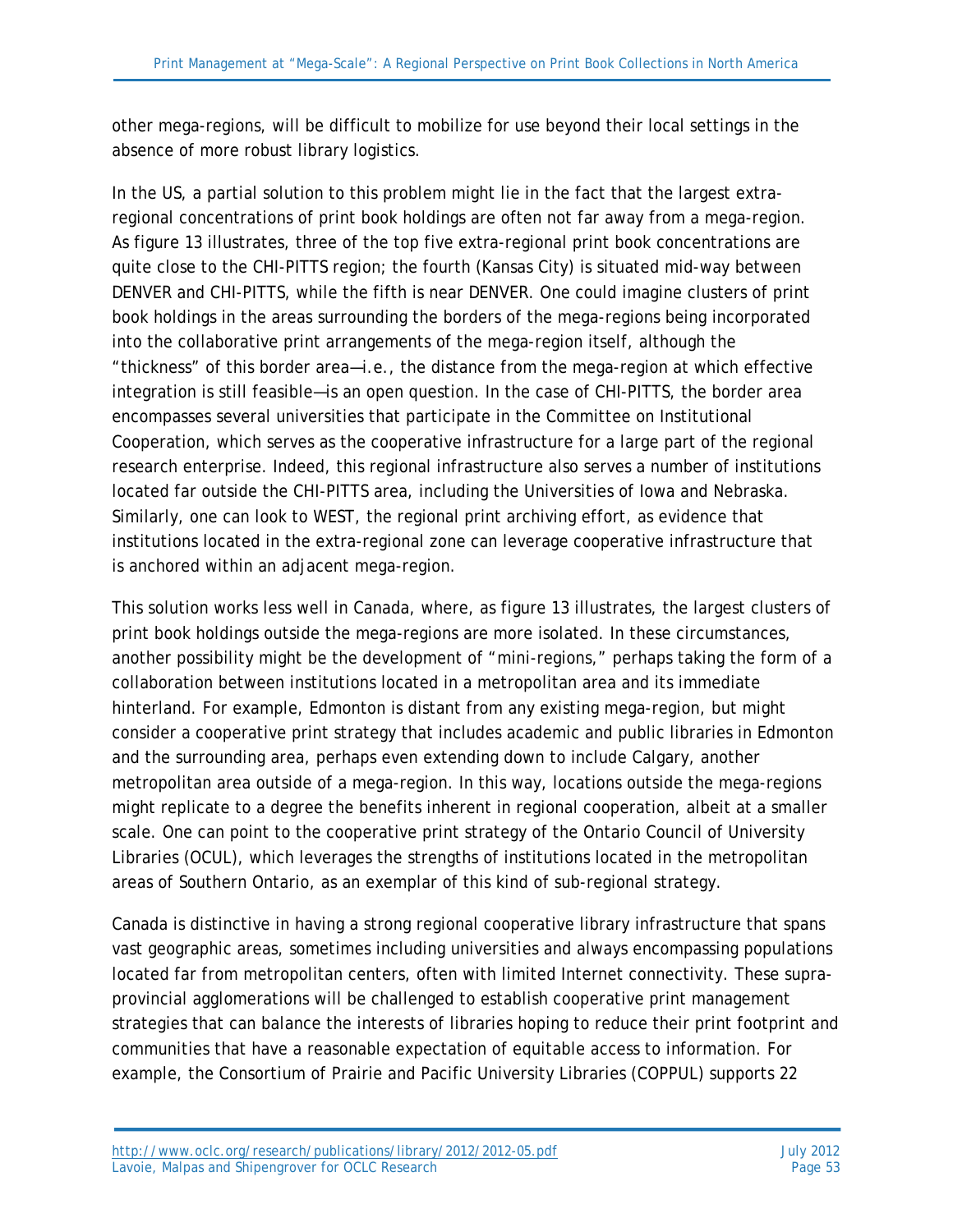other mega-regions, will be difficult to mobilize for use beyond their local settings in the absence of more robust library logistics.

In the US, a partial solution to this problem might lie in the fact that the largest extra-regional concentrations of print book holdings are often not far away from a mega-region. As figure 13 illustrates, three of the top five extra-regional print book concentrations are quite close to the CHI-PITTS region; the fourth (Kansas City) is situated mid-way between DENVER and CHI-PITTS, while the fifth is near DENVER. One could imagine clusters of print book holdings in the areas surrounding the borders of the mega-regions being incorporated into the collaborative print arrangements of the mega-region itself, although the "thickness" of this border area—i.e., the distance from the mega-region at which effective integration is still feasible—is an open question. In the case of CHI-PITTS, the border area encompasses several universities that participate in the Committee on Institutional Cooperation, which serves as the cooperative infrastructure for a large part of the regional research enterprise. Indeed, this regional infrastructure also serves a number of institutions located far outside the CHI-PITTS area, including the Universities of Iowa and Nebraska. Similarly, one can look to WEST, the regional print archiving effort, as evidence that institutions located in the extra-regional zone can leverage cooperative infrastructure that is anchored within an adjacent mega-region.

This solution works less well in Canada, where, as figure 13 illustrates, the largest clusters of print book holdings outside the mega-regions are more isolated. In these circumstances, another possibility might be the development of "mini-regions," perhaps taking the form of a collaboration between institutions located in a metropolitan area and its immediate hinterland. For example, Edmonton is distant from any existing mega-region, but might consider a cooperative print strategy that includes academic and public libraries in Edmonton and the surrounding area, perhaps even extending down to include Calgary, another metropolitan area outside of a mega-region. In this way, locations outside the mega-regions might replicate to a degree the benefits inherent in regional cooperation, albeit at a smaller scale. One can point to the cooperative print strategy of the Ontario Council of University Libraries (OCUL), which leverages the strengths of institutions located in the metropolitan areas of Southern Ontario, as an exemplar of this kind of sub-regional strategy.

Canada is distinctive in having a strong regional cooperative library infrastructure that spans vast geographic areas, sometimes including universities and always encompassing populations located far from metropolitan centers, often with limited Internet connectivity. These supra-provincial agglomerations will be challenged to establish cooperative print management strategies that can balance the interests of libraries hoping to reduce their print footprint and communities that have a reasonable expectation of equitable access to information. For example, the Consortium of Prairie and Pacific University Libraries (COPPUL) supports 22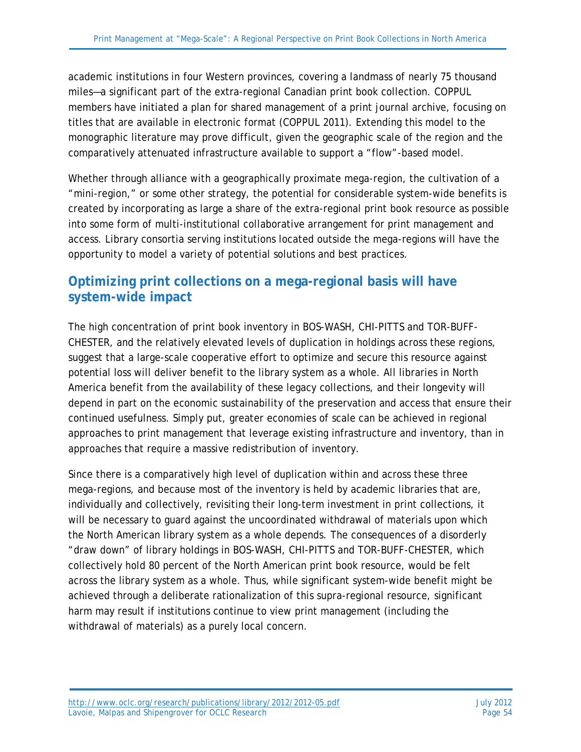academic institutions in four Western provinces, covering a landmass of nearly 75 thousand miles—a significant part of the extra-regional Canadian print book collection. COPPUL members have initiated a plan for shared management of a print journal archive, focusing on titles that are available in electronic format (COPPUL 2011). Extending this model to the monographic literature may prove difficult, given the geographic scale of the region and the comparatively attenuated infrastructure available to support a "flow"-based model.

Whether through alliance with a geographically proximate mega-region, the cultivation of a "mini-region," or some other strategy, the potential for considerable system-wide benefits is created by incorporating as large a share of the extra-regional print book resource as possible into some form of multi-institutional collaborative arrangement for print management and access. Library consortia serving institutions located outside the mega-regions will have the opportunity to model a variety of potential solutions and best practices.

## Optimizing print collections on a mega-regional basis will have system-wide impact

The high concentration of print book inventory in BOS-WASH, CHI-PITTS and TOR-BUFF-CHESTER, and the relatively elevated levels of duplication in holdings across these regions, suggest that a large-scale cooperative effort to optimize and secure this resource against potential loss will deliver benefit to the library system as a whole. All libraries in North America benefit from the availability of these legacy collections, and their longevity will depend in part on the economic sustainability of the preservation and access that ensure their continued usefulness. Simply put, greater economies of scale can be achieved in regional approaches to print management that leverage existing infrastructure and inventory, than in approaches that require a massive redistribution of inventory.

Since there is a comparatively high level of duplication within and across these three mega-regions, and because most of the inventory is held by academic libraries that are, individually and collectively, revisiting their long-term investment in print collections, it will be necessary to guard against the uncoordinated withdrawal of materials upon which the North American library system as a whole depends. The consequences of a disorderly "draw down" of library holdings in BOS-WASH, CHI-PITTS and TOR-BUFF-CHESTER, which collectively hold 80 percent of the North American print book resource, would be felt across the library system as a whole. Thus, while significant system-wide benefit might be achieved through a deliberate rationalization of this supra-regional resource, significant harm may result if institutions continue to view print management (including the withdrawal of materials) as a purely local concern.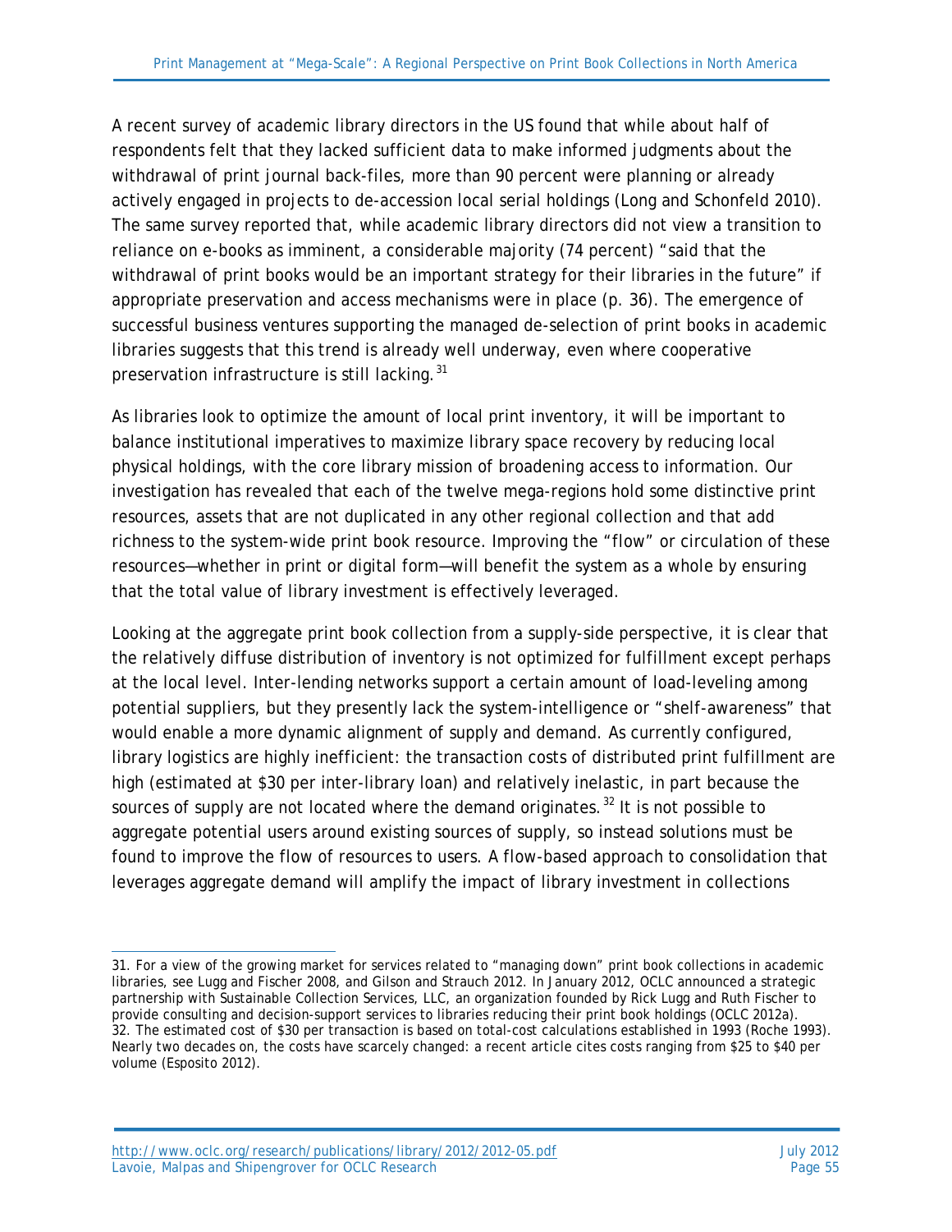A recent survey of academic library directors in the US found that while about half of respondents felt that they lacked sufficient data to make informed judgments about the withdrawal of print journal back-files, more than 90 percent were planning or already actively engaged in projects to de-accession local serial holdings (Long and Schonfeld 2010). The same survey reported that, while academic library directors did not view a transition to reliance on e-books as imminent, a considerable majority (74 percent) "said that the withdrawal of print books would be an important strategy for their libraries in the future" if appropriate preservation and access mechanisms were in place (p. 36). The emergence of successful business ventures supporting the managed de-selection of print books in academic libraries suggests that this trend is already well underway, even where cooperative preservation infrastructure is still lacking.[31]

As libraries look to optimize the amount of local print inventory, it will be important to balance institutional imperatives to maximize library space recovery by reducing local physical holdings, with the core library mission of broadening access to information. Our investigation has revealed that each of the twelve mega-regions hold some distinctive print resources, assets that are not duplicated in any other regional collection and that add richness to the system-wide print book resource. Improving the "flow" or circulation of these resources—whether in print or digital form—will benefit the system as a whole by ensuring that the total value of library investment is effectively leveraged.

Looking at the aggregate print book collection from a supply-side perspective, it is clear that the relatively diffuse distribution of inventory is not optimized for fulfillment except perhaps at the local level. Inter-lending networks support a certain amount of load-leveling among potential suppliers, but they presently lack the system-intelligence or "shelf-awareness" that would enable a more dynamic alignment of supply and demand. As currently configured, library logistics are highly inefficient: the transaction costs of distributed print fulfillment are high (estimated at $30 per inter-library loan) and relatively inelastic, in part because the sources of supply are not located where the demand originates.[32] It is not possible to aggregate potential users around existing sources of supply, so instead solutions must be found to improve the flow of resources to users. A flow-based approach to consolidation that leverages aggregate demand will amplify the impact of library investment in collections

---

31. For a view of the growing market for services related to "managing down" print book collections in academic libraries, see Lugg and Fischer 2008, and Gilson and Strauch 2012. In January 2012, OCLC announced a strategic partnership with Sustainable Collection Services, LLC, an organization founded by Rick Lugg and Ruth Fischer to provide consulting and decision-support services to libraries reducing their print book holdings (OCLC 2012a).
32. The estimated cost of $30 per transaction is based on total-cost calculations established in 1993 (Roche 1993). Nearly two decades on, the costs have scarcely changed: a recent article cites costs ranging from $25 to $40 per volume (Esposito 2012).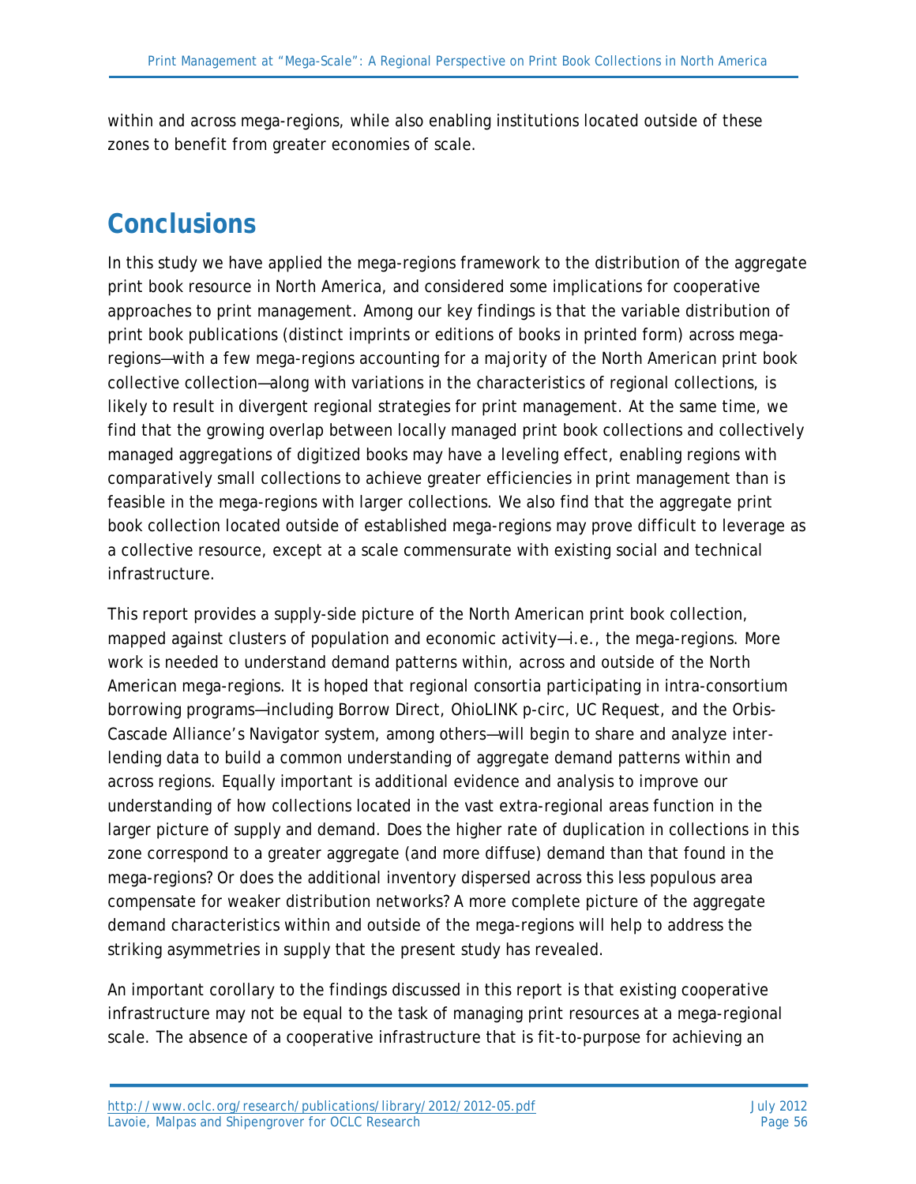within and across mega-regions, while also enabling institutions located outside of these zones to benefit from greater economies of scale.

## Conclusions

In this study we have applied the mega-regions framework to the distribution of the aggregate print book resource in North America, and considered some implications for cooperative approaches to print management. Among our key findings is that the variable distribution of print book publications (distinct imprints or editions of books in printed form) across mega-regions—with a few mega-regions accounting for a majority of the North American print book collective collection—along with variations in the characteristics of regional collections, is likely to result in divergent regional strategies for print management. At the same time, we find that the growing overlap between locally managed print book collections and collectively managed aggregations of digitized books may have a leveling effect, enabling regions with comparatively small collections to achieve greater efficiencies in print management than is feasible in the mega-regions with larger collections. We also find that the aggregate print book collection located outside of established mega-regions may prove difficult to leverage as a collective resource, except at a scale commensurate with existing social and technical infrastructure.

This report provides a supply-side picture of the North American print book collection, mapped against clusters of population and economic activity—i.e., the mega-regions. More work is needed to understand demand patterns within, across and outside of the North American mega-regions. It is hoped that regional consortia participating in intra-consortium borrowing programs—including Borrow Direct, OhioLINK p-circ, UC Request, and the Orbis-Cascade Alliance's Navigator system, among others—will begin to share and analyze inter-lending data to build a common understanding of aggregate demand patterns within and across regions. Equally important is additional evidence and analysis to improve our understanding of how collections located in the vast extra-regional areas function in the larger picture of supply and demand. Does the higher rate of duplication in collections in this zone correspond to a greater aggregate (and more diffuse) demand than that found in the mega-regions? Or does the additional inventory dispersed across this less populous area compensate for weaker distribution networks? A more complete picture of the aggregate demand characteristics within and outside of the mega-regions will help to address the striking asymmetries in supply that the present study has revealed.

An important corollary to the findings discussed in this report is that existing cooperative infrastructure may not be equal to the task of managing print resources at a mega-regional scale. The absence of a cooperative infrastructure that is fit-to-purpose for achieving an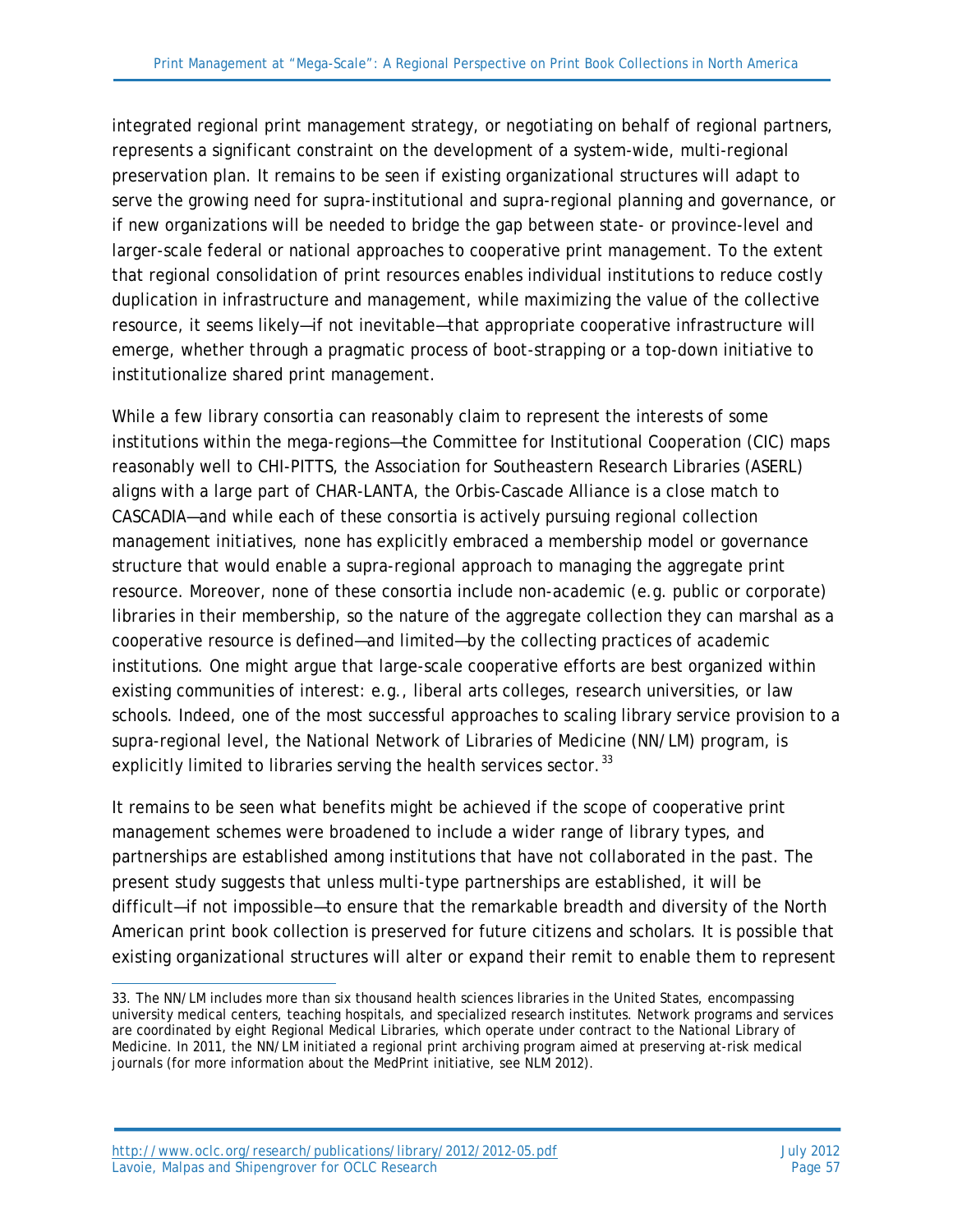integrated regional print management strategy, or negotiating on behalf of regional partners, represents a significant constraint on the development of a system-wide, multi-regional preservation plan. It remains to be seen if existing organizational structures will adapt to serve the growing need for supra-institutional and supra-regional planning and governance, or if new organizations will be needed to bridge the gap between state- or province-level and larger-scale federal or national approaches to cooperative print management. To the extent that regional consolidation of print resources enables individual institutions to reduce costly duplication in infrastructure and management, while maximizing the value of the collective resource, it seems likely—if not inevitable—that appropriate cooperative infrastructure will emerge, whether through a pragmatic process of boot-strapping or a top-down initiative to institutionalize shared print management.

While a few library consortia can reasonably claim to represent the interests of some institutions within the mega-regions—the Committee for Institutional Cooperation (CIC) maps reasonably well to CHI-PITTS, the Association for Southeastern Research Libraries (ASERL) aligns with a large part of CHAR-LANTA, the Orbis-Cascade Alliance is a close match to CASCADIA—and while each of these consortia is actively pursuing regional collection management initiatives, none has explicitly embraced a membership model or governance structure that would enable a supra-regional approach to managing the aggregate print resource. Moreover, none of these consortia include non-academic (e.g. public or corporate) libraries in their membership, so the nature of the aggregate collection they can marshal as a cooperative resource is defined—and limited—by the collecting practices of academic institutions. One might argue that large-scale cooperative efforts are best organized within existing communities of interest: e.g., liberal arts colleges, research universities, or law schools. Indeed, one of the most successful approaches to scaling library service provision to a supra-regional level, the National Network of Libraries of Medicine (NN/LM) program, is explicitly limited to libraries serving the health services sector.[33]

It remains to be seen what benefits might be achieved if the scope of cooperative print management schemes were broadened to include a wider range of library types, and partnerships are established among institutions that have not collaborated in the past. The present study suggests that unless multi-type partnerships are established, it will be difficult—if not impossible—to ensure that the remarkable breadth and diversity of the North American print book collection is preserved for future citizens and scholars. It is possible that existing organizational structures will alter or expand their remit to enable them to represent

---

33. The NN/LM includes more than six thousand health sciences libraries in the United States, encompassing university medical centers, teaching hospitals, and specialized research institutes. Network programs and services are coordinated by eight Regional Medical Libraries, which operate under contract to the National Library of Medicine. In 2011, the NN/LM initiated a regional print archiving program aimed at preserving at-risk medical journals (for more information about the MedPrint initiative, see NLM 2012).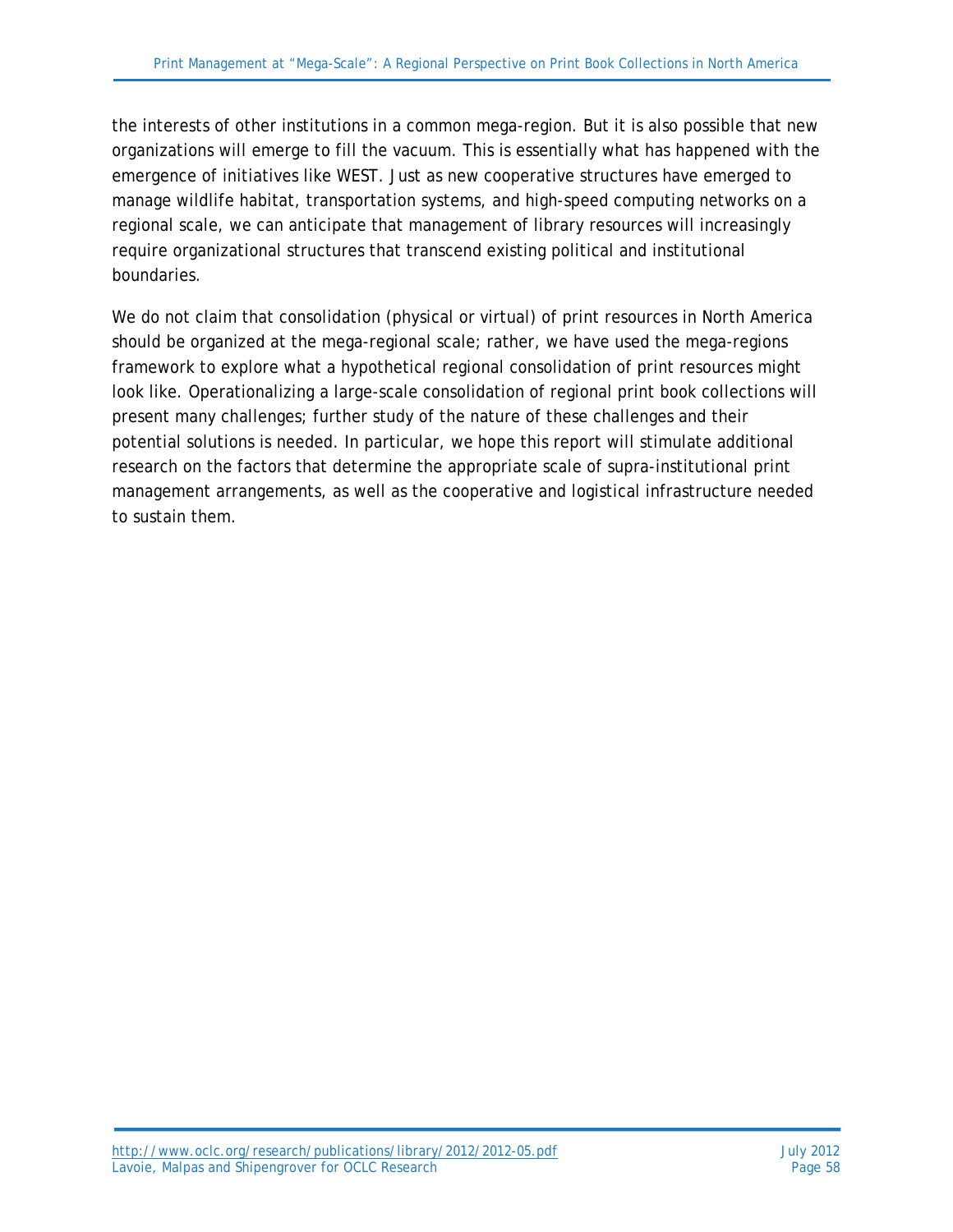the interests of other institutions in a common mega-region. But it is also possible that new organizations will emerge to fill the vacuum. This is essentially what has happened with the emergence of initiatives like WEST. Just as new cooperative structures have emerged to manage wildlife habitat, transportation systems, and high-speed computing networks on a regional scale, we can anticipate that management of library resources will increasingly require organizational structures that transcend existing political and institutional boundaries.

We do not claim that consolidation (physical or virtual) of print resources in North America should be organized at the mega-regional scale; rather, we have used the mega-regions framework to explore what a hypothetical regional consolidation of print resources might look like. Operationalizing a large-scale consolidation of regional print book collections will present many challenges; further study of the nature of these challenges and their potential solutions is needed. In particular, we hope this report will stimulate additional research on the factors that determine the appropriate scale of supra-institutional print management arrangements, as well as the cooperative and logistical infrastructure needed to sustain them.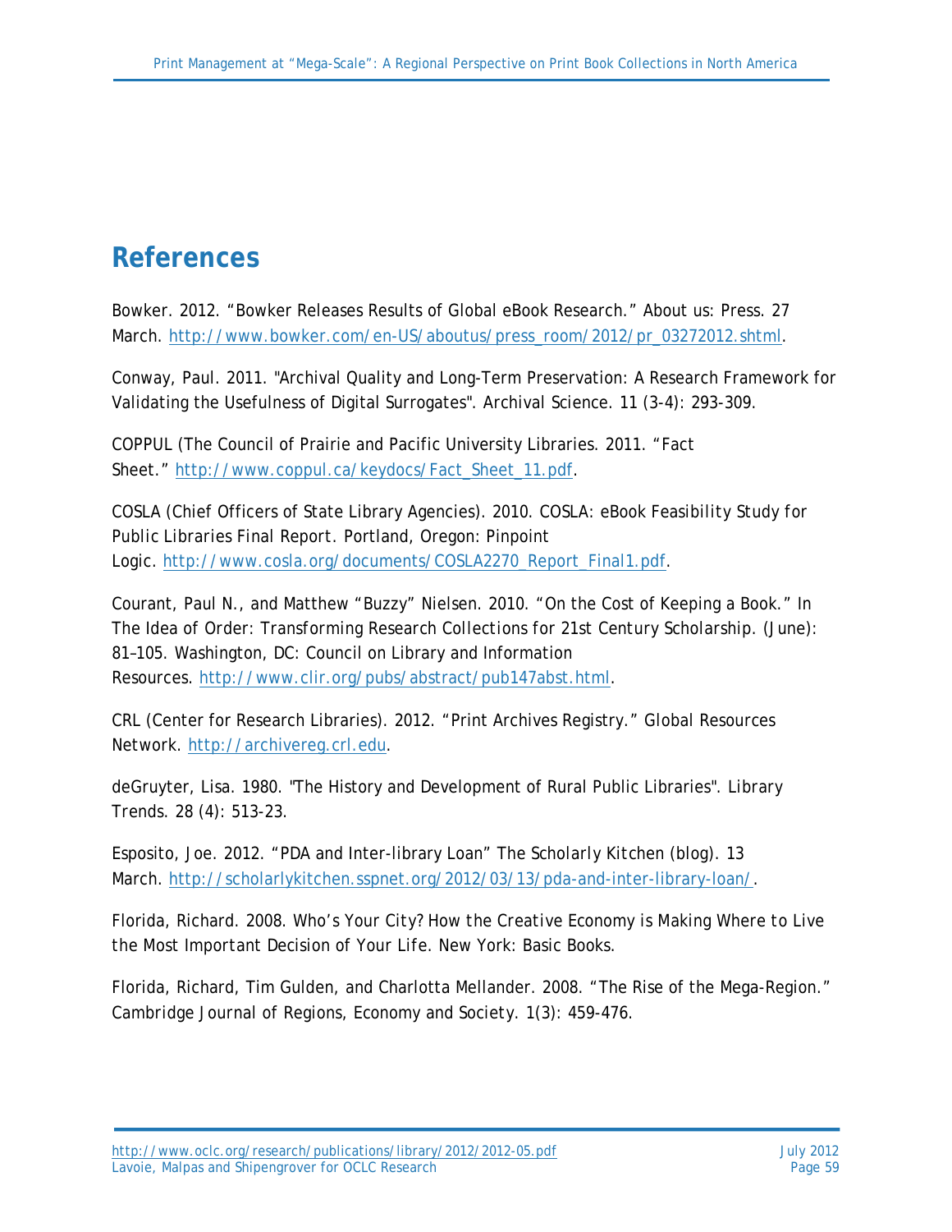# References

Bowker. 2012. "Bowker Releases Results of Global eBook Research." About us: Press. 27 March. http://www.bowker.com/en-US/aboutus/press_room/2012/pr_03272012.shtml.

Conway, Paul. 2011. "Archival Quality and Long-Term Preservation: A Research Framework for Validating the Usefulness of Digital Surrogates". Archival Science. 11 (3-4): 293-309.

COPPUL (The Council of Prairie and Pacific University Libraries. 2011. "Fact Sheet." http://www.coppul.ca/keydocs/Fact_Sheet_11.pdf.

COSLA (Chief Officers of State Library Agencies). 2010. *COSLA: eBook Feasibility Study for Public Libraries Final Report*. Portland, Oregon: Pinpoint Logic. http://www.cosla.org/documents/COSLA2270_Report_Final1.pdf.

Courant, Paul N., and Matthew "Buzzy" Nielsen. 2010. "On the Cost of Keeping a Book." In *The Idea of Order: Transforming Research Collections for 21st Century Scholarship*. (June): 81–105. Washington, DC: Council on Library and Information Resources. http://www.clir.org/pubs/abstract/pub147abst.html.

CRL (Center for Research Libraries). 2012. "Print Archives Registry." Global Resources Network. http://archivereg.crl.edu.

deGruyter, Lisa. 1980. "The History and Development of Rural Public Libraries". *Library Trends*. 28 (4): 513-23.

Esposito, Joe. 2012. "PDA and Inter-library Loan" *The Scholarly Kitchen* (blog). 13 March. http://scholarlykitchen.sspnet.org/2012/03/13/pda-and-inter-library-loan/.

Florida, Richard. 2008. *Who's Your City? How the Creative Economy is Making Where to Live the Most Important Decision of Your Life*. New York: Basic Books.

Florida, Richard, Tim Gulden, and Charlotta Mellander. 2008. "The Rise of the Mega-Region." *Cambridge Journal of Regions, Economy and Society*. 1(3): 459-476.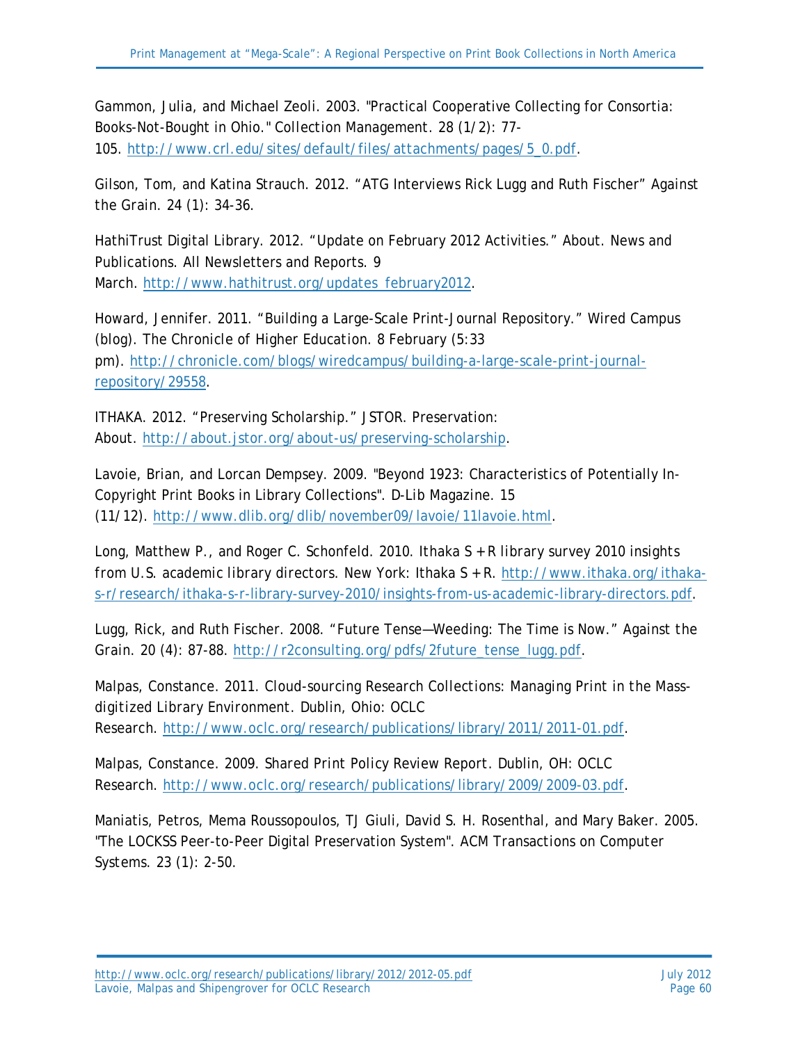Gammon, Julia, and Michael Zeoli. 2003. "Practical Cooperative Collecting for Consortia: Books-Not-Bought in Ohio." *Collection Management*. 28 (1/2): 77-105. http://www.crl.edu/sites/default/files/attachments/pages/5_0.pdf.

Gilson, Tom, and Katina Strauch. 2012. "ATG Interviews Rick Lugg and Ruth Fischer" *Against the Grain*. 24 (1): 34-36.

HathiTrust Digital Library. 2012. "Update on February 2012 Activities." About. News and Publications. All Newsletters and Reports. 9 March. http://www.hathitrust.org/updates_february2012.

Howard, Jennifer. 2011. "Building a Large-Scale Print-Journal Repository." Wired Campus (blog). *The Chronicle of Higher Education*. 8 February (5:33 pm). http://chronicle.com/blogs/wiredcampus/building-a-large-scale-print-journal-repository/29558.

ITHAKA. 2012. "Preserving Scholarship." JSTOR. Preservation: About. http://about.jstor.org/about-us/preserving-scholarship.

Lavoie, Brian, and Lorcan Dempsey. 2009. "Beyond 1923: Characteristics of Potentially In-Copyright Print Books in Library Collections". *D-Lib Magazine*. 15 (11/12). http://www.dlib.org/dlib/november09/lavoie/11lavoie.html.

Long, Matthew P., and Roger C. Schonfeld. 2010. *Ithaka S+R library survey 2010 insights from U.S. academic library directors*. New York: Ithaka S+R. http://www.ithaka.org/ithaka-s-r/research/ithaka-s-r-library-survey-2010/insights-from-us-academic-library-directors.pdf.

Lugg, Rick, and Ruth Fischer. 2008. "Future Tense—Weeding: The Time is Now." *Against the Grain*. 20 (4): 87-88. http://r2consulting.org/pdfs/2future_tense_lugg.pdf.

Malpas, Constance. 2011. *Cloud-sourcing Research Collections: Managing Print in the Mass-digitized Library Environment*. Dublin, Ohio: OCLC Research. http://www.oclc.org/research/publications/library/2011/2011-01.pdf.

Malpas, Constance. 2009. *Shared Print Policy Review Report*. Dublin, OH: OCLC Research. http://www.oclc.org/research/publications/library/2009/2009-03.pdf.

Maniatis, Petros, Mema Roussopoulos, TJ Giuli, David S. H. Rosenthal, and Mary Baker. 2005. "The LOCKSS Peer-to-Peer Digital Preservation System". *ACM Transactions on Computer Systems*. 23 (1): 2-50.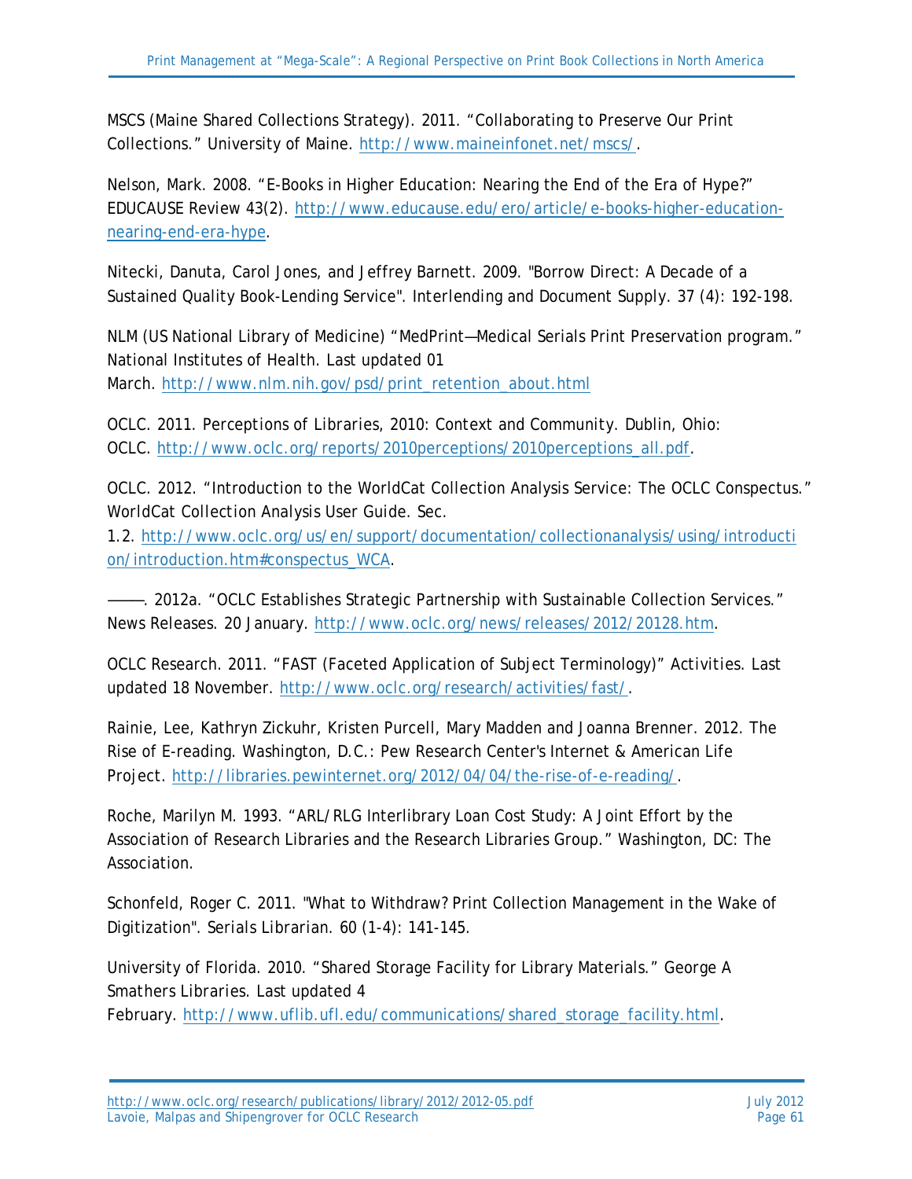MSCS (Maine Shared Collections Strategy). 2011. "Collaborating to Preserve Our Print Collections." University of Maine. http://www.maineinfonet.net/mscs/.

Nelson, Mark. 2008. "E-Books in Higher Education: Nearing the End of the Era of Hype?" EDUCAUSE Review 43(2). http://www.educause.edu/ero/article/e-books-higher-education-nearing-end-era-hype.

Nitecki, Danuta, Carol Jones, and Jeffrey Barnett. 2009. "Borrow Direct: A Decade of a Sustained Quality Book-Lending Service". *Interlending and Document Supply*. 37 (4): 192-198.

NLM (US National Library of Medicine) "MedPrint—Medical Serials Print Preservation program." National Institutes of Health. Last updated 01 March. http://www.nlm.nih.gov/psd/print_retention_about.html

OCLC. 2011. *Perceptions of Libraries, 2010: Context and Community*. Dublin, Ohio: OCLC. http://www.oclc.org/reports/2010perceptions/2010perceptions_all.pdf.

OCLC. 2012. "Introduction to the WorldCat Collection Analysis Service: The OCLC Conspectus." *WorldCat Collection Analysis User Guide*. Sec. 1.2. http://www.oclc.org/us/en/support/documentation/collectionanalysis/using/introduction/introduction.htm#conspectus_WCA.

———. 2012a. "OCLC Establishes Strategic Partnership with Sustainable Collection Services." News Releases. 20 January. http://www.oclc.org/news/releases/2012/20128.htm.

OCLC Research. 2011. "FAST (Faceted Application of Subject Terminology)" *Activities*. Last updated 18 November. http://www.oclc.org/research/activities/fast/.

Rainie, Lee, Kathryn Zickuhr, Kristen Purcell, Mary Madden and Joanna Brenner. 2012. *The Rise of E-reading*. Washington, D.C.: Pew Research Center's Internet & American Life Project. http://libraries.pewinternet.org/2012/04/04/the-rise-of-e-reading/.

Roche, Marilyn M. 1993. "ARL/RLG Interlibrary Loan Cost Study: A Joint Effort by the Association of Research Libraries and the Research Libraries Group." Washington, DC: The Association.

Schonfeld, Roger C. 2011. "What to Withdraw? Print Collection Management in the Wake of Digitization". *Serials Librarian*. 60 (1-4): 141-145.

University of Florida. 2010. "Shared Storage Facility for Library Materials." George A Smathers Libraries. Last updated 4 February. http://www.uflib.ufl.edu/communications/shared_storage_facility.html.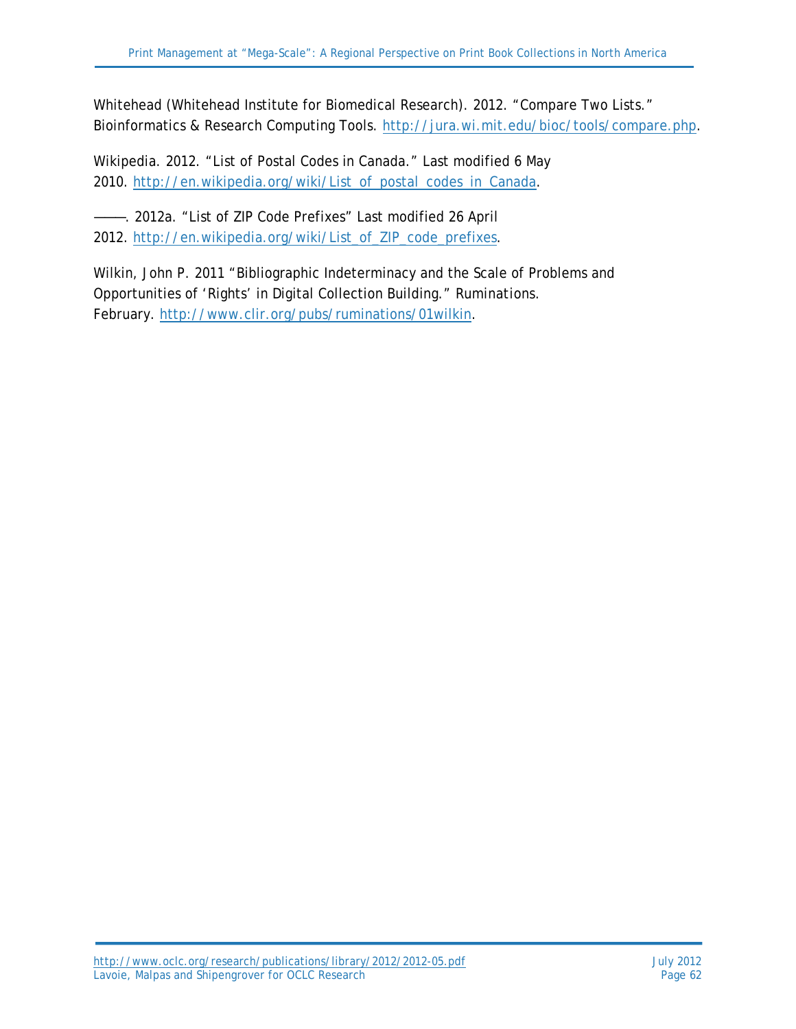Whitehead (Whitehead Institute for Biomedical Research). 2012. "Compare Two Lists." Bioinformatics & Research Computing Tools. http://jura.wi.mit.edu/bioc/tools/compare.php.

Wikipedia. 2012. "List of Postal Codes in Canada." Last modified 6 May 2010. http://en.wikipedia.org/wiki/List_of_postal_codes_in_Canada.

———. 2012a. "List of ZIP Code Prefixes" Last modified 26 April 2012. http://en.wikipedia.org/wiki/List_of_ZIP_code_prefixes.

Wilkin, John P. 2011 "Bibliographic Indeterminacy and the Scale of Problems and Opportunities of 'Rights' in Digital Collection Building." Ruminations. February. http://www.clir.org/pubs/ruminations/01wilkin.